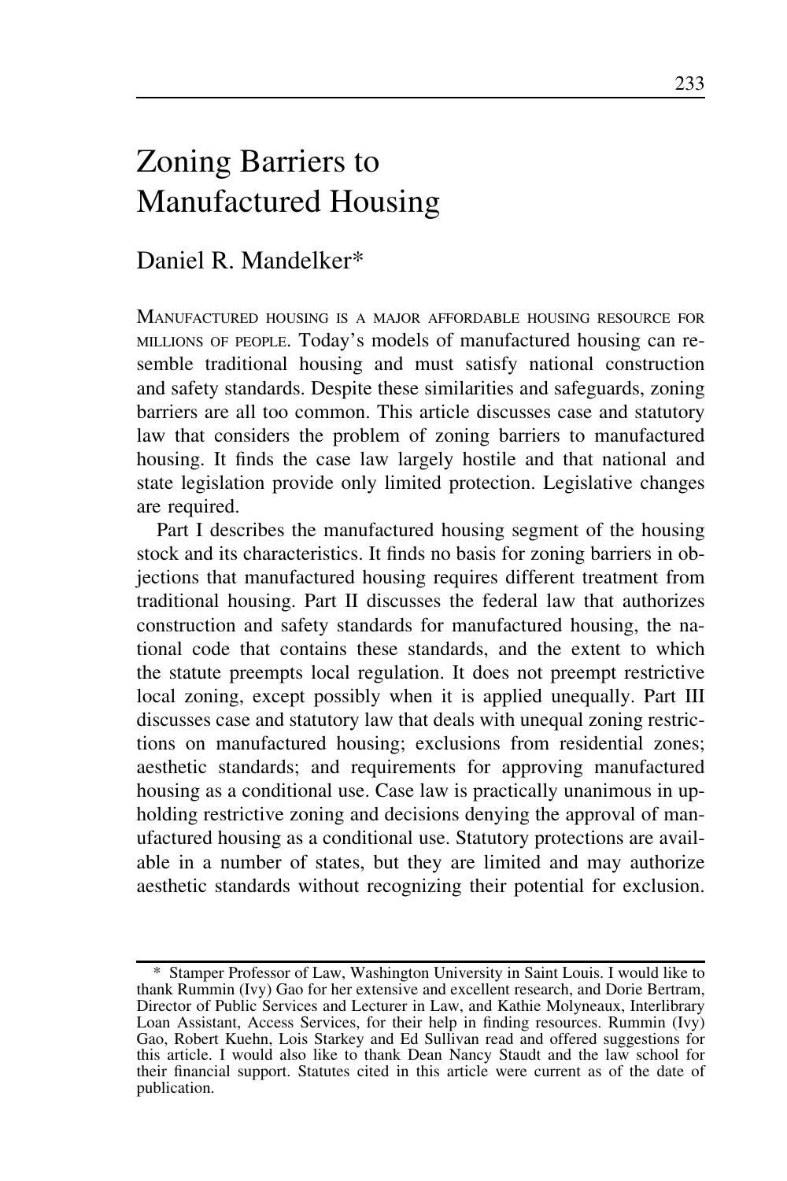# Zoning Barriers to Manufactured Housing

## Daniel R. Mandelker*

MANUFACTURED HOUSING IS A MAJOR AFFORDABLE HOUSING RESOURCE FOR MILLIONS OF PEOPLE. Today's models of manufactured housing can resemble traditional housing and must satisfy national construction and safety standards. Despite these similarities and safeguards, zoning barriers are all too common. This article discusses case and statutory law that considers the problem of zoning barriers to manufactured housing. It finds the case law largely hostile and that national and state legislation provide only limited protection. Legislative changes are required.

Part I describes the manufactured housing segment of the housing stock and its characteristics. It finds no basis for zoning barriers in objections that manufactured housing requires different treatment from traditional housing. Part II discusses the federal law that authorizes construction and safety standards for manufactured housing, the national code that contains these standards, and the extent to which the statute preempts local regulation. It does not preempt restrictive local zoning, except possibly when it is applied unequally. Part III discusses case and statutory law that deals with unequal zoning restrictions on manufactured housing; exclusions from residential zones; aesthetic standards; and requirements for approving manufactured housing as a conditional use. Case law is practically unanimous in upholding restrictive zoning and decisions denying the approval of manufactured housing as a conditional use. Statutory protections are available in a number of states, but they are limited and may authorize aesthetic standards without recognizing their potential for exclusion.

\* Stamper Professor of Law, Washington University in Saint Louis. I would like to thank Rummin (Ivy) Gao for her extensive and excellent research, and Dorie Bertram, Director of Public Services and Lecturer in Law, and Kathie Molyneaux, Interlibrary Loan Assistant, Access Services, for their help in finding resources. Rummin (Ivy) Gao, Robert Kuehn, Lois Starkey and Ed Sullivan read and offered suggestions for this article. I would also like to thank Dean Nancy Staudt and the law school for their financial support. Statutes cited in this article were current as of the date of publication.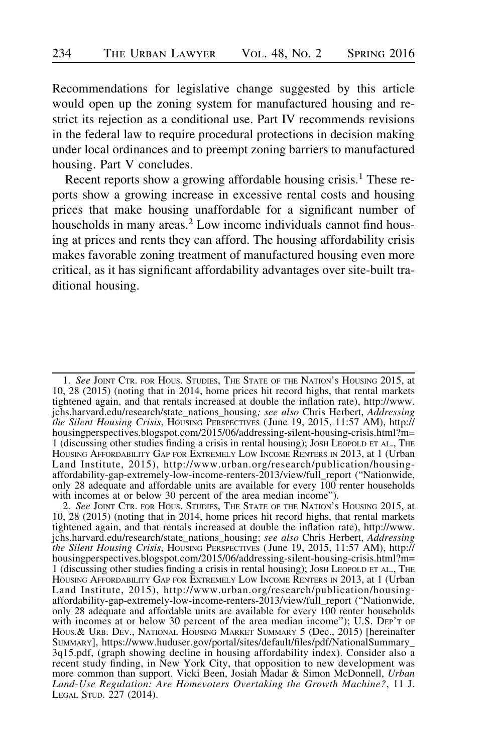Recommendations for legislative change suggested by this article would open up the zoning system for manufactured housing and restrict its rejection as a conditional use. Part IV recommends revisions in the federal law to require procedural protections in decision making under local ordinances and to preempt zoning barriers to manufactured housing. Part V concludes.

Recent reports show a growing affordable housing crisis.[1] These reports show a growing increase in excessive rental costs and housing prices that make housing unaffordable for a significant number of households in many areas.[2] Low income individuals cannot find housing at prices and rents they can afford. The housing affordability crisis makes favorable zoning treatment of manufactured housing even more critical, as it has significant affordability advantages over site-built traditional housing.

---

1. *See* JOINT CTR. FOR HOUS. STUDIES, THE STATE OF THE NATION'S HOUSING 2015, at 10, 28 (2015) (noting that in 2014, home prices hit record highs, that rental markets tightened again, and that rentals increased at double the inflation rate), http://www.jchs.harvard.edu/research/state_nations_housing*; see also* Chris Herbert, *Addressing the Silent Housing Crisis*, HOUSING PERSPECTIVES (June 19, 2015, 11:57 AM), http://housingperspectives.blogspot.com/2015/06/addressing-silent-housing-crisis.html?m=1 (discussing other studies finding a crisis in rental housing); JOSH LEOPOLD ET AL., THE HOUSING AFFORDABILITY GAP FOR EXTREMELY LOW INCOME RENTERS IN 2013, at 1 (Urban Land Institute, 2015), http://www.urban.org/research/publication/housing-affordability-gap-extremely-low-income-renters-2013/view/full_report ("Nationwide, only 28 adequate and affordable units are available for every 100 renter households with incomes at or below 30 percent of the area median income").

2. *See* JOINT CTR. FOR HOUS. STUDIES, THE STATE OF THE NATION'S HOUSING 2015, at 10, 28 (2015) (noting that in 2014, home prices hit record highs, that rental markets tightened again, and that rentals increased at double the inflation rate), http://www.jchs.harvard.edu/research/state_nations_housing; *see also* Chris Herbert, *Addressing the Silent Housing Crisis*, HOUSING PERSPECTIVES (June 19, 2015, 11:57 AM), http://housingperspectives.blogspot.com/2015/06/addressing-silent-housing-crisis.html?m=1 (discussing other studies finding a crisis in rental housing); JOSH LEOPOLD ET AL., THE HOUSING AFFORDABILITY GAP FOR EXTREMELY LOW INCOME RENTERS IN 2013, at 1 (Urban Land Institute, 2015), http://www.urban.org/research/publication/housing-affordability-gap-extremely-low-income-renters-2013/view/full_report ("Nationwide, only 28 adequate and affordable units are available for every 100 renter households with incomes at or below 30 percent of the area median income"); U.S. DEP'T OF HOUS.& URB. DEV., NATIONAL HOUSING MARKET SUMMARY 5 (Dec., 2015) [hereinafter SUMMARY], https://www.huduser.gov/portal/sites/default/files/pdf/NationalSummary_3q15.pdf, (graph showing decline in housing affordability index). Consider also a recent study finding, in New York City, that opposition to new development was more common than support. Vicki Been, Josiah Madar & Simon McDonnell, *Urban Land-Use Regulation: Are Homevoters Overtaking the Growth Machine?*, 11 J. LEGAL STUD. 227 (2014).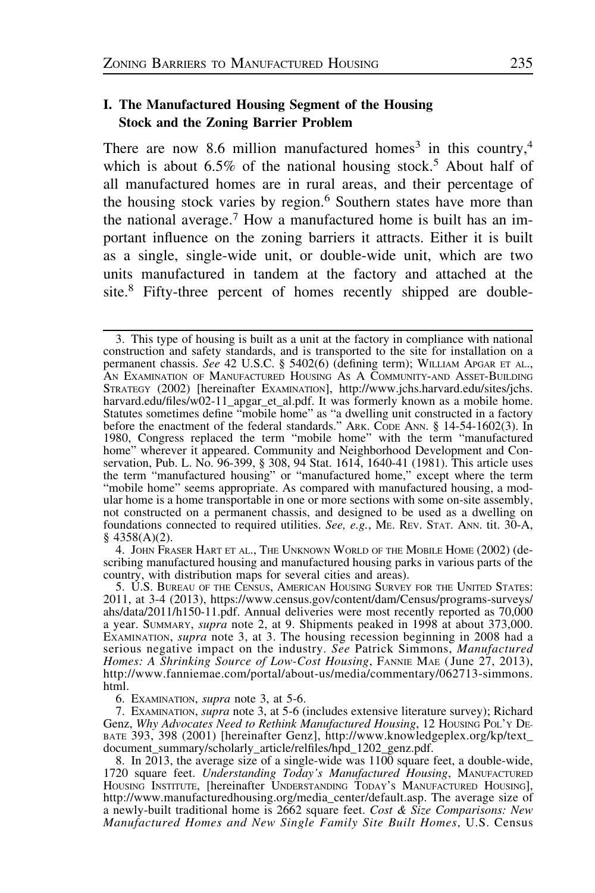## I. The Manufactured Housing Segment of the Housing Stock and the Zoning Barrier Problem

There are now 8.6 million manufactured homes[3] in this country,[4] which is about 6.5% of the national housing stock.[5] About half of all manufactured homes are in rural areas, and their percentage of the housing stock varies by region.[6] Southern states have more than the national average.[7] How a manufactured home is built has an important influence on the zoning barriers it attracts. Either it is built as a single, single-wide unit, or double-wide unit, which are two units manufactured in tandem at the factory and attached at the site.[8] Fifty-three percent of homes recently shipped are double-

---

3. This type of housing is built as a unit at the factory in compliance with national construction and safety standards, and is transported to the site for installation on a permanent chassis. *See* 42 U.S.C. § 5402(6) (defining term); William Apgar et al., An Examination of Manufactured Housing As A Community-and Asset-Building Strategy (2002) [hereinafter Examination], http://www.jchs.harvard.edu/sites/jchs.harvard.edu/files/w02-11_apgar_et_al.pdf. It was formerly known as a mobile home. Statutes sometimes define "mobile home" as "a dwelling unit constructed in a factory before the enactment of the federal standards." Ark. Code Ann. § 14-54-1602(3). In 1980, Congress replaced the term "mobile home" with the term "manufactured home" wherever it appeared. Community and Neighborhood Development and Conservation, Pub. L. No. 96-399, § 308, 94 Stat. 1614, 1640-41 (1981). This article uses the term "manufactured housing" or "manufactured home," except where the term "mobile home" seems appropriate. As compared with manufactured housing, a modular home is a home transportable in one or more sections with some on-site assembly, not constructed on a permanent chassis, and designed to be used as a dwelling on foundations connected to required utilities. *See, e.g.*, Me. Rev. Stat. Ann. tit. 30-A, § 4358(A)(2).

4. John Fraser Hart et al., The Unknown World of the Mobile Home (2002) (describing manufactured housing and manufactured housing parks in various parts of the country, with distribution maps for several cities and areas).

5. U.S. Bureau of the Census, American Housing Survey for the United States: 2011, at 3-4 (2013), https://www.census.gov/content/dam/Census/programs-surveys/ahs/data/2011/h150-11.pdf. Annual deliveries were most recently reported as 70,000 a year. Summary, *supra* note 2, at 9. Shipments peaked in 1998 at about 373,000. Examination, *supra* note 3, at 3. The housing recession beginning in 2008 had a serious negative impact on the industry. *See* Patrick Simmons, *Manufactured Homes: A Shrinking Source of Low-Cost Housing*, Fannie Mae (June 27, 2013), http://www.fanniemae.com/portal/about-us/media/commentary/062713-simmons.html.

6. Examination, *supra* note 3, at 5-6.

7. Examination, *supra* note 3, at 5-6 (includes extensive literature survey); Richard Genz, *Why Advocates Need to Rethink Manufactured Housing*, 12 Housing Pol'y Debate 393, 398 (2001) [hereinafter Genz], http://www.knowledgeplex.org/kp/text_document_summary/scholarly_article/relfiles/hpd_1202_genz.pdf.

8. In 2013, the average size of a single-wide was 1100 square feet, a double-wide, 1720 square feet. *Understanding Today's Manufactured Housing*, Manufactured Housing Institute, [hereinafter Understanding Today's Manufactured Housing], http://www.manufacturedhousing.org/media_center/default.asp. The average size of a newly-built traditional home is 2662 square feet. *Cost & Size Comparisons: New Manufactured Homes and New Single Family Site Built Homes*, U.S. Census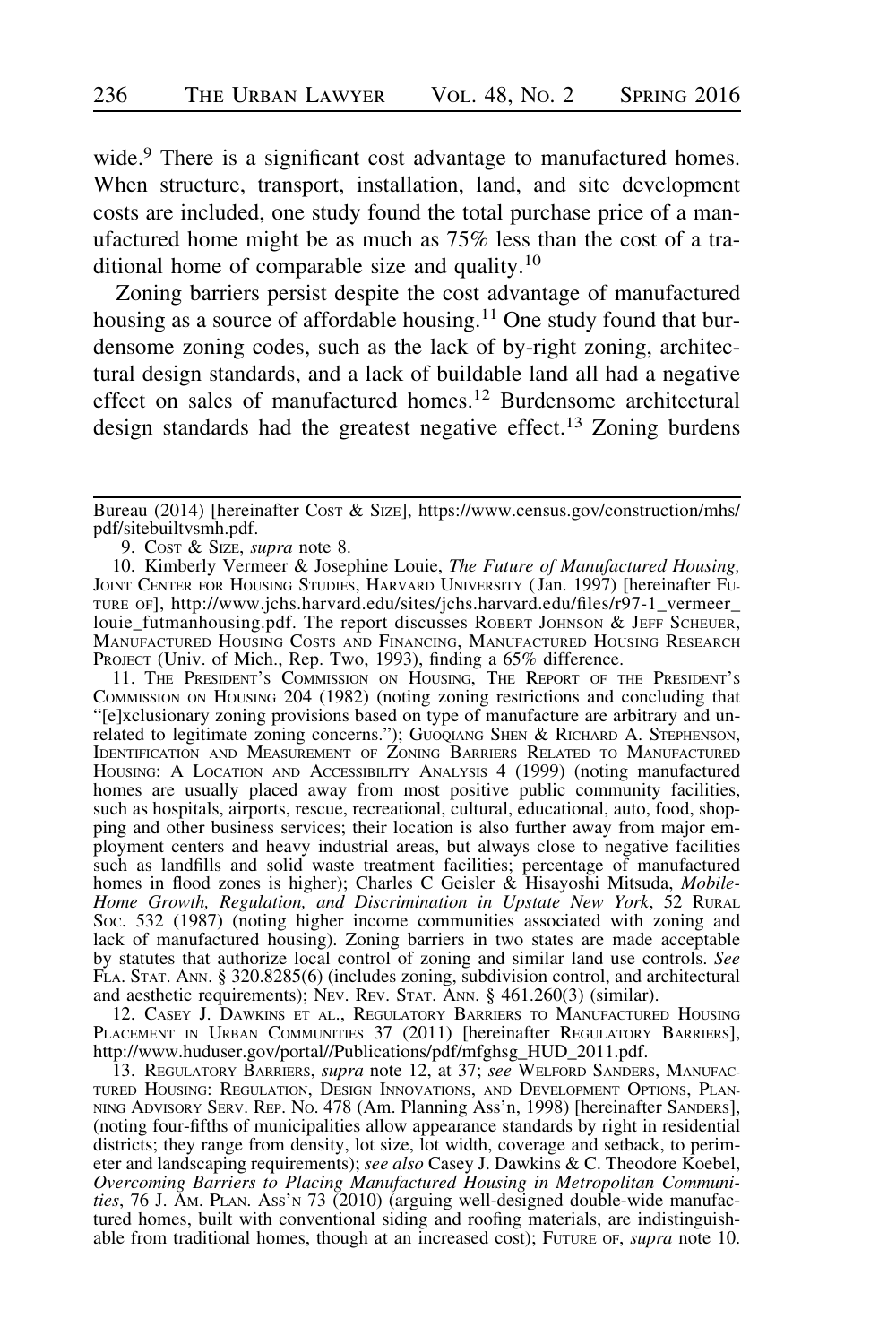wide.[9] There is a significant cost advantage to manufactured homes. When structure, transport, installation, land, and site development costs are included, one study found the total purchase price of a manufactured home might be as much as 75% less than the cost of a traditional home of comparable size and quality.[10]

Zoning barriers persist despite the cost advantage of manufactured housing as a source of affordable housing.[11] One study found that burdensome zoning codes, such as the lack of by-right zoning, architectural design standards, and a lack of buildable land all had a negative effect on sales of manufactured homes.[12] Burdensome architectural design standards had the greatest negative effect.[13] Zoning burdens

---

Bureau (2014) [hereinafter COST & SIZE], https://www.census.gov/construction/mhs/pdf/sitebuiltvsmh.pdf.

9. COST & SIZE, *supra* note 8.

10. Kimberly Vermeer & Josephine Louie, *The Future of Manufactured Housing,* JOINT CENTER FOR HOUSING STUDIES, HARVARD UNIVERSITY (Jan. 1997) [hereinafter FUTURE OF], http://www.jchs.harvard.edu/sites/jchs.harvard.edu/files/r97-1_vermeer_louie_futmanhousing.pdf. The report discusses ROBERT JOHNSON & JEFF SCHEUER, MANUFACTURED HOUSING COSTS AND FINANCING, MANUFACTURED HOUSING RESEARCH PROJECT (Univ. of Mich., Rep. Two, 1993), finding a 65% difference.

11. THE PRESIDENT'S COMMISSION ON HOUSING, THE REPORT OF THE PRESIDENT'S COMMISSION ON HOUSING 204 (1982) (noting zoning restrictions and concluding that "[e]xclusionary zoning provisions based on type of manufacture are arbitrary and unrelated to legitimate zoning concerns."); GUOQIANG SHEN & RICHARD A. STEPHENSON, IDENTIFICATION AND MEASUREMENT OF ZONING BARRIERS RELATED TO MANUFACTURED HOUSING: A LOCATION AND ACCESSIBILITY ANALYSIS 4 (1999) (noting manufactured homes are usually placed away from most positive public community facilities, such as hospitals, airports, rescue, recreational, cultural, educational, auto, food, shopping and other business services; their location is also further away from major employment centers and heavy industrial areas, but always close to negative facilities such as landfills and solid waste treatment facilities; percentage of manufactured homes in flood zones is higher); Charles C Geisler & Hisayoshi Mitsuda, *Mobile-Home Growth, Regulation, and Discrimination in Upstate New York*, 52 RURAL SOC. 532 (1987) (noting higher income communities associated with zoning and lack of manufactured housing). Zoning barriers in two states are made acceptable by statutes that authorize local control of zoning and similar land use controls. *See* FLA. STAT. ANN. § 320.8285(6) (includes zoning, subdivision control, and architectural and aesthetic requirements); NEV. REV. STAT. ANN. § 461.260(3) (similar).

12. CASEY J. DAWKINS ET AL., REGULATORY BARRIERS TO MANUFACTURED HOUSING PLACEMENT IN URBAN COMMUNITIES 37 (2011) [hereinafter REGULATORY BARRIERS], http://www.huduser.gov/portal//Publications/pdf/mfghsg_HUD_2011.pdf.

13. REGULATORY BARRIERS, *supra* note 12, at 37; *see* WELFORD SANDERS, MANUFACTURED HOUSING: REGULATION, DESIGN INNOVATIONS, AND DEVELOPMENT OPTIONS, PLANNING ADVISORY SERV. REP. NO. 478 (Am. Planning Ass'n, 1998) [hereinafter SANDERS], (noting four-fifths of municipalities allow appearance standards by right in residential districts; they range from density, lot size, lot width, coverage and setback, to perimeter and landscaping requirements); *see also* Casey J. Dawkins & C. Theodore Koebel, *Overcoming Barriers to Placing Manufactured Housing in Metropolitan Communities*, 76 J. AM. PLAN. ASS'N 73 (2010) (arguing well-designed double-wide manufactured homes, built with conventional siding and roofing materials, are indistinguishable from traditional homes, though at an increased cost); FUTURE OF, *supra* note 10.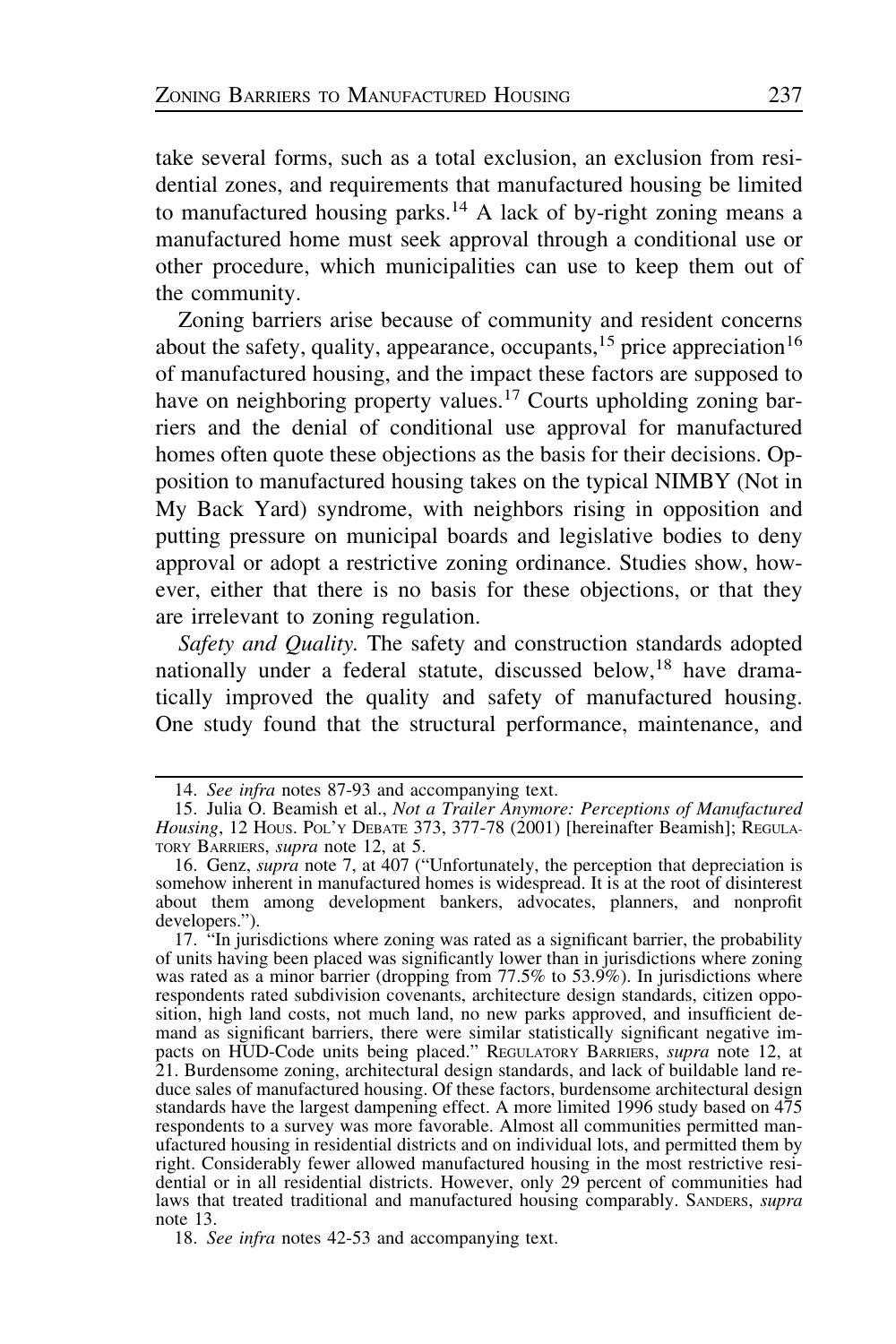take several forms, such as a total exclusion, an exclusion from residential zones, and requirements that manufactured housing be limited to manufactured housing parks.[14] A lack of by-right zoning means a manufactured home must seek approval through a conditional use or other procedure, which municipalities can use to keep them out of the community.

Zoning barriers arise because of community and resident concerns about the safety, quality, appearance, occupants,[15] price appreciation[16] of manufactured housing, and the impact these factors are supposed to have on neighboring property values.[17] Courts upholding zoning barriers and the denial of conditional use approval for manufactured homes often quote these objections as the basis for their decisions. Opposition to manufactured housing takes on the typical NIMBY (Not in My Back Yard) syndrome, with neighbors rising in opposition and putting pressure on municipal boards and legislative bodies to deny approval or adopt a restrictive zoning ordinance. Studies show, however, either that there is no basis for these objections, or that they are irrelevant to zoning regulation.

*Safety and Quality.* The safety and construction standards adopted nationally under a federal statute, discussed below,[18] have dramatically improved the quality and safety of manufactured housing. One study found that the structural performance, maintenance, and

---

14. *See infra* notes 87-93 and accompanying text.

15. Julia O. Beamish et al., *Not a Trailer Anymore: Perceptions of Manufactured Housing*, 12 Hous. Pol'y Debate 373, 377-78 (2001) [hereinafter Beamish]; Regulatory Barriers, *supra* note 12, at 5.

16. Genz, *supra* note 7, at 407 ("Unfortunately, the perception that depreciation is somehow inherent in manufactured homes is widespread. It is at the root of disinterest about them among development bankers, advocates, planners, and nonprofit developers.").

17. "In jurisdictions where zoning was rated as a significant barrier, the probability of units having been placed was significantly lower than in jurisdictions where zoning was rated as a minor barrier (dropping from 77.5% to 53.9%). In jurisdictions where respondents rated subdivision covenants, architecture design standards, citizen opposition, high land costs, not much land, no new parks approved, and insufficient demand as significant barriers, there were similar statistically significant negative impacts on HUD-Code units being placed." Regulatory Barriers, *supra* note 12, at 21. Burdensome zoning, architectural design standards, and lack of buildable land reduce sales of manufactured housing. Of these factors, burdensome architectural design standards have the largest dampening effect. A more limited 1996 study based on 475 respondents to a survey was more favorable. Almost all communities permitted manufactured housing in residential districts and on individual lots, and permitted them by right. Considerably fewer allowed manufactured housing in the most restrictive residential or in all residential districts. However, only 29 percent of communities had laws that treated traditional and manufactured housing comparably. Sanders, *supra* note 13.

18. *See infra* notes 42-53 and accompanying text.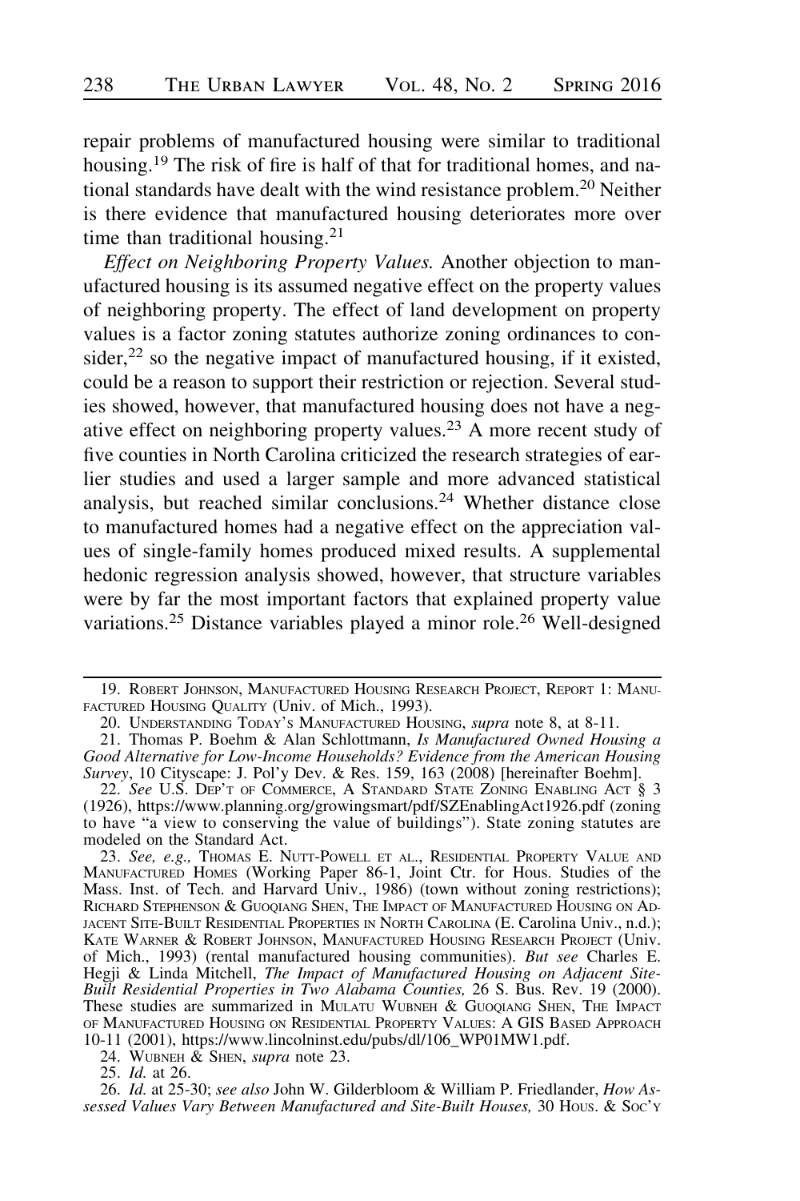repair problems of manufactured housing were similar to traditional housing.[19] The risk of fire is half of that for traditional homes, and national standards have dealt with the wind resistance problem.[20] Neither is there evidence that manufactured housing deteriorates more over time than traditional housing.[21]

*Effect on Neighboring Property Values.* Another objection to manufactured housing is its assumed negative effect on the property values of neighboring property. The effect of land development on property values is a factor zoning statutes authorize zoning ordinances to consider,[22] so the negative impact of manufactured housing, if it existed, could be a reason to support their restriction or rejection. Several studies showed, however, that manufactured housing does not have a negative effect on neighboring property values.[23] A more recent study of five counties in North Carolina criticized the research strategies of earlier studies and used a larger sample and more advanced statistical analysis, but reached similar conclusions.[24] Whether distance close to manufactured homes had a negative effect on the appreciation values of single-family homes produced mixed results. A supplemental hedonic regression analysis showed, however, that structure variables were by far the most important factors that explained property value variations.[25] Distance variables played a minor role.[26] Well-designed

---

19. Robert Johnson, Manufactured Housing Research Project, Report 1: Manufactured Housing Quality (Univ. of Mich., 1993).

20. Understanding Today's Manufactured Housing, *supra* note 8, at 8-11.

21. Thomas P. Boehm & Alan Schlottmann, *Is Manufactured Owned Housing a Good Alternative for Low-Income Households? Evidence from the American Housing Survey*, 10 Cityscape: J. Pol'y Dev. & Res. 159, 163 (2008) [hereinafter Boehm].

22. *See* U.S. Dep't of Commerce, A Standard State Zoning Enabling Act § 3 (1926), https://www.planning.org/growingsmart/pdf/SZEnablingAct1926.pdf (zoning to have "a view to conserving the value of buildings"). State zoning statutes are modeled on the Standard Act.

23. *See, e.g.,* Thomas E. Nutt-Powell et al., Residential Property Value and Manufactured Homes (Working Paper 86-1, Joint Ctr. for Hous. Studies of the Mass. Inst. of Tech. and Harvard Univ., 1986) (town without zoning restrictions); Richard Stephenson & Guoqiang Shen, The Impact of Manufactured Housing on Adjacent Site-Built Residential Properties in North Carolina (E. Carolina Univ., n.d.); Kate Warner & Robert Johnson, Manufactured Housing Research Project (Univ. of Mich., 1993) (rental manufactured housing communities). *But see* Charles E. Hegji & Linda Mitchell, *The Impact of Manufactured Housing on Adjacent Site-Built Residential Properties in Two Alabama Counties,* 26 S. Bus. Rev. 19 (2000). These studies are summarized in Mulatu Wubneh & Guoqiang Shen, The Impact of Manufactured Housing on Residential Property Values: A GIS Based Approach 10-11 (2001), https://www.lincolninst.edu/pubs/dl/106_WP01MW1.pdf.

24. Wubneh & Shen, *supra* note 23.

25. *Id.* at 26.

26. *Id.* at 25-30; *see also* John W. Gilderbloom & William P. Friedlander, *How Assessed Values Vary Between Manufactured and Site-Built Houses,* 30 Hous. & Soc'y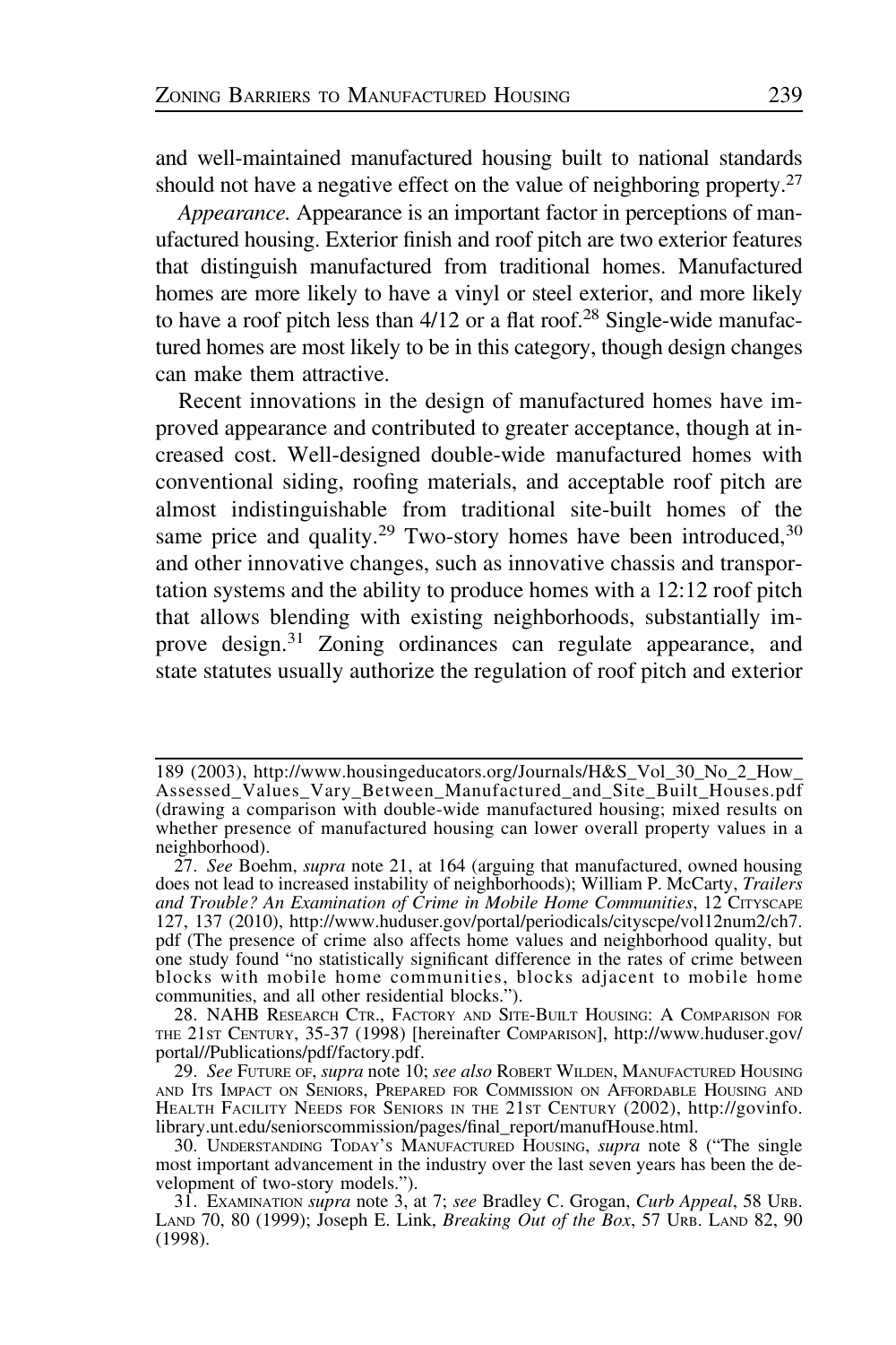and well-maintained manufactured housing built to national standards should not have a negative effect on the value of neighboring property.[27]

*Appearance.* Appearance is an important factor in perceptions of manufactured housing. Exterior finish and roof pitch are two exterior features that distinguish manufactured from traditional homes. Manufactured homes are more likely to have a vinyl or steel exterior, and more likely to have a roof pitch less than 4/12 or a flat roof.[28] Single-wide manufactured homes are most likely to be in this category, though design changes can make them attractive.

Recent innovations in the design of manufactured homes have improved appearance and contributed to greater acceptance, though at increased cost. Well-designed double-wide manufactured homes with conventional siding, roofing materials, and acceptable roof pitch are almost indistinguishable from traditional site-built homes of the same price and quality.[29] Two-story homes have been introduced,[30] and other innovative changes, such as innovative chassis and transportation systems and the ability to produce homes with a 12:12 roof pitch that allows blending with existing neighborhoods, substantially improve design.[31] Zoning ordinances can regulate appearance, and state statutes usually authorize the regulation of roof pitch and exterior

---

189 (2003), http://www.housingeducators.org/Journals/H&S_Vol_30_No_2_How_Assessed_Values_Vary_Between_Manufactured_and_Site_Built_Houses.pdf (drawing a comparison with double-wide manufactured housing; mixed results on whether presence of manufactured housing can lower overall property values in a neighborhood).

27. *See* Boehm, *supra* note 21, at 164 (arguing that manufactured, owned housing does not lead to increased instability of neighborhoods); William P. McCarty, *Trailers and Trouble? An Examination of Crime in Mobile Home Communities*, 12 CITYSCAPE 127, 137 (2010), http://www.huduser.gov/portal/periodicals/cityscpe/vol12num2/ch7.pdf (The presence of crime also affects home values and neighborhood quality, but one study found "no statistically significant difference in the rates of crime between blocks with mobile home communities, blocks adjacent to mobile home communities, and all other residential blocks.").

28. NAHB RESEARCH CTR., FACTORY AND SITE-BUILT HOUSING: A COMPARISON FOR THE 21ST CENTURY, 35-37 (1998) [hereinafter COMPARISON], http://www.huduser.gov/portal//Publications/pdf/factory.pdf.

29. *See* FUTURE OF, *supra* note 10; *see also* ROBERT WILDEN, MANUFACTURED HOUSING AND ITS IMPACT ON SENIORS, PREPARED FOR COMMISSION ON AFFORDABLE HOUSING AND HEALTH FACILITY NEEDS FOR SENIORS IN THE 21ST CENTURY (2002), http://govinfo.library.unt.edu/seniorscommission/pages/final_report/manufHouse.html.

30. UNDERSTANDING TODAY'S MANUFACTURED HOUSING, *supra* note 8 ("The single most important advancement in the industry over the last seven years has been the development of two-story models.").

31. EXAMINATION *supra* note 3, at 7; *see* Bradley C. Grogan, *Curb Appeal*, 58 URB. LAND 70, 80 (1999); Joseph E. Link, *Breaking Out of the Box*, 57 URB. LAND 82, 90 (1998).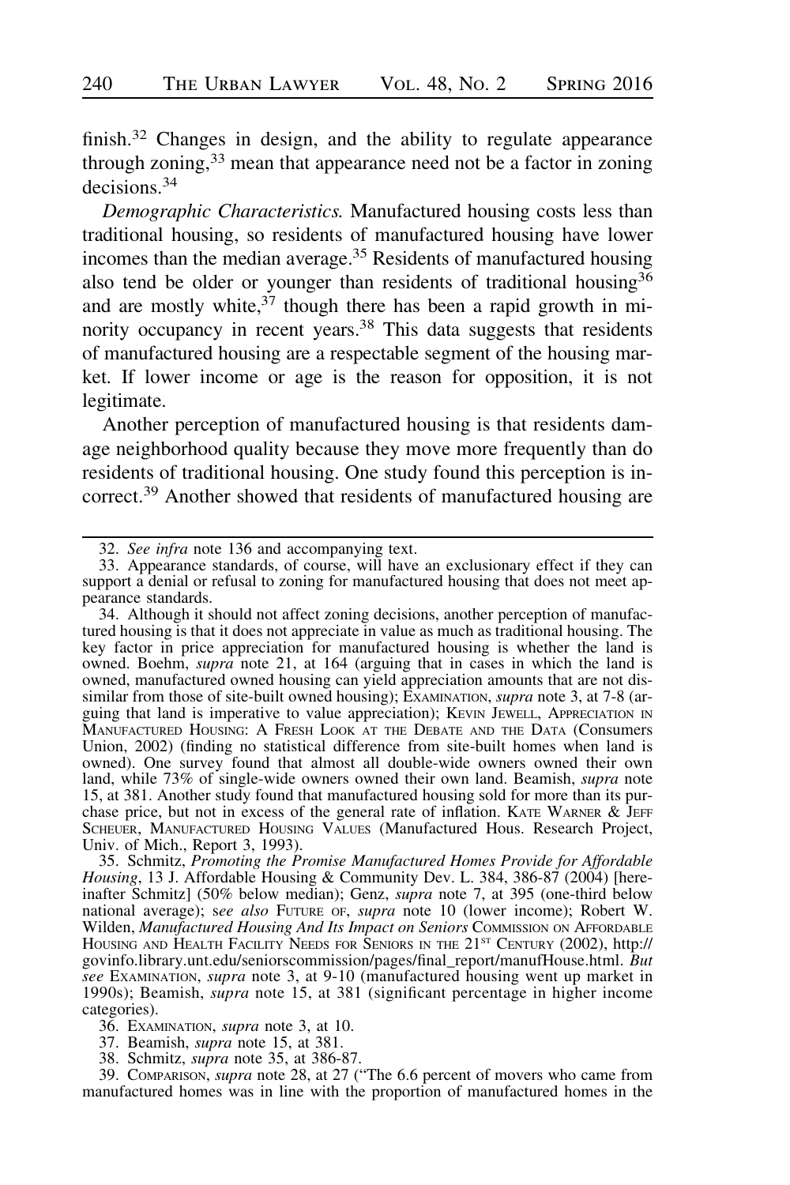finish.[32] Changes in design, and the ability to regulate appearance through zoning,[33] mean that appearance need not be a factor in zoning decisions.[34]

*Demographic Characteristics.* Manufactured housing costs less than traditional housing, so residents of manufactured housing have lower incomes than the median average.[35] Residents of manufactured housing also tend be older or younger than residents of traditional housing[36] and are mostly white,[37] though there has been a rapid growth in minority occupancy in recent years.[38] This data suggests that residents of manufactured housing are a respectable segment of the housing market. If lower income or age is the reason for opposition, it is not legitimate.

Another perception of manufactured housing is that residents damage neighborhood quality because they move more frequently than do residents of traditional housing. One study found this perception is incorrect.[39] Another showed that residents of manufactured housing are

---

32. *See infra* note 136 and accompanying text.

33. Appearance standards, of course, will have an exclusionary effect if they can support a denial or refusal to zoning for manufactured housing that does not meet appearance standards.

34. Although it should not affect zoning decisions, another perception of manufactured housing is that it does not appreciate in value as much as traditional housing. The key factor in price appreciation for manufactured housing is whether the land is owned. Boehm, *supra* note 21, at 164 (arguing that in cases in which the land is owned, manufactured owned housing can yield appreciation amounts that are not dissimilar from those of site-built owned housing); EXAMINATION, *supra* note 3, at 7-8 (arguing that land is imperative to value appreciation); KEVIN JEWELL, APPRECIATION IN MANUFACTURED HOUSING: A FRESH LOOK AT THE DEBATE AND THE DATA (Consumers Union, 2002) (finding no statistical difference from site-built homes when land is owned). One survey found that almost all double-wide owners owned their own land, while 73% of single-wide owners owned their own land. Beamish, *supra* note 15, at 381. Another study found that manufactured housing sold for more than its purchase price, but not in excess of the general rate of inflation. KATE WARNER & JEFF SCHEUER, MANUFACTURED HOUSING VALUES (Manufactured Hous. Research Project, Univ. of Mich., Report 3, 1993).

35. Schmitz, *Promoting the Promise Manufactured Homes Provide for Affordable Housing*, 13 J. Affordable Housing & Community Dev. L. 384, 386-87 (2004) [hereinafter Schmitz] (50% below median); Genz, *supra* note 7, at 395 (one-third below national average); s*ee also* FUTURE OF, *supra* note 10 (lower income); Robert W. Wilden, *Manufactured Housing And Its Impact on Seniors* COMMISSION ON AFFORDABLE HOUSING AND HEALTH FACILITY NEEDS FOR SENIORS IN THE 21ST CENTURY (2002), http://govinfo.library.unt.edu/seniorscommission/pages/final_report/manufHouse.html. *But see* EXAMINATION, *supra* note 3, at 9-10 (manufactured housing went up market in 1990s); Beamish, *supra* note 15, at 381 (significant percentage in higher income categories).

36. EXAMINATION, *supra* note 3, at 10.

37. Beamish, *supra* note 15, at 381.

38. Schmitz, *supra* note 35, at 386-87.

39. COMPARISON, *supra* note 28, at 27 ("The 6.6 percent of movers who came from manufactured homes was in line with the proportion of manufactured homes in the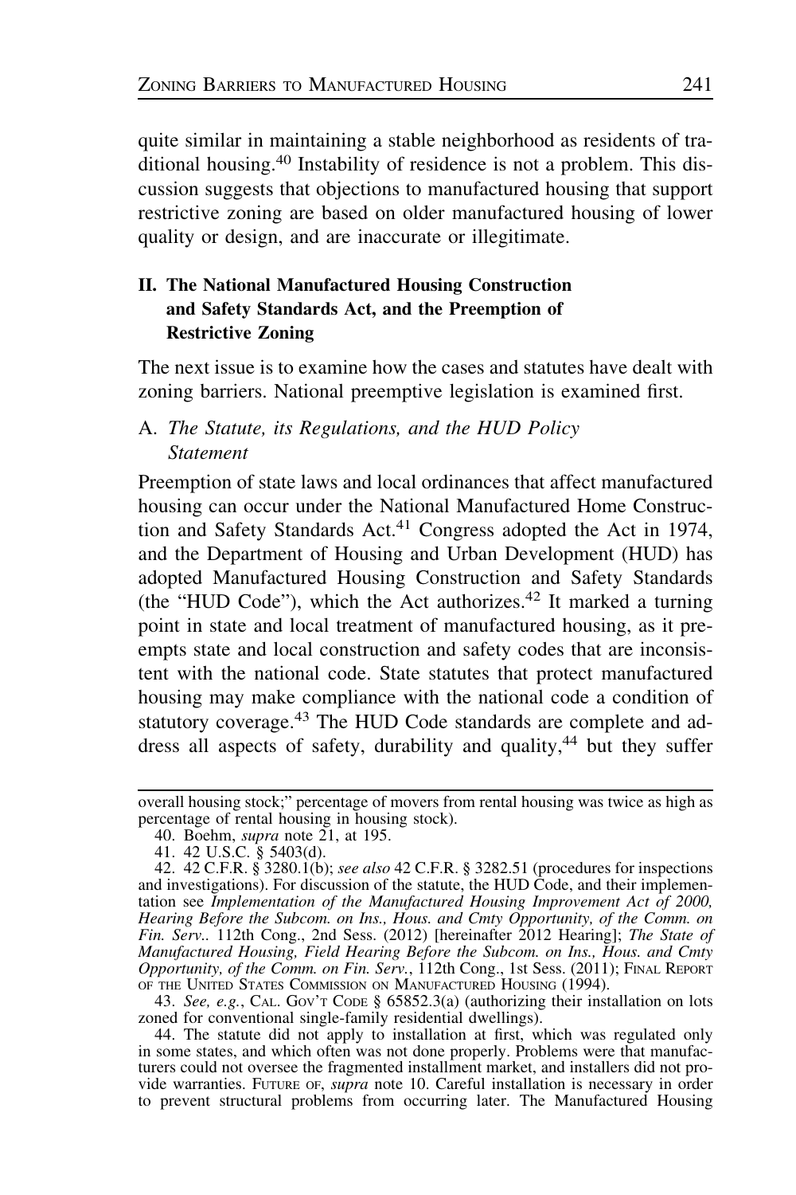quite similar in maintaining a stable neighborhood as residents of traditional housing.[40] Instability of residence is not a problem. This discussion suggests that objections to manufactured housing that support restrictive zoning are based on older manufactured housing of lower quality or design, and are inaccurate or illegitimate.

## II. The National Manufactured Housing Construction and Safety Standards Act, and the Preemption of Restrictive Zoning

The next issue is to examine how the cases and statutes have dealt with zoning barriers. National preemptive legislation is examined first.

### A. *The Statute, its Regulations, and the HUD Policy Statement*

Preemption of state laws and local ordinances that affect manufactured housing can occur under the National Manufactured Home Construction and Safety Standards Act.[41] Congress adopted the Act in 1974, and the Department of Housing and Urban Development (HUD) has adopted Manufactured Housing Construction and Safety Standards (the "HUD Code"), which the Act authorizes.[42] It marked a turning point in state and local treatment of manufactured housing, as it preempts state and local construction and safety codes that are inconsistent with the national code. State statutes that protect manufactured housing may make compliance with the national code a condition of statutory coverage.[43] The HUD Code standards are complete and address all aspects of safety, durability and quality,[44] but they suffer

---

overall housing stock;" percentage of movers from rental housing was twice as high as percentage of rental housing in housing stock).

40. Boehm, *supra* note 21, at 195.

41. 42 U.S.C. § 5403(d).

42. 42 C.F.R. § 3280.1(b); *see also* 42 C.F.R. § 3282.51 (procedures for inspections and investigations). For discussion of the statute, the HUD Code, and their implementation see *Implementation of the Manufactured Housing Improvement Act of 2000, Hearing Before the Subcom. on Ins., Hous. and Cmty Opportunity, of the Comm. on Fin. Serv..* 112th Cong., 2nd Sess. (2012) [hereinafter 2012 Hearing]; *The State of Manufactured Housing, Field Hearing Before the Subcom. on Ins., Hous. and Cmty Opportunity, of the Comm. on Fin. Serv.*, 112th Cong., 1st Sess. (2011); FINAL REPORT OF THE UNITED STATES COMMISSION ON MANUFACTURED HOUSING (1994).

43. *See, e.g.*, CAL. GOV'T CODE § 65852.3(a) (authorizing their installation on lots zoned for conventional single-family residential dwellings).

44. The statute did not apply to installation at first, which was regulated only in some states, and which often was not done properly. Problems were that manufacturers could not oversee the fragmented installment market, and installers did not provide warranties. FUTURE OF, *supra* note 10. Careful installation is necessary in order to prevent structural problems from occurring later. The Manufactured Housing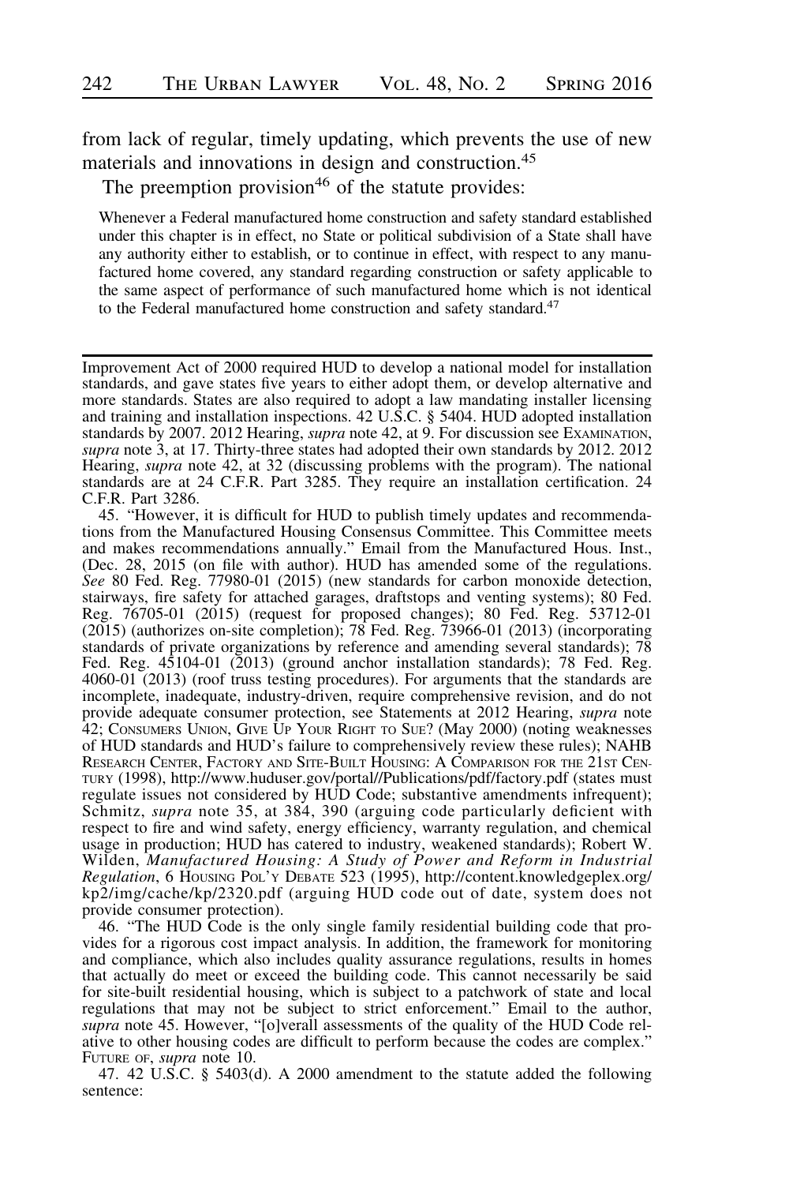from lack of regular, timely updating, which prevents the use of new materials and innovations in design and construction.[45]

The preemption provision[46] of the statute provides:

> Whenever a Federal manufactured home construction and safety standard established under this chapter is in effect, no State or political subdivision of a State shall have any authority either to establish, or to continue in effect, with respect to any manufactured home covered, any standard regarding construction or safety applicable to the same aspect of performance of such manufactured home which is not identical to the Federal manufactured home construction and safety standard.[47]

---

Improvement Act of 2000 required HUD to develop a national model for installation standards, and gave states five years to either adopt them, or develop alternative and more standards. States are also required to adopt a law mandating installer licensing and training and installation inspections. 42 U.S.C. § 5404. HUD adopted installation standards by 2007. 2012 Hearing, *supra* note 42, at 9. For discussion see EXAMINATION, *supra* note 3, at 17. Thirty-three states had adopted their own standards by 2012. 2012 Hearing, *supra* note 42, at 32 (discussing problems with the program). The national standards are at 24 C.F.R. Part 3285. They require an installation certification. 24 C.F.R. Part 3286.

45. "However, it is difficult for HUD to publish timely updates and recommendations from the Manufactured Housing Consensus Committee. This Committee meets and makes recommendations annually." Email from the Manufactured Hous. Inst., (Dec. 28, 2015 (on file with author). HUD has amended some of the regulations. *See* 80 Fed. Reg. 77980-01 (2015) (new standards for carbon monoxide detection, stairways, fire safety for attached garages, draftstops and venting systems); 80 Fed. Reg. 76705-01 (2015) (request for proposed changes); 80 Fed. Reg. 53712-01 (2015) (authorizes on-site completion); 78 Fed. Reg. 73966-01 (2013) (incorporating standards of private organizations by reference and amending several standards); 78 Fed. Reg. 45104-01 (2013) (ground anchor installation standards); 78 Fed. Reg. 4060-01 (2013) (roof truss testing procedures). For arguments that the standards are incomplete, inadequate, industry-driven, require comprehensive revision, and do not provide adequate consumer protection, see Statements at 2012 Hearing, *supra* note 42; CONSUMERS UNION, GIVE UP YOUR RIGHT TO SUE? (May 2000) (noting weaknesses of HUD standards and HUD's failure to comprehensively review these rules); NAHB RESEARCH CENTER, FACTORY AND SITE-BUILT HOUSING: A COMPARISON FOR THE 21ST CENTURY (1998), http://www.huduser.gov/portal//Publications/pdf/factory.pdf (states must regulate issues not considered by HUD Code; substantive amendments infrequent); Schmitz, *supra* note 35, at 384, 390 (arguing code particularly deficient with respect to fire and wind safety, energy efficiency, warranty regulation, and chemical usage in production; HUD has catered to industry, weakened standards); Robert W. Wilden, *Manufactured Housing: A Study of Power and Reform in Industrial Regulation*, 6 HOUSING POL'Y DEBATE 523 (1995), http://content.knowledgeplex.org/kp2/img/cache/kp/2320.pdf (arguing HUD code out of date, system does not provide consumer protection).

46. "The HUD Code is the only single family residential building code that provides for a rigorous cost impact analysis. In addition, the framework for monitoring and compliance, which also includes quality assurance regulations, results in homes that actually do meet or exceed the building code. This cannot necessarily be said for site-built residential housing, which is subject to a patchwork of state and local regulations that may not be subject to strict enforcement." Email to the author, *supra* note 45. However, "[o]verall assessments of the quality of the HUD Code relative to other housing codes are difficult to perform because the codes are complex." FUTURE OF, *supra* note 10.

47. 42 U.S.C. § 5403(d). A 2000 amendment to the statute added the following sentence: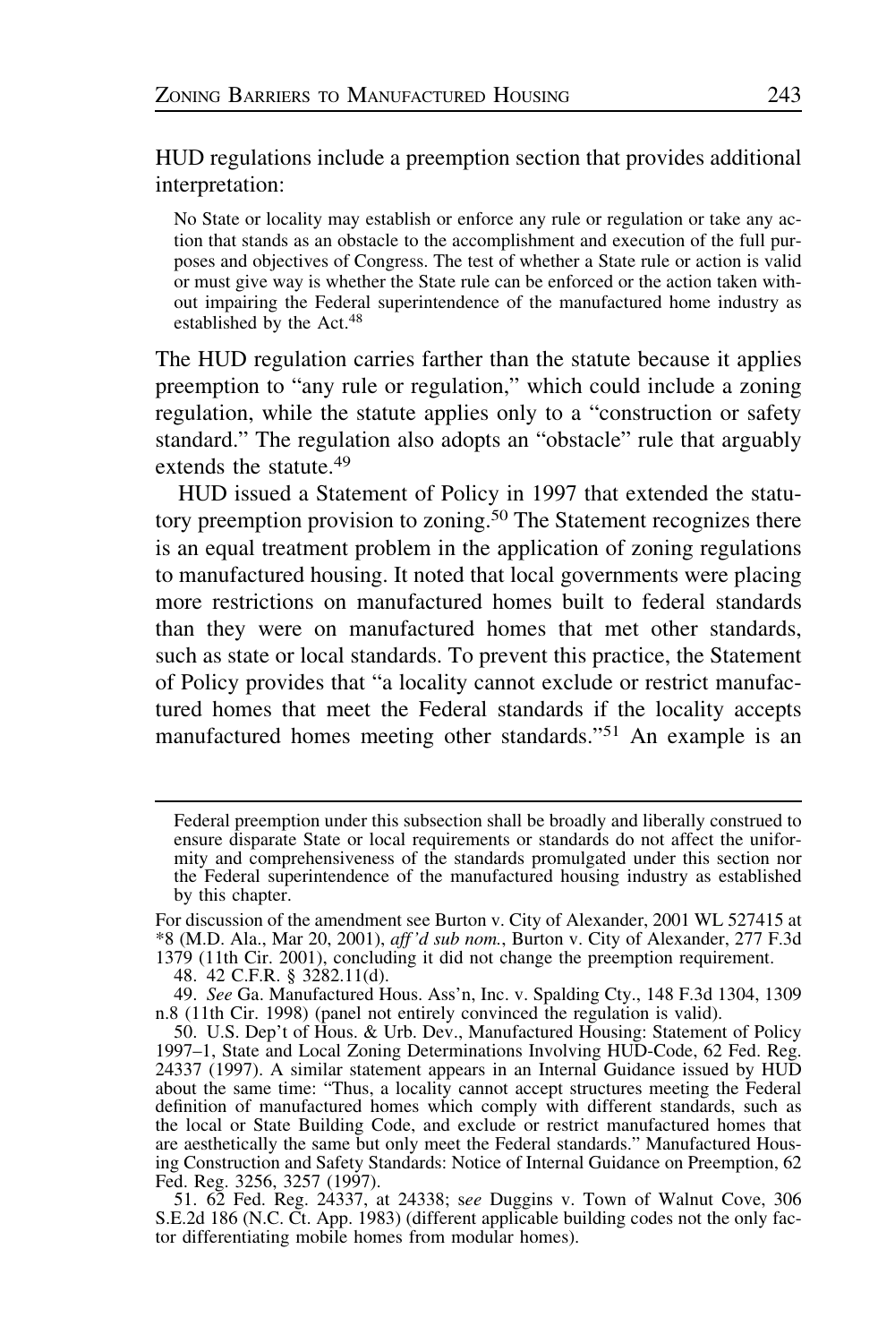HUD regulations include a preemption section that provides additional interpretation:

> No State or locality may establish or enforce any rule or regulation or take any action that stands as an obstacle to the accomplishment and execution of the full purposes and objectives of Congress. The test of whether a State rule or action is valid or must give way is whether the State rule can be enforced or the action taken without impairing the Federal superintendence of the manufactured home industry as established by the Act.[48]

The HUD regulation carries farther than the statute because it applies preemption to "any rule or regulation," which could include a zoning regulation, while the statute applies only to a "construction or safety standard." The regulation also adopts an "obstacle" rule that arguably extends the statute.[49]

HUD issued a Statement of Policy in 1997 that extended the statutory preemption provision to zoning.[50] The Statement recognizes there is an equal treatment problem in the application of zoning regulations to manufactured housing. It noted that local governments were placing more restrictions on manufactured homes built to federal standards than they were on manufactured homes that met other standards, such as state or local standards. To prevent this practice, the Statement of Policy provides that "a locality cannot exclude or restrict manufactured homes that meet the Federal standards if the locality accepts manufactured homes meeting other standards."[51] An example is an

---

> Federal preemption under this subsection shall be broadly and liberally construed to ensure disparate State or local requirements or standards do not affect the uniformity and comprehensiveness of the standards promulgated under this section nor the Federal superintendence of the manufactured housing industry as established by this chapter.

For discussion of the amendment see Burton v. City of Alexander, 2001 WL 527415 at *8 (M.D. Ala., Mar 20, 2001), *aff'd sub nom.*, Burton v. City of Alexander, 277 F.3d 1379 (11th Cir. 2001), concluding it did not change the preemption requirement.

48. 42 C.F.R. § 3282.11(d).

49. *See* Ga. Manufactured Hous. Ass'n, Inc. v. Spalding Cty., 148 F.3d 1304, 1309 n.8 (11th Cir. 1998) (panel not entirely convinced the regulation is valid).

50. U.S. Dep't of Hous. & Urb. Dev., Manufactured Housing: Statement of Policy 1997–1, State and Local Zoning Determinations Involving HUD-Code, 62 Fed. Reg. 24337 (1997). A similar statement appears in an Internal Guidance issued by HUD about the same time: "Thus, a locality cannot accept structures meeting the Federal definition of manufactured homes which comply with different standards, such as the local or State Building Code, and exclude or restrict manufactured homes that are aesthetically the same but only meet the Federal standards." Manufactured Housing Construction and Safety Standards: Notice of Internal Guidance on Preemption, 62 Fed. Reg. 3256, 3257 (1997).

51. 62 Fed. Reg. 24337, at 24338; s*ee* Duggins v. Town of Walnut Cove, 306 S.E.2d 186 (N.C. Ct. App. 1983) (different applicable building codes not the only factor differentiating mobile homes from modular homes).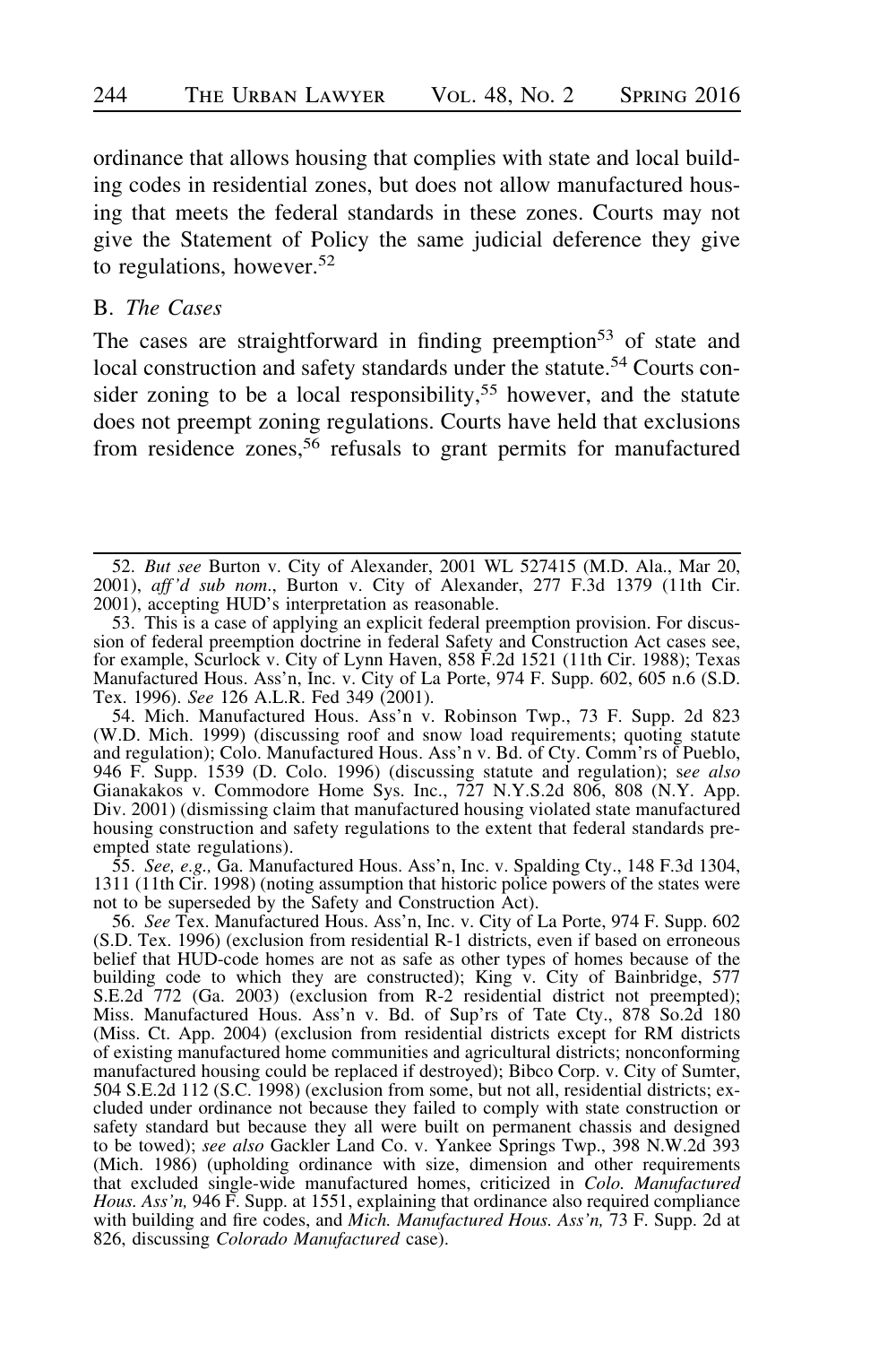ordinance that allows housing that complies with state and local building codes in residential zones, but does not allow manufactured housing that meets the federal standards in these zones. Courts may not give the Statement of Policy the same judicial deference they give to regulations, however.[52]

### B. *The Cases*

The cases are straightforward in finding preemption[53] of state and local construction and safety standards under the statute.[54] Courts consider zoning to be a local responsibility,[55] however, and the statute does not preempt zoning regulations. Courts have held that exclusions from residence zones,[56] refusals to grant permits for manufactured

---

52. *But see* Burton v. City of Alexander, 2001 WL 527415 (M.D. Ala., Mar 20, 2001), *aff'd sub nom.*, Burton v. City of Alexander, 277 F.3d 1379 (11th Cir. 2001), accepting HUD's interpretation as reasonable.

53. This is a case of applying an explicit federal preemption provision. For discussion of federal preemption doctrine in federal Safety and Construction Act cases see, for example, Scurlock v. City of Lynn Haven, 858 F.2d 1521 (11th Cir. 1988); Texas Manufactured Hous. Ass'n, Inc. v. City of La Porte, 974 F. Supp. 602, 605 n.6 (S.D. Tex. 1996). *See* 126 A.L.R. Fed 349 (2001).

54. Mich. Manufactured Hous. Ass'n v. Robinson Twp., 73 F. Supp. 2d 823 (W.D. Mich. 1999) (discussing roof and snow load requirements; quoting statute and regulation); Colo. Manufactured Hous. Ass'n v. Bd. of Cty. Comm'rs of Pueblo, 946 F. Supp. 1539 (D. Colo. 1996) (discussing statute and regulation); s*ee also* Gianakakos v. Commodore Home Sys. Inc., 727 N.Y.S.2d 806, 808 (N.Y. App. Div. 2001) (dismissing claim that manufactured housing violated state manufactured housing construction and safety regulations to the extent that federal standards preempted state regulations).

55. *See, e.g.,* Ga. Manufactured Hous. Ass'n, Inc. v. Spalding Cty., 148 F.3d 1304, 1311 (11th Cir. 1998) (noting assumption that historic police powers of the states were not to be superseded by the Safety and Construction Act).

56. *See* Tex. Manufactured Hous. Ass'n, Inc. v. City of La Porte, 974 F. Supp. 602 (S.D. Tex. 1996) (exclusion from residential R-1 districts, even if based on erroneous belief that HUD-code homes are not as safe as other types of homes because of the building code to which they are constructed); King v. City of Bainbridge, 577 S.E.2d 772 (Ga. 2003) (exclusion from R-2 residential district not preempted); Miss. Manufactured Hous. Ass'n v. Bd. of Sup'rs of Tate Cty., 878 So.2d 180 (Miss. Ct. App. 2004) (exclusion from residential districts except for RM districts of existing manufactured home communities and agricultural districts; nonconforming manufactured housing could be replaced if destroyed); Bibco Corp. v. City of Sumter, 504 S.E.2d 112 (S.C. 1998) (exclusion from some, but not all, residential districts; excluded under ordinance not because they failed to comply with state construction or safety standard but because they all were built on permanent chassis and designed to be towed); *see also* Gackler Land Co. v. Yankee Springs Twp., 398 N.W.2d 393 (Mich. 1986) (upholding ordinance with size, dimension and other requirements that excluded single-wide manufactured homes, criticized in *Colo. Manufactured Hous. Ass'n,* 946 F. Supp. at 1551, explaining that ordinance also required compliance with building and fire codes, and *Mich. Manufactured Hous. Ass'n,* 73 F. Supp. 2d at 826, discussing *Colorado Manufactured* case).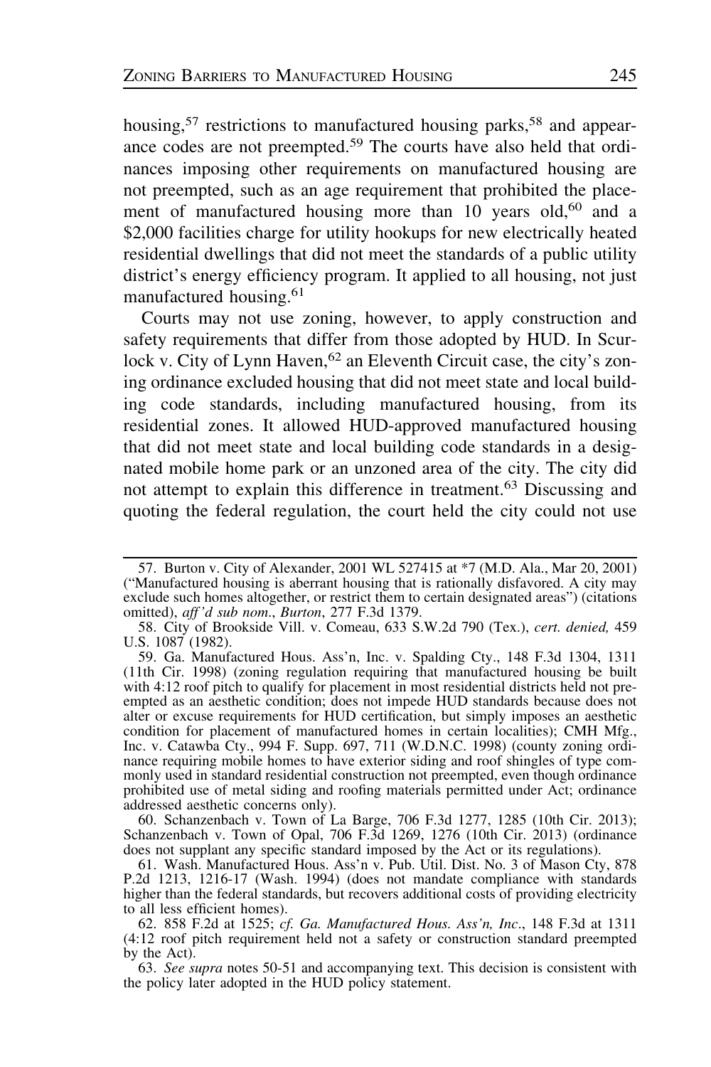housing,[57] restrictions to manufactured housing parks,[58] and appearance codes are not preempted.[59] The courts have also held that ordinances imposing other requirements on manufactured housing are not preempted, such as an age requirement that prohibited the placement of manufactured housing more than 10 years old,[60] and a $2,000 facilities charge for utility hookups for new electrically heated residential dwellings that did not meet the standards of a public utility district's energy efficiency program. It applied to all housing, not just manufactured housing.[61]

Courts may not use zoning, however, to apply construction and safety requirements that differ from those adopted by HUD. In Scurlock v. City of Lynn Haven,[62] an Eleventh Circuit case, the city's zoning ordinance excluded housing that did not meet state and local building code standards, including manufactured housing, from its residential zones. It allowed HUD-approved manufactured housing that did not meet state and local building code standards in a designated mobile home park or an unzoned area of the city. The city did not attempt to explain this difference in treatment.[63] Discussing and quoting the federal regulation, the court held the city could not use

---

57. Burton v. City of Alexander, 2001 WL 527415 at *7 (M.D. Ala., Mar 20, 2001) ("Manufactured housing is aberrant housing that is rationally disfavored. A city may exclude such homes altogether, or restrict them to certain designated areas") (citations omitted), *aff'd sub nom*., *Burton*, 277 F.3d 1379.

58. City of Brookside Vill. v. Comeau, 633 S.W.2d 790 (Tex.), *cert. denied,* 459 U.S. 1087 (1982).

59. Ga. Manufactured Hous. Ass'n, Inc. v. Spalding Cty., 148 F.3d 1304, 1311 (11th Cir. 1998) (zoning regulation requiring that manufactured housing be built with 4:12 roof pitch to qualify for placement in most residential districts held not preempted as an aesthetic condition; does not impede HUD standards because does not alter or excuse requirements for HUD certification, but simply imposes an aesthetic condition for placement of manufactured homes in certain localities); CMH Mfg., Inc. v. Catawba Cty., 994 F. Supp. 697, 711 (W.D.N.C. 1998) (county zoning ordinance requiring mobile homes to have exterior siding and roof shingles of type commonly used in standard residential construction not preempted, even though ordinance prohibited use of metal siding and roofing materials permitted under Act; ordinance addressed aesthetic concerns only).

60. Schanzenbach v. Town of La Barge, 706 F.3d 1277, 1285 (10th Cir. 2013); Schanzenbach v. Town of Opal, 706 F.3d 1269, 1276 (10th Cir. 2013) (ordinance does not supplant any specific standard imposed by the Act or its regulations).

61. Wash. Manufactured Hous. Ass'n v. Pub. Util. Dist. No. 3 of Mason Cty, 878 P.2d 1213, 1216-17 (Wash. 1994) (does not mandate compliance with standards higher than the federal standards, but recovers additional costs of providing electricity to all less efficient homes).

62. 858 F.2d at 1525; *cf. Ga. Manufactured Hous. Ass'n, Inc*., 148 F.3d at 1311 (4:12 roof pitch requirement held not a safety or construction standard preempted by the Act).

63. *See supra* notes 50-51 and accompanying text. This decision is consistent with the policy later adopted in the HUD policy statement.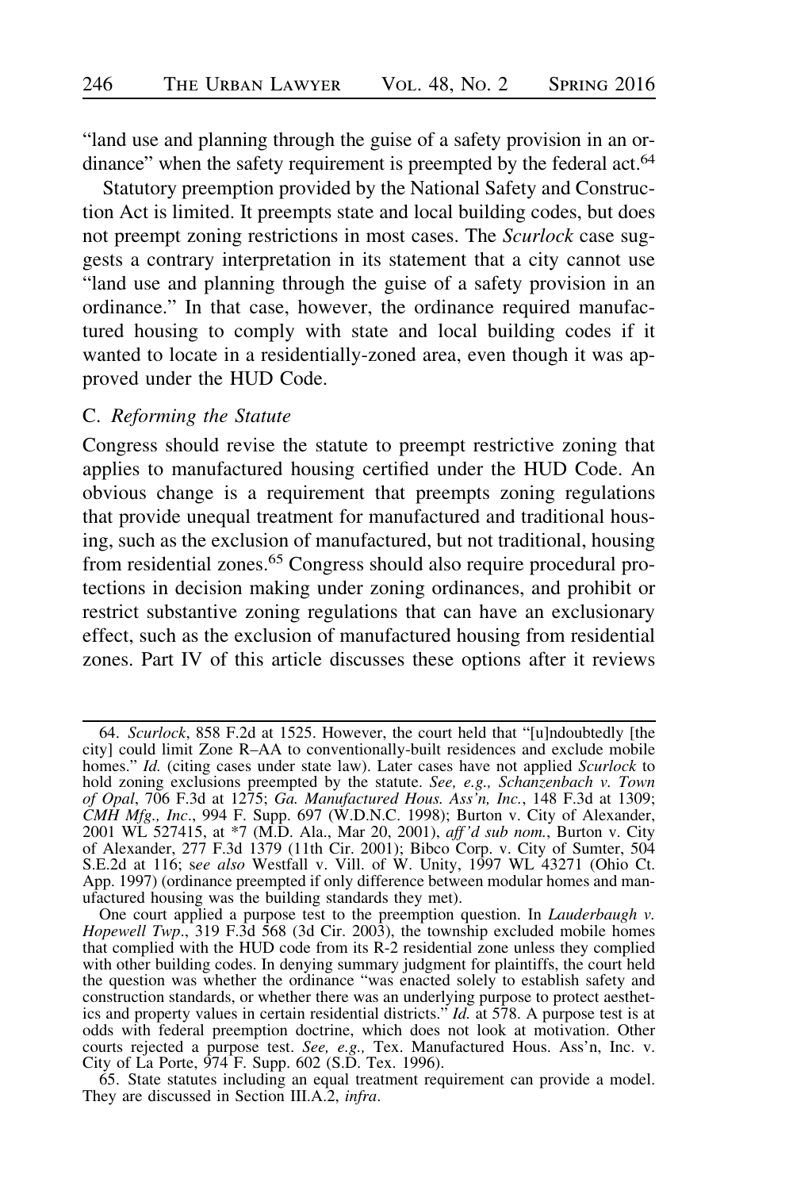"land use and planning through the guise of a safety provision in an ordinance" when the safety requirement is preempted by the federal act.[64]

Statutory preemption provided by the National Safety and Construction Act is limited. It preempts state and local building codes, but does not preempt zoning restrictions in most cases. The *Scurlock* case suggests a contrary interpretation in its statement that a city cannot use "land use and planning through the guise of a safety provision in an ordinance." In that case, however, the ordinance required manufactured housing to comply with state and local building codes if it wanted to locate in a residentially-zoned area, even though it was approved under the HUD Code.

### C. *Reforming the Statute*

Congress should revise the statute to preempt restrictive zoning that applies to manufactured housing certified under the HUD Code. An obvious change is a requirement that preempts zoning regulations that provide unequal treatment for manufactured and traditional housing, such as the exclusion of manufactured, but not traditional, housing from residential zones.[65] Congress should also require procedural protections in decision making under zoning ordinances, and prohibit or restrict substantive zoning regulations that can have an exclusionary effect, such as the exclusion of manufactured housing from residential zones. Part IV of this article discusses these options after it reviews

---

64. *Scurlock*, 858 F.2d at 1525. However, the court held that "[u]ndoubtedly [the city] could limit Zone R–AA to conventionally-built residences and exclude mobile homes." *Id.* (citing cases under state law). Later cases have not applied *Scurlock* to hold zoning exclusions preempted by the statute. *See, e.g., Schanzenbach v. Town of Opal*, 706 F.3d at 1275; *Ga. Manufactured Hous. Ass'n, Inc.*, 148 F.3d at 1309; *CMH Mfg., Inc*., 994 F. Supp. 697 (W.D.N.C. 1998); Burton v. City of Alexander, 2001 WL 527415, at *7 (M.D. Ala., Mar 20, 2001), *aff'd sub nom.*, Burton v. City of Alexander, 277 F.3d 1379 (11th Cir. 2001); Bibco Corp. v. City of Sumter, 504 S.E.2d at 116; s*ee also* Westfall v. Vill. of W. Unity, 1997 WL 43271 (Ohio Ct. App. 1997) (ordinance preempted if only difference between modular homes and manufactured housing was the building standards they met).

One court applied a purpose test to the preemption question. In *Lauderbaugh v. Hopewell Twp*., 319 F.3d 568 (3d Cir. 2003), the township excluded mobile homes that complied with the HUD code from its R-2 residential zone unless they complied with other building codes. In denying summary judgment for plaintiffs, the court held the question was whether the ordinance "was enacted solely to establish safety and construction standards, or whether there was an underlying purpose to protect aesthetics and property values in certain residential districts." *Id.* at 578. A purpose test is at odds with federal preemption doctrine, which does not look at motivation. Other courts rejected a purpose test. *See, e.g.,* Tex. Manufactured Hous. Ass'n, Inc. v. City of La Porte, 974 F. Supp. 602 (S.D. Tex. 1996).

65. State statutes including an equal treatment requirement can provide a model. They are discussed in Section III.A.2, *infra*.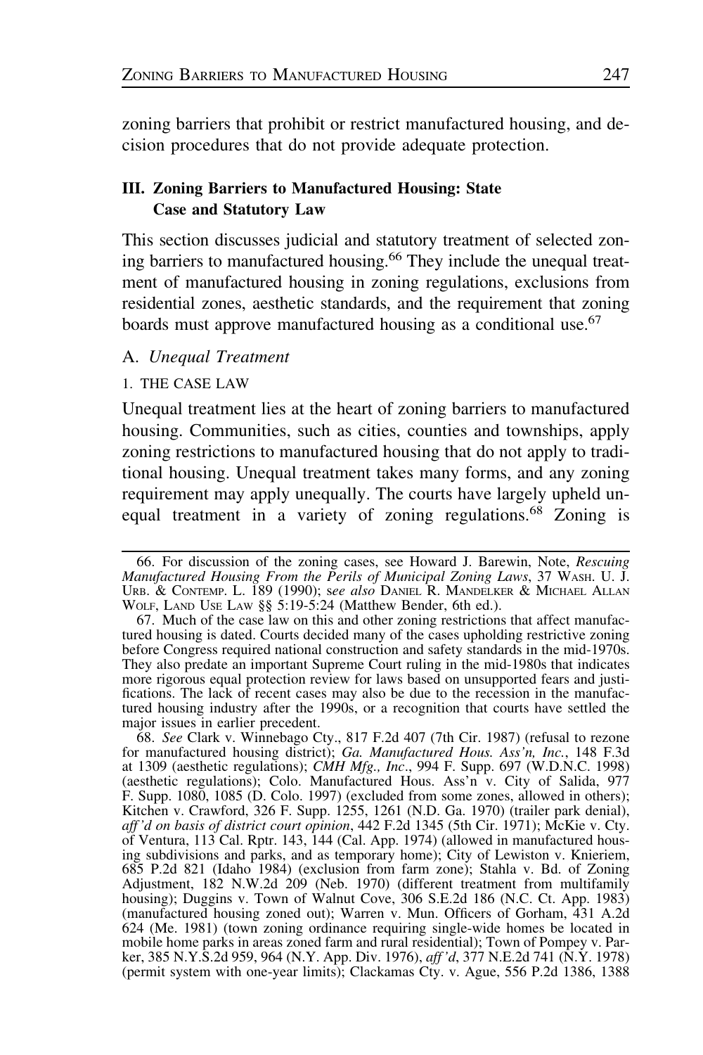zoning barriers that prohibit or restrict manufactured housing, and decision procedures that do not provide adequate protection.

## III. Zoning Barriers to Manufactured Housing: State Case and Statutory Law

This section discusses judicial and statutory treatment of selected zoning barriers to manufactured housing.[66] They include the unequal treatment of manufactured housing in zoning regulations, exclusions from residential zones, aesthetic standards, and the requirement that zoning boards must approve manufactured housing as a conditional use.[67]

### A. *Unequal Treatment*

#### 1. The Case Law

Unequal treatment lies at the heart of zoning barriers to manufactured housing. Communities, such as cities, counties and townships, apply zoning restrictions to manufactured housing that do not apply to traditional housing. Unequal treatment takes many forms, and any zoning requirement may apply unequally. The courts have largely upheld unequal treatment in a variety of zoning regulations.[68] Zoning is

---

66. For discussion of the zoning cases, see Howard J. Barewin, Note, *Rescuing Manufactured Housing From the Perils of Municipal Zoning Laws*, 37 Wash. U. J. Urb. & Contemp. L. 189 (1990); s*ee also* Daniel R. Mandelker & Michael Allan Wolf, Land Use Law §§ 5:19-5:24 (Matthew Bender, 6th ed.).

67. Much of the case law on this and other zoning restrictions that affect manufactured housing is dated. Courts decided many of the cases upholding restrictive zoning before Congress required national construction and safety standards in the mid-1970s. They also predate an important Supreme Court ruling in the mid-1980s that indicates more rigorous equal protection review for laws based on unsupported fears and justifications. The lack of recent cases may also be due to the recession in the manufactured housing industry after the 1990s, or a recognition that courts have settled the major issues in earlier precedent.

68. *See* Clark v. Winnebago Cty., 817 F.2d 407 (7th Cir. 1987) (refusal to rezone for manufactured housing district); *Ga. Manufactured Hous. Ass'n, Inc.*, 148 F.3d at 1309 (aesthetic regulations); *CMH Mfg., Inc.*, 994 F. Supp. 697 (W.D.N.C. 1998) (aesthetic regulations); Colo. Manufactured Hous. Ass'n v. City of Salida, 977 F. Supp. 1080, 1085 (D. Colo. 1997) (excluded from some zones, allowed in others); Kitchen v. Crawford, 326 F. Supp. 1255, 1261 (N.D. Ga. 1970) (trailer park denial), *aff'd on basis of district court opinion*, 442 F.2d 1345 (5th Cir. 1971); McKie v. Cty. of Ventura, 113 Cal. Rptr. 143, 144 (Cal. App. 1974) (allowed in manufactured housing subdivisions and parks, and as temporary home); City of Lewiston v. Knieriem, 685 P.2d 821 (Idaho 1984) (exclusion from farm zone); Stahla v. Bd. of Zoning Adjustment, 182 N.W.2d 209 (Neb. 1970) (different treatment from multifamily housing); Duggins v. Town of Walnut Cove, 306 S.E.2d 186 (N.C. Ct. App. 1983) (manufactured housing zoned out); Warren v. Mun. Officers of Gorham, 431 A.2d 624 (Me. 1981) (town zoning ordinance requiring single-wide homes be located in mobile home parks in areas zoned farm and rural residential); Town of Pompey v. Parker, 385 N.Y.S.2d 959, 964 (N.Y. App. Div. 1976), *aff'd*, 377 N.E.2d 741 (N.Y. 1978) (permit system with one-year limits); Clackamas Cty. v. Ague, 556 P.2d 1386, 1388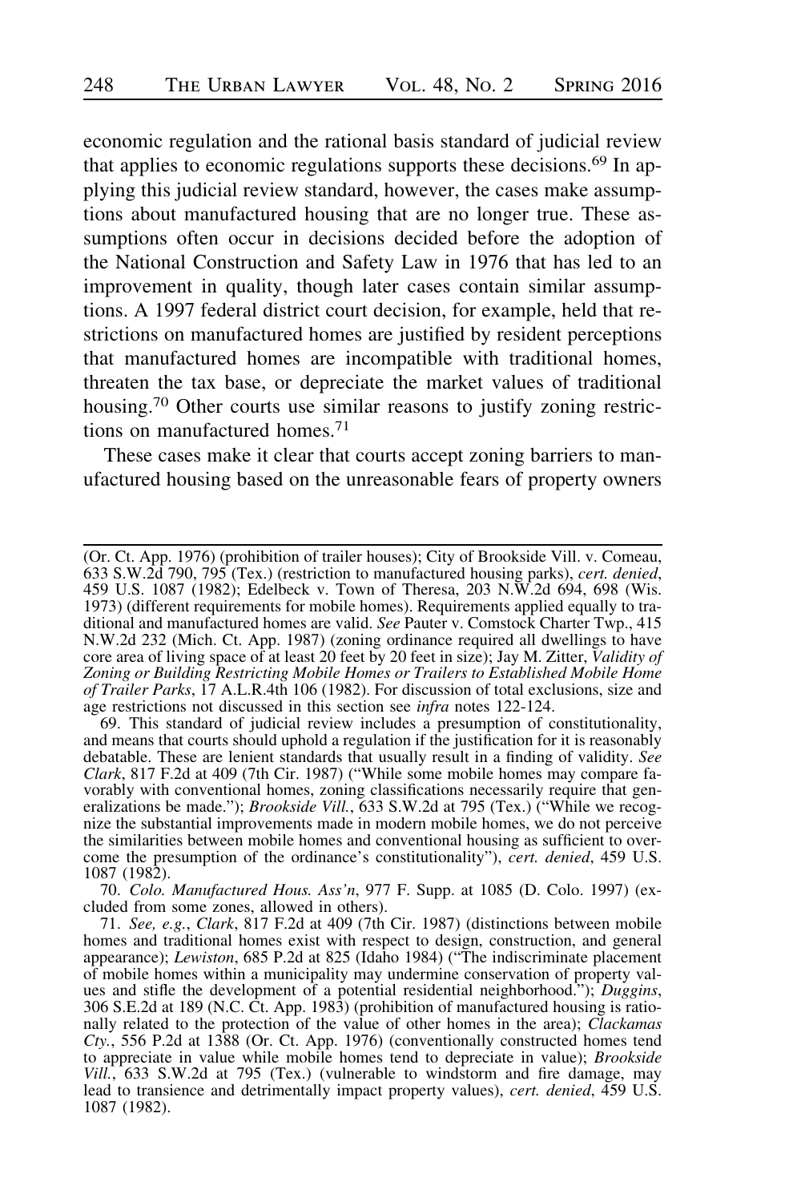economic regulation and the rational basis standard of judicial review that applies to economic regulations supports these decisions.[69] In applying this judicial review standard, however, the cases make assumptions about manufactured housing that are no longer true. These assumptions often occur in decisions decided before the adoption of the National Construction and Safety Law in 1976 that has led to an improvement in quality, though later cases contain similar assumptions. A 1997 federal district court decision, for example, held that restrictions on manufactured homes are justified by resident perceptions that manufactured homes are incompatible with traditional homes, threaten the tax base, or depreciate the market values of traditional housing.[70] Other courts use similar reasons to justify zoning restrictions on manufactured homes.[71]

These cases make it clear that courts accept zoning barriers to manufactured housing based on the unreasonable fears of property owners

---

(Or. Ct. App. 1976) (prohibition of trailer houses); City of Brookside Vill. v. Comeau, 633 S.W.2d 790, 795 (Tex.) (restriction to manufactured housing parks), *cert. denied*, 459 U.S. 1087 (1982); Edelbeck v. Town of Theresa, 203 N.W.2d 694, 698 (Wis. 1973) (different requirements for mobile homes). Requirements applied equally to traditional and manufactured homes are valid. *See* Pauter v. Comstock Charter Twp., 415 N.W.2d 232 (Mich. Ct. App. 1987) (zoning ordinance required all dwellings to have core area of living space of at least 20 feet by 20 feet in size); Jay M. Zitter, *Validity of Zoning or Building Restricting Mobile Homes or Trailers to Established Mobile Home of Trailer Parks*, 17 A.L.R.4th 106 (1982). For discussion of total exclusions, size and age restrictions not discussed in this section see *infra* notes 122-124.

69. This standard of judicial review includes a presumption of constitutionality, and means that courts should uphold a regulation if the justification for it is reasonably debatable. These are lenient standards that usually result in a finding of validity. *See Clark*, 817 F.2d at 409 (7th Cir. 1987) ("While some mobile homes may compare favorably with conventional homes, zoning classifications necessarily require that generalizations be made."); *Brookside Vill.*, 633 S.W.2d at 795 (Tex.) ("While we recognize the substantial improvements made in modern mobile homes, we do not perceive the similarities between mobile homes and conventional housing as sufficient to overcome the presumption of the ordinance's constitutionality"), *cert. denied*, 459 U.S. 1087 (1982).

70. *Colo. Manufactured Hous. Ass'n*, 977 F. Supp. at 1085 (D. Colo. 1997) (excluded from some zones, allowed in others).

71. *See, e.g.*, *Clark*, 817 F.2d at 409 (7th Cir. 1987) (distinctions between mobile homes and traditional homes exist with respect to design, construction, and general appearance); *Lewiston*, 685 P.2d at 825 (Idaho 1984) ("The indiscriminate placement of mobile homes within a municipality may undermine conservation of property values and stifle the development of a potential residential neighborhood."); *Duggins*, 306 S.E.2d at 189 (N.C. Ct. App. 1983) (prohibition of manufactured housing is rationally related to the protection of the value of other homes in the area); *Clackamas Cty.*, 556 P.2d at 1388 (Or. Ct. App. 1976) (conventionally constructed homes tend to appreciate in value while mobile homes tend to depreciate in value); *Brookside Vill.*, 633 S.W.2d at 795 (Tex.) (vulnerable to windstorm and fire damage, may lead to transience and detrimentally impact property values), *cert. denied*, 459 U.S. 1087 (1982).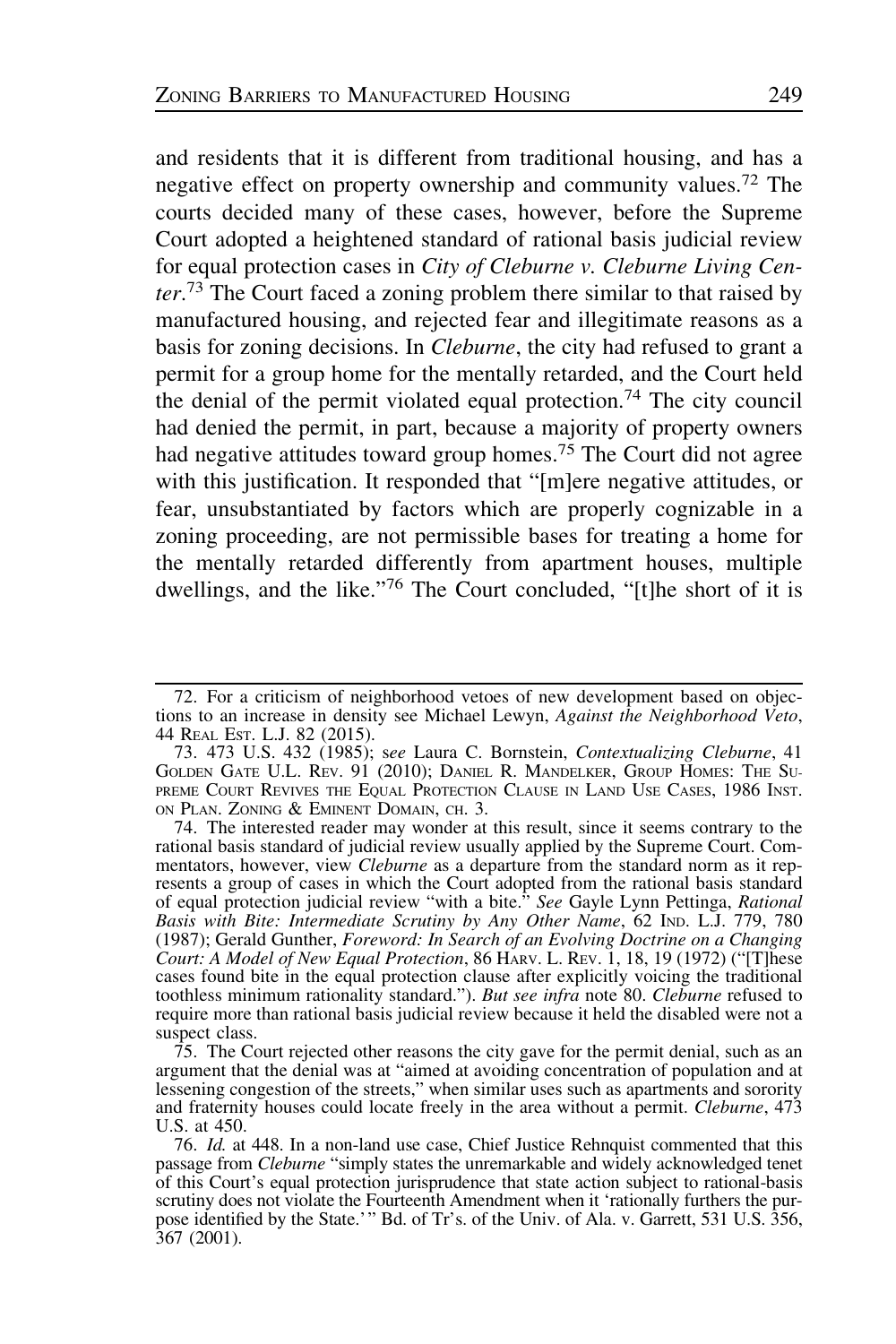and residents that it is different from traditional housing, and has a negative effect on property ownership and community values.[72] The courts decided many of these cases, however, before the Supreme Court adopted a heightened standard of rational basis judicial review for equal protection cases in *City of Cleburne v. Cleburne Living Center*.[73] The Court faced a zoning problem there similar to that raised by manufactured housing, and rejected fear and illegitimate reasons as a basis for zoning decisions. In *Cleburne*, the city had refused to grant a permit for a group home for the mentally retarded, and the Court held the denial of the permit violated equal protection.[74] The city council had denied the permit, in part, because a majority of property owners had negative attitudes toward group homes.[75] The Court did not agree with this justification. It responded that "[m]ere negative attitudes, or fear, unsubstantiated by factors which are properly cognizable in a zoning proceeding, are not permissible bases for treating a home for the mentally retarded differently from apartment houses, multiple dwellings, and the like."[76] The Court concluded, "[t]he short of it is

---

72. For a criticism of neighborhood vetoes of new development based on objections to an increase in density see Michael Lewyn, *Against the Neighborhood Veto*, 44 Real Est. L.J. 82 (2015).

73. 473 U.S. 432 (1985); *see* Laura C. Bornstein, *Contextualizing Cleburne*, 41 Golden Gate U.L. Rev. 91 (2010); Daniel R. Mandelker, Group Homes: The Supreme Court Revives the Equal Protection Clause in Land Use Cases, 1986 Inst. on Plan. Zoning & Eminent Domain, ch. 3.

74. The interested reader may wonder at this result, since it seems contrary to the rational basis standard of judicial review usually applied by the Supreme Court. Commentators, however, view *Cleburne* as a departure from the standard norm as it represents a group of cases in which the Court adopted from the rational basis standard of equal protection judicial review "with a bite." *See* Gayle Lynn Pettinga, *Rational Basis with Bite: Intermediate Scrutiny by Any Other Name*, 62 Ind. L.J. 779, 780 (1987); Gerald Gunther, *Foreword: In Search of an Evolving Doctrine on a Changing Court: A Model of New Equal Protection*, 86 Harv. L. Rev. 1, 18, 19 (1972) ("[T]hese cases found bite in the equal protection clause after explicitly voicing the traditional toothless minimum rationality standard."). *But see infra* note 80. *Cleburne* refused to require more than rational basis judicial review because it held the disabled were not a suspect class.

75. The Court rejected other reasons the city gave for the permit denial, such as an argument that the denial was at "aimed at avoiding concentration of population and at lessening congestion of the streets," when similar uses such as apartments and sorority and fraternity houses could locate freely in the area without a permit. *Cleburne*, 473 U.S. at 450.

76. *Id.* at 448. In a non-land use case, Chief Justice Rehnquist commented that this passage from *Cleburne* "simply states the unremarkable and widely acknowledged tenet of this Court's equal protection jurisprudence that state action subject to rational-basis scrutiny does not violate the Fourteenth Amendment when it 'rationally furthers the purpose identified by the State.'" Bd. of Tr's. of the Univ. of Ala. v. Garrett, 531 U.S. 356, 367 (2001).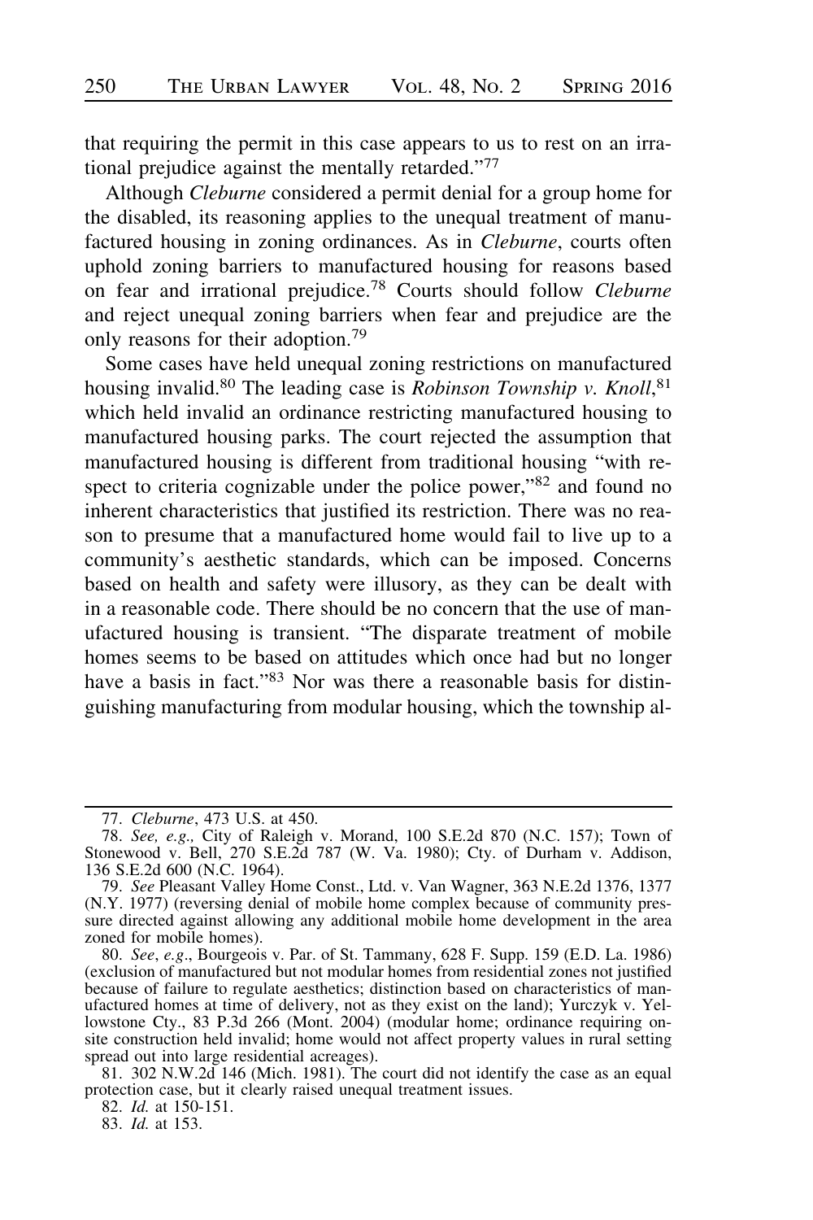that requiring the permit in this case appears to us to rest on an irrational prejudice against the mentally retarded."[77]

Although *Cleburne* considered a permit denial for a group home for the disabled, its reasoning applies to the unequal treatment of manufactured housing in zoning ordinances. As in *Cleburne*, courts often uphold zoning barriers to manufactured housing for reasons based on fear and irrational prejudice.[78] Courts should follow *Cleburne* and reject unequal zoning barriers when fear and prejudice are the only reasons for their adoption.[79]

Some cases have held unequal zoning restrictions on manufactured housing invalid.[80] The leading case is *Robinson Township v. Knoll*,[81] which held invalid an ordinance restricting manufactured housing to manufactured housing parks. The court rejected the assumption that manufactured housing is different from traditional housing "with respect to criteria cognizable under the police power,"[82] and found no inherent characteristics that justified its restriction. There was no reason to presume that a manufactured home would fail to live up to a community's aesthetic standards, which can be imposed. Concerns based on health and safety were illusory, as they can be dealt with in a reasonable code. There should be no concern that the use of manufactured housing is transient. "The disparate treatment of mobile homes seems to be based on attitudes which once had but no longer have a basis in fact."[83] Nor was there a reasonable basis for distinguishing manufacturing from modular housing, which the township al-

---

77. *Cleburne*, 473 U.S. at 450.

78. *See, e.g.,* City of Raleigh v. Morand, 100 S.E.2d 870 (N.C. 157); Town of Stonewood v. Bell, 270 S.E.2d 787 (W. Va. 1980); Cty. of Durham v. Addison, 136 S.E.2d 600 (N.C. 1964).

79. *See* Pleasant Valley Home Const., Ltd. v. Van Wagner, 363 N.E.2d 1376, 1377 (N.Y. 1977) (reversing denial of mobile home complex because of community pressure directed against allowing any additional mobile home development in the area zoned for mobile homes).

80. *See*, *e.g*., Bourgeois v. Par. of St. Tammany, 628 F. Supp. 159 (E.D. La. 1986) (exclusion of manufactured but not modular homes from residential zones not justified because of failure to regulate aesthetics; distinction based on characteristics of manufactured homes at time of delivery, not as they exist on the land); Yurczyk v. Yellowstone Cty., 83 P.3d 266 (Mont. 2004) (modular home; ordinance requiring onsite construction held invalid; home would not affect property values in rural setting spread out into large residential acreages).

81. 302 N.W.2d 146 (Mich. 1981). The court did not identify the case as an equal protection case, but it clearly raised unequal treatment issues.

82. *Id.* at 150-151.

83. *Id.* at 153.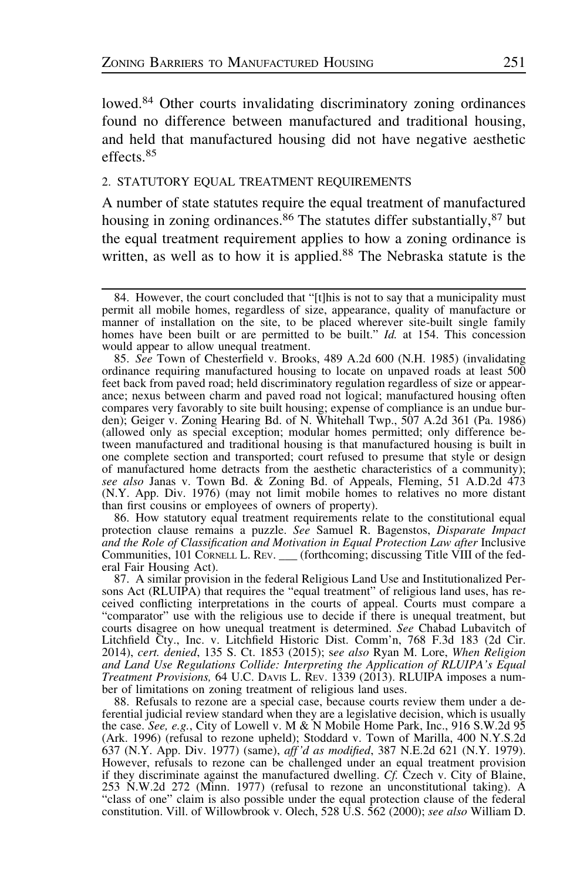lowed.[84] Other courts invalidating discriminatory zoning ordinances found no difference between manufactured and traditional housing, and held that manufactured housing did not have negative aesthetic effects.[85]

### 2. STATUTORY EQUAL TREATMENT REQUIREMENTS

A number of state statutes require the equal treatment of manufactured housing in zoning ordinances.[86] The statutes differ substantially,[87] but the equal treatment requirement applies to how a zoning ordinance is written, as well as to how it is applied.[88] The Nebraska statute is the

---

84. However, the court concluded that "[t]his is not to say that a municipality must permit all mobile homes, regardless of size, appearance, quality of manufacture or manner of installation on the site, to be placed wherever site-built single family homes have been built or are permitted to be built." *Id.* at 154. This concession would appear to allow unequal treatment.

85. *See* Town of Chesterfield v. Brooks, 489 A.2d 600 (N.H. 1985) (invalidating ordinance requiring manufactured housing to locate on unpaved roads at least 500 feet back from paved road; held discriminatory regulation regardless of size or appearance; nexus between charm and paved road not logical; manufactured housing often compares very favorably to site built housing; expense of compliance is an undue burden); Geiger v. Zoning Hearing Bd. of N. Whitehall Twp., 507 A.2d 361 (Pa. 1986) (allowed only as special exception; modular homes permitted; only difference between manufactured and traditional housing is that manufactured housing is built in one complete section and transported; court refused to presume that style or design of manufactured home detracts from the aesthetic characteristics of a community); *see also* Janas v. Town Bd. & Zoning Bd. of Appeals, Fleming, 51 A.D.2d 473 (N.Y. App. Div. 1976) (may not limit mobile homes to relatives no more distant than first cousins or employees of owners of property).

86. How statutory equal treatment requirements relate to the constitutional equal protection clause remains a puzzle. *See* Samuel R. Bagenstos, *Disparate Impact and the Role of Classification and Motivation in Equal Protection Law after* Inclusive Communities, 101 CORNELL L. REV. ___ (forthcoming; discussing Title VIII of the federal Fair Housing Act).

87. A similar provision in the federal Religious Land Use and Institutionalized Persons Act (RLUIPA) that requires the "equal treatment" of religious land uses, has received conflicting interpretations in the courts of appeal. Courts must compare a "comparator" use with the religious use to decide if there is unequal treatment, but courts disagree on how unequal treatment is determined. *See* Chabad Lubavitch of Litchfield Cty., Inc. v. Litchfield Historic Dist. Comm'n, 768 F.3d 183 (2d Cir. 2014), *cert. denied*, 135 S. Ct. 1853 (2015); s*ee also* Ryan M. Lore, *When Religion and Land Use Regulations Collide: Interpreting the Application of RLUIPA's Equal Treatment Provisions,* 64 U.C. DAVIS L. REV. 1339 (2013). RLUIPA imposes a number of limitations on zoning treatment of religious land uses.

88. Refusals to rezone are a special case, because courts review them under a deferential judicial review standard when they are a legislative decision, which is usually the case. *See, e.g.*, City of Lowell v. M & N Mobile Home Park, Inc., 916 S.W.2d 95 (Ark. 1996) (refusal to rezone upheld); Stoddard v. Town of Marilla, 400 N.Y.S.2d 637 (N.Y. App. Div. 1977) (same), *aff'd as modified*, 387 N.E.2d 621 (N.Y. 1979). However, refusals to rezone can be challenged under an equal treatment provision if they discriminate against the manufactured dwelling. *Cf.* Czech v. City of Blaine, 253 N.W.2d 272 (Minn. 1977) (refusal to rezone an unconstitutional taking). A "class of one" claim is also possible under the equal protection clause of the federal constitution. Vill. of Willowbrook v. Olech, 528 U.S. 562 (2000); *see also* William D.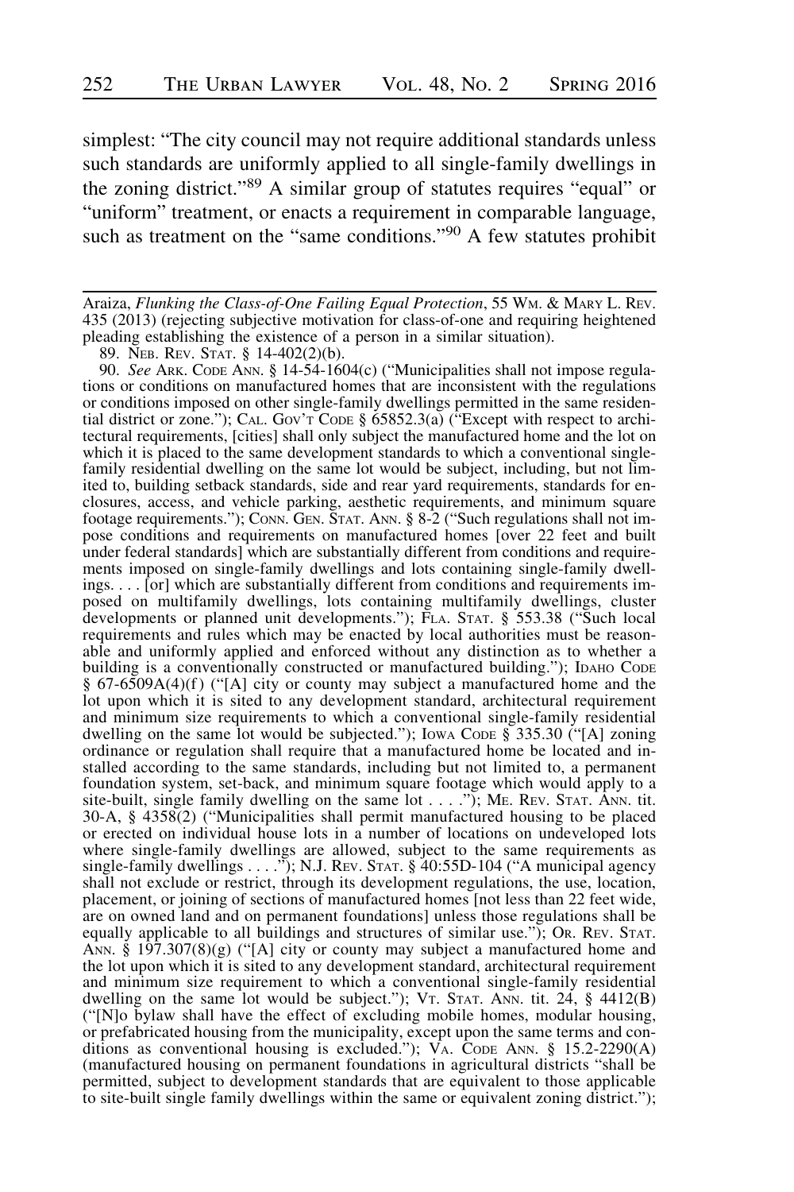simplest: "The city council may not require additional standards unless such standards are uniformly applied to all single-family dwellings in the zoning district."[89] A similar group of statutes requires "equal" or "uniform" treatment, or enacts a requirement in comparable language, such as treatment on the "same conditions."[90] A few statutes prohibit

---

Araiza, *Flunking the Class-of-One Failing Equal Protection*, 55 WM. & MARY L. REV. 435 (2013) (rejecting subjective motivation for class-of-one and requiring heightened pleading establishing the existence of a person in a similar situation).

89. NEB. REV. STAT. § 14-402(2)(b).

90. *See* ARK. CODE ANN. § 14-54-1604(c) ("Municipalities shall not impose regulations or conditions on manufactured homes that are inconsistent with the regulations or conditions imposed on other single-family dwellings permitted in the same residential district or zone."); CAL. GOV'T CODE § 65852.3(a) ("Except with respect to architectural requirements, [cities] shall only subject the manufactured home and the lot on which it is placed to the same development standards to which a conventional single-family residential dwelling on the same lot would be subject, including, but not limited to, building setback standards, side and rear yard requirements, standards for enclosures, access, and vehicle parking, aesthetic requirements, and minimum square footage requirements."); CONN. GEN. STAT. ANN. § 8-2 ("Such regulations shall not impose conditions and requirements on manufactured homes [over 22 feet and built under federal standards] which are substantially different from conditions and requirements imposed on single-family dwellings and lots containing single-family dwellings. . . . [or] which are substantially different from conditions and requirements imposed on multifamily dwellings, lots containing multifamily dwellings, cluster developments or planned unit developments."); FLA. STAT. § 553.38 ("Such local requirements and rules which may be enacted by local authorities must be reasonable and uniformly applied and enforced without any distinction as to whether a building is a conventionally constructed or manufactured building."); IDAHO CODE § 67-6509A(4)(f) ("[A] city or county may subject a manufactured home and the lot upon which it is sited to any development standard, architectural requirement and minimum size requirements to which a conventional single-family residential dwelling on the same lot would be subjected."); IOWA CODE § 335.30 ("[A] zoning ordinance or regulation shall require that a manufactured home be located and installed according to the same standards, including but not limited to, a permanent foundation system, set-back, and minimum square footage which would apply to a site-built, single family dwelling on the same lot . . . ."); ME. REV. STAT. ANN. tit. 30-A, § 4358(2) ("Municipalities shall permit manufactured housing to be placed or erected on individual house lots in a number of locations on undeveloped lots where single-family dwellings are allowed, subject to the same requirements as single-family dwellings . . . ."); N.J. REV. STAT. § 40:55D-104 ("A municipal agency shall not exclude or restrict, through its development regulations, the use, location, placement, or joining of sections of manufactured homes [not less than 22 feet wide, are on owned land and on permanent foundations] unless those regulations shall be equally applicable to all buildings and structures of similar use."); OR. REV. STAT. ANN. § 197.307(8)(g) ("[A] city or county may subject a manufactured home and the lot upon which it is sited to any development standard, architectural requirement and minimum size requirement to which a conventional single-family residential dwelling on the same lot would be subject."); VT. STAT. ANN. tit. 24, § 4412(B) ("[N]o bylaw shall have the effect of excluding mobile homes, modular housing, or prefabricated housing from the municipality, except upon the same terms and conditions as conventional housing is excluded."); VA. CODE ANN. § 15.2-2290(A) (manufactured housing on permanent foundations in agricultural districts "shall be permitted, subject to development standards that are equivalent to those applicable to site-built single family dwellings within the same or equivalent zoning district.");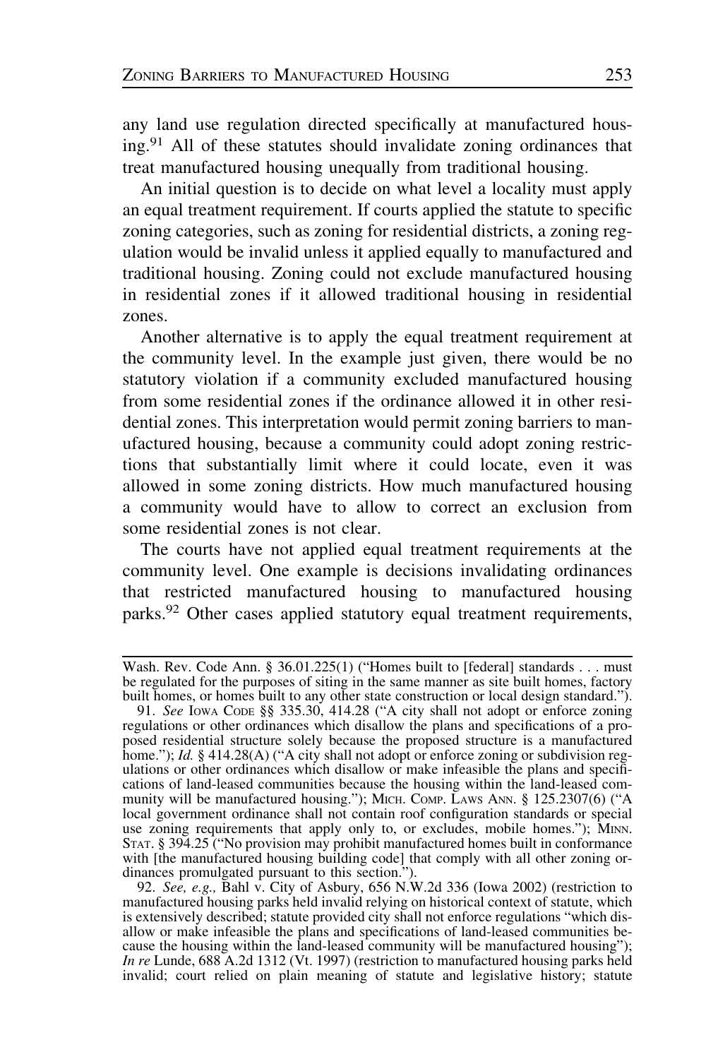any land use regulation directed specifically at manufactured housing.[91] All of these statutes should invalidate zoning ordinances that treat manufactured housing unequally from traditional housing.

An initial question is to decide on what level a locality must apply an equal treatment requirement. If courts applied the statute to specific zoning categories, such as zoning for residential districts, a zoning regulation would be invalid unless it applied equally to manufactured and traditional housing. Zoning could not exclude manufactured housing in residential zones if it allowed traditional housing in residential zones.

Another alternative is to apply the equal treatment requirement at the community level. In the example just given, there would be no statutory violation if a community excluded manufactured housing from some residential zones if the ordinance allowed it in other residential zones. This interpretation would permit zoning barriers to manufactured housing, because a community could adopt zoning restrictions that substantially limit where it could locate, even it was allowed in some zoning districts. How much manufactured housing a community would have to allow to correct an exclusion from some residential zones is not clear.

The courts have not applied equal treatment requirements at the community level. One example is decisions invalidating ordinances that restricted manufactured housing to manufactured housing parks.[92] Other cases applied statutory equal treatment requirements,

---

Wash. Rev. Code Ann. § 36.01.225(1) ("Homes built to [federal] standards . . . must be regulated for the purposes of siting in the same manner as site built homes, factory built homes, or homes built to any other state construction or local design standard.").

91. *See* Iowa Code §§ 335.30, 414.28 ("A city shall not adopt or enforce zoning regulations or other ordinances which disallow the plans and specifications of a proposed residential structure solely because the proposed structure is a manufactured home."); *Id.* § 414.28(A) ("A city shall not adopt or enforce zoning or subdivision regulations or other ordinances which disallow or make infeasible the plans and specifications of land-leased communities because the housing within the land-leased community will be manufactured housing."); Mich. Comp. Laws Ann. § 125.2307(6) ("A local government ordinance shall not contain roof configuration standards or special use zoning requirements that apply only to, or excludes, mobile homes."); Minn. Stat. § 394.25 ("No provision may prohibit manufactured homes built in conformance with [the manufactured housing building code] that comply with all other zoning ordinances promulgated pursuant to this section.").

92. *See, e.g.,* Bahl v. City of Asbury, 656 N.W.2d 336 (Iowa 2002) (restriction to manufactured housing parks held invalid relying on historical context of statute, which is extensively described; statute provided city shall not enforce regulations "which disallow or make infeasible the plans and specifications of land-leased communities because the housing within the land-leased community will be manufactured housing"); *In re* Lunde, 688 A.2d 1312 (Vt. 1997) (restriction to manufactured housing parks held invalid; court relied on plain meaning of statute and legislative history; statute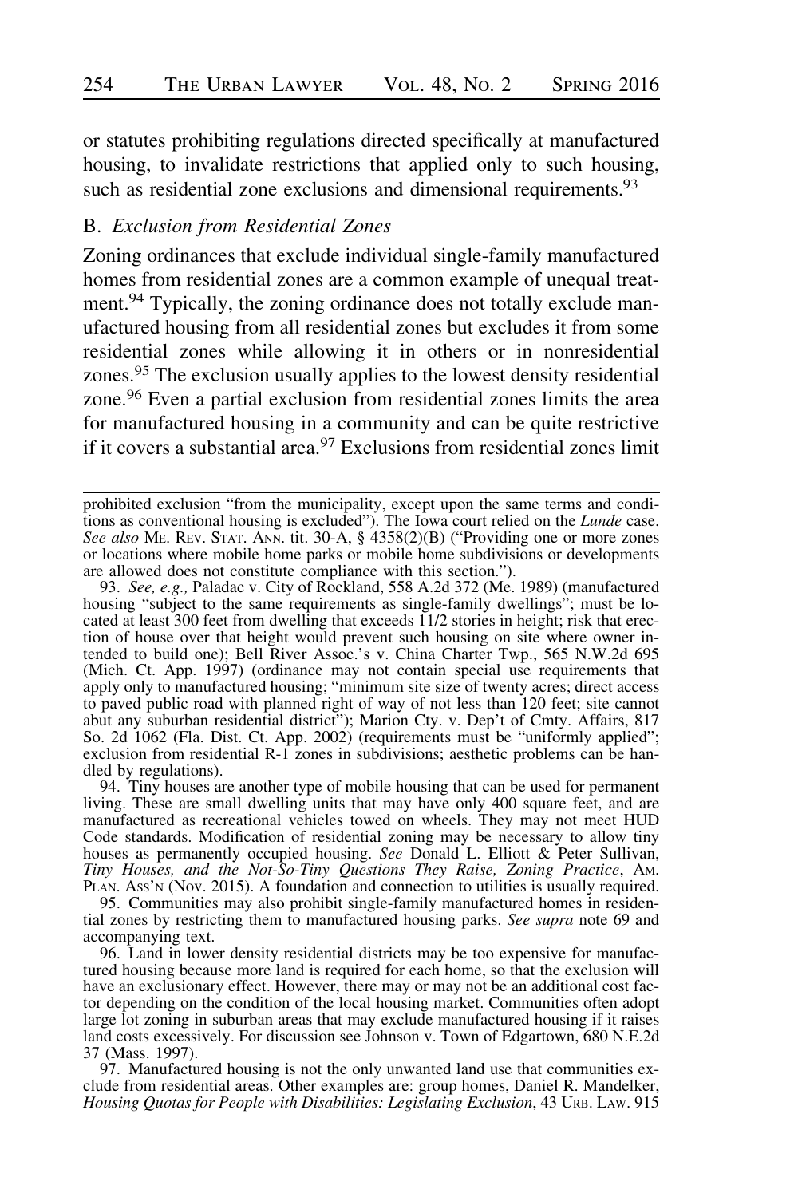or statutes prohibiting regulations directed specifically at manufactured housing, to invalidate restrictions that applied only to such housing, such as residential zone exclusions and dimensional requirements.[93]

## B. *Exclusion from Residential Zones*

Zoning ordinances that exclude individual single-family manufactured homes from residential zones are a common example of unequal treatment.[94] Typically, the zoning ordinance does not totally exclude manufactured housing from all residential zones but excludes it from some residential zones while allowing it in others or in nonresidential zones.[95] The exclusion usually applies to the lowest density residential zone.[96] Even a partial exclusion from residential zones limits the area for manufactured housing in a community and can be quite restrictive if it covers a substantial area.[97] Exclusions from residential zones limit

---

prohibited exclusion "from the municipality, except upon the same terms and conditions as conventional housing is excluded"). The Iowa court relied on the *Lunde* case. *See also* ME. REV. STAT. ANN. tit. 30-A, § 4358(2)(B) ("Providing one or more zones or locations where mobile home parks or mobile home subdivisions or developments are allowed does not constitute compliance with this section.").

93. *See, e.g.,* Paladac v. City of Rockland, 558 A.2d 372 (Me. 1989) (manufactured housing "subject to the same requirements as single-family dwellings"; must be located at least 300 feet from dwelling that exceeds 11/2 stories in height; risk that erection of house over that height would prevent such housing on site where owner intended to build one); Bell River Assoc.'s v. China Charter Twp., 565 N.W.2d 695 (Mich. Ct. App. 1997) (ordinance may not contain special use requirements that apply only to manufactured housing; "minimum site size of twenty acres; direct access to paved public road with planned right of way of not less than 120 feet; site cannot abut any suburban residential district"); Marion Cty. v. Dep't of Cmty. Affairs, 817 So. 2d 1062 (Fla. Dist. Ct. App. 2002) (requirements must be "uniformly applied"; exclusion from residential R-1 zones in subdivisions; aesthetic problems can be handled by regulations).

94. Tiny houses are another type of mobile housing that can be used for permanent living. These are small dwelling units that may have only 400 square feet, and are manufactured as recreational vehicles towed on wheels. They may not meet HUD Code standards. Modification of residential zoning may be necessary to allow tiny houses as permanently occupied housing. *See* Donald L. Elliott & Peter Sullivan, *Tiny Houses, and the Not-So-Tiny Questions They Raise, Zoning Practice*, AM. PLAN. ASS'N (Nov. 2015). A foundation and connection to utilities is usually required.

95. Communities may also prohibit single-family manufactured homes in residential zones by restricting them to manufactured housing parks. *See supra* note 69 and accompanying text.

96. Land in lower density residential districts may be too expensive for manufactured housing because more land is required for each home, so that the exclusion will have an exclusionary effect. However, there may or may not be an additional cost factor depending on the condition of the local housing market. Communities often adopt large lot zoning in suburban areas that may exclude manufactured housing if it raises land costs excessively. For discussion see Johnson v. Town of Edgartown, 680 N.E.2d 37 (Mass. 1997).

97. Manufactured housing is not the only unwanted land use that communities exclude from residential areas. Other examples are: group homes, Daniel R. Mandelker, *Housing Quotas for People with Disabilities: Legislating Exclusion*, 43 URB. LAW. 915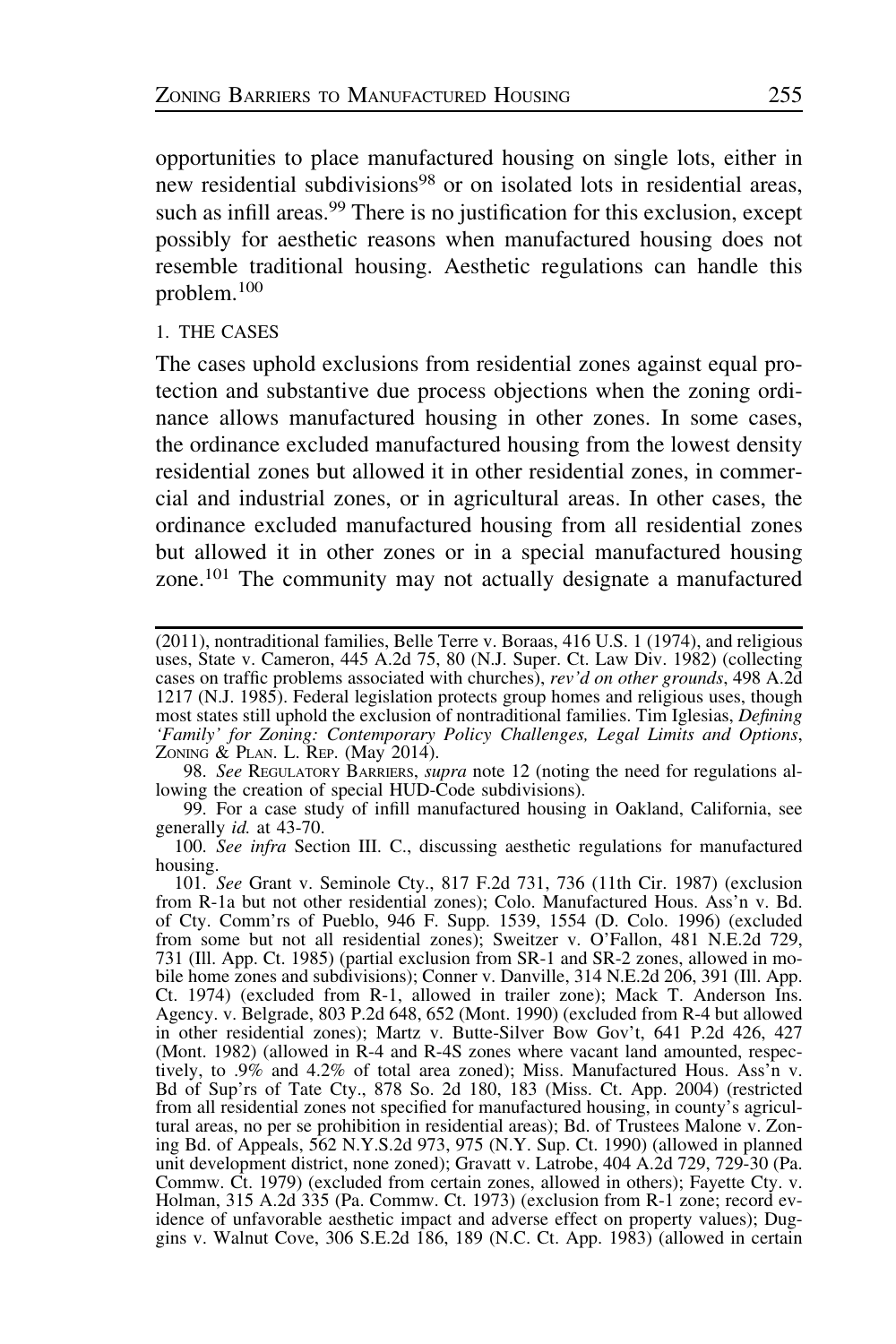opportunities to place manufactured housing on single lots, either in new residential subdivisions[98] or on isolated lots in residential areas, such as infill areas.[99] There is no justification for this exclusion, except possibly for aesthetic reasons when manufactured housing does not resemble traditional housing. Aesthetic regulations can handle this problem.[100]

### 1. THE CASES

The cases uphold exclusions from residential zones against equal protection and substantive due process objections when the zoning ordinance allows manufactured housing in other zones. In some cases, the ordinance excluded manufactured housing from the lowest density residential zones but allowed it in other residential zones, in commercial and industrial zones, or in agricultural areas. In other cases, the ordinance excluded manufactured housing from all residential zones but allowed it in other zones or in a special manufactured housing zone.[101] The community may not actually designate a manufactured

---

(2011), nontraditional families, Belle Terre v. Boraas, 416 U.S. 1 (1974), and religious uses, State v. Cameron, 445 A.2d 75, 80 (N.J. Super. Ct. Law Div. 1982) (collecting cases on traffic problems associated with churches), *rev'd on other grounds*, 498 A.2d 1217 (N.J. 1985). Federal legislation protects group homes and religious uses, though most states still uphold the exclusion of nontraditional families. Tim Iglesias, *Defining 'Family' for Zoning: Contemporary Policy Challenges, Legal Limits and Options*, ZONING & PLAN. L. REP. (May 2014).

98. *See* REGULATORY BARRIERS, *supra* note 12 (noting the need for regulations allowing the creation of special HUD-Code subdivisions).

99. For a case study of infill manufactured housing in Oakland, California, see generally *id.* at 43-70.

100. *See infra* Section III. C., discussing aesthetic regulations for manufactured housing.

101. *See* Grant v. Seminole Cty., 817 F.2d 731, 736 (11th Cir. 1987) (exclusion from R-1a but not other residential zones); Colo. Manufactured Hous. Ass'n v. Bd. of Cty. Comm'rs of Pueblo, 946 F. Supp. 1539, 1554 (D. Colo. 1996) (excluded from some but not all residential zones); Sweitzer v. O'Fallon, 481 N.E.2d 729, 731 (Ill. App. Ct. 1985) (partial exclusion from SR-1 and SR-2 zones, allowed in mobile home zones and subdivisions); Conner v. Danville, 314 N.E.2d 206, 391 (Ill. App. Ct. 1974) (excluded from R-1, allowed in trailer zone); Mack T. Anderson Ins. Agency. v. Belgrade, 803 P.2d 648, 652 (Mont. 1990) (excluded from R-4 but allowed in other residential zones); Martz v. Butte-Silver Bow Gov't, 641 P.2d 426, 427 (Mont. 1982) (allowed in R-4 and R-4S zones where vacant land amounted, respectively, to .9% and 4.2% of total area zoned); Miss. Manufactured Hous. Ass'n v. Bd of Sup'rs of Tate Cty., 878 So. 2d 180, 183 (Miss. Ct. App. 2004) (restricted from all residential zones not specified for manufactured housing, in county's agricultural areas, no per se prohibition in residential areas); Bd. of Trustees Malone v. Zoning Bd. of Appeals, 562 N.Y.S.2d 973, 975 (N.Y. Sup. Ct. 1990) (allowed in planned unit development district, none zoned); Gravatt v. Latrobe, 404 A.2d 729, 729-30 (Pa. Commw. Ct. 1979) (excluded from certain zones, allowed in others); Fayette Cty. v. Holman, 315 A.2d 335 (Pa. Commw. Ct. 1973) (exclusion from R-1 zone; record evidence of unfavorable aesthetic impact and adverse effect on property values); Duggins v. Walnut Cove, 306 S.E.2d 186, 189 (N.C. Ct. App. 1983) (allowed in certain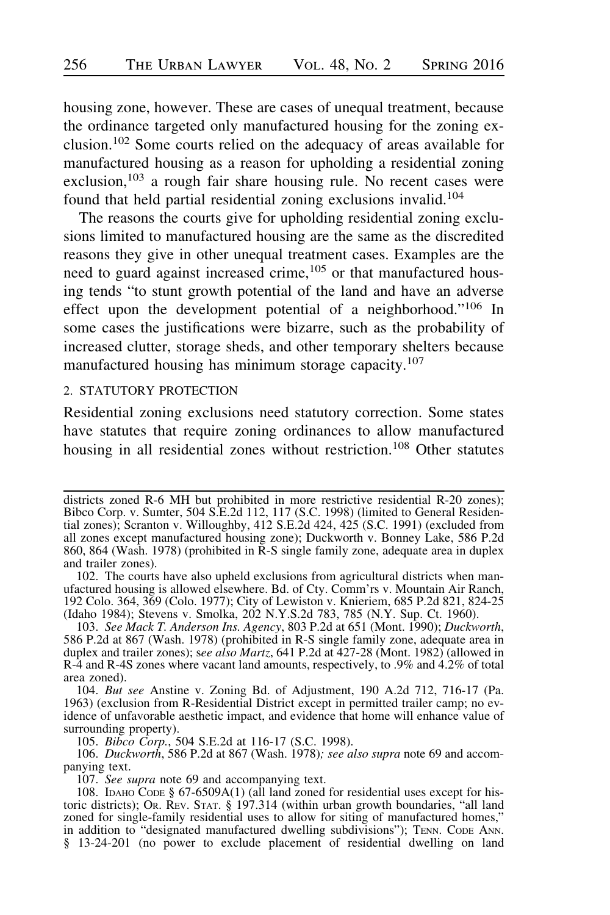housing zone, however. These are cases of unequal treatment, because the ordinance targeted only manufactured housing for the zoning exclusion.[102] Some courts relied on the adequacy of areas available for manufactured housing as a reason for upholding a residential zoning exclusion,[103] a rough fair share housing rule. No recent cases were found that held partial residential zoning exclusions invalid.[104]

The reasons the courts give for upholding residential zoning exclusions limited to manufactured housing are the same as the discredited reasons they give in other unequal treatment cases. Examples are the need to guard against increased crime,[105] or that manufactured housing tends "to stunt growth potential of the land and have an adverse effect upon the development potential of a neighborhood."[106] In some cases the justifications were bizarre, such as the probability of increased clutter, storage sheds, and other temporary shelters because manufactured housing has minimum storage capacity.[107]

#### 2. Statutory Protection

Residential zoning exclusions need statutory correction. Some states have statutes that require zoning ordinances to allow manufactured housing in all residential zones without restriction.[108] Other statutes

---

districts zoned R-6 MH but prohibited in more restrictive residential R-20 zones); Bibco Corp. v. Sumter, 504 S.E.2d 112, 117 (S.C. 1998) (limited to General Residential zones); Scranton v. Willoughby, 412 S.E.2d 424, 425 (S.C. 1991) (excluded from all zones except manufactured housing zone); Duckworth v. Bonney Lake, 586 P.2d 860, 864 (Wash. 1978) (prohibited in R-S single family zone, adequate area in duplex and trailer zones).

102. The courts have also upheld exclusions from agricultural districts when manufactured housing is allowed elsewhere. Bd. of Cty. Comm'rs v. Mountain Air Ranch, 192 Colo. 364, 369 (Colo. 1977); City of Lewiston v. Knieriem, 685 P.2d 821, 824-25 (Idaho 1984); Stevens v. Smolka, 202 N.Y.S.2d 783, 785 (N.Y. Sup. Ct. 1960).

103. *See Mack T. Anderson Ins. Agency*, 803 P.2d at 651 (Mont. 1990); *Duckworth*, 586 P.2d at 867 (Wash. 1978) (prohibited in R-S single family zone, adequate area in duplex and trailer zones); s*ee also Martz*, 641 P.2d at 427-28 (Mont. 1982) (allowed in R-4 and R-4S zones where vacant land amounts, respectively, to .9% and 4.2% of total area zoned).

104. *But see* Anstine v. Zoning Bd. of Adjustment, 190 A.2d 712, 716-17 (Pa. 1963) (exclusion from R-Residential District except in permitted trailer camp; no evidence of unfavorable aesthetic impact, and evidence that home will enhance value of surrounding property).

105. *Bibco Corp.*, 504 S.E.2d at 116-17 (S.C. 1998).

106. *Duckworth*, 586 P.2d at 867 (Wash. 1978)*; see also supra* note 69 and accompanying text.

107. *See supra* note 69 and accompanying text.

108. Idaho Code § 67-6509A(1) (all land zoned for residential uses except for historic districts); Or. Rev. Stat. § 197.314 (within urban growth boundaries, "all land zoned for single-family residential uses to allow for siting of manufactured homes," in addition to "designated manufactured dwelling subdivisions"); Tenn. Code Ann. § 13-24-201 (no power to exclude placement of residential dwelling on land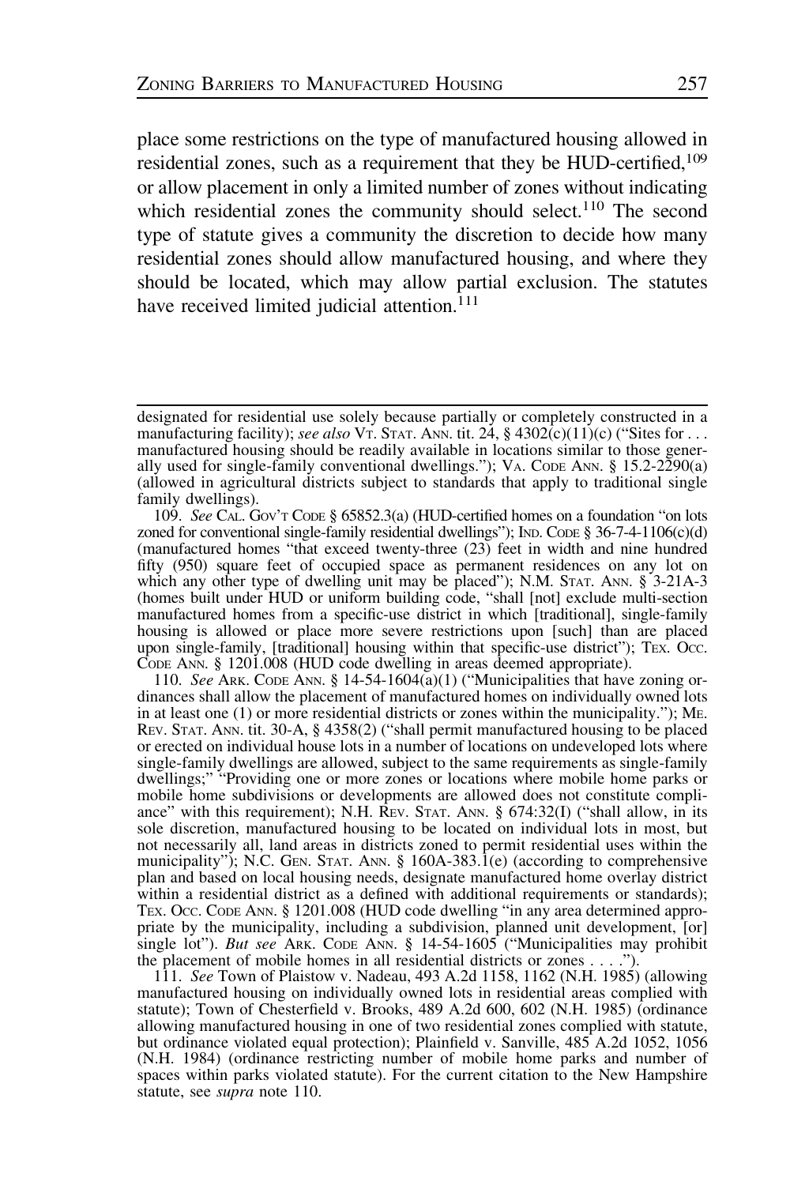place some restrictions on the type of manufactured housing allowed in residential zones, such as a requirement that they be HUD-certified,[109] or allow placement in only a limited number of zones without indicating which residential zones the community should select.[110] The second type of statute gives a community the discretion to decide how many residential zones should allow manufactured housing, and where they should be located, which may allow partial exclusion. The statutes have received limited judicial attention.[111]

---

designated for residential use solely because partially or completely constructed in a manufacturing facility); *see also* VT. STAT. ANN. tit. 24, § 4302(c)(11)(c) ("Sites for . . . manufactured housing should be readily available in locations similar to those generally used for single-family conventional dwellings."); VA. CODE ANN. § 15.2-2290(a) (allowed in agricultural districts subject to standards that apply to traditional single family dwellings).

109. *See* CAL. GOV'T CODE § 65852.3(a) (HUD-certified homes on a foundation "on lots zoned for conventional single-family residential dwellings"); IND. CODE § 36-7-4-1106(c)(d) (manufactured homes "that exceed twenty-three (23) feet in width and nine hundred fifty (950) square feet of occupied space as permanent residences on any lot on which any other type of dwelling unit may be placed"); N.M. STAT. ANN. § 3-21A-3 (homes built under HUD or uniform building code, "shall [not] exclude multi-section manufactured homes from a specific-use district in which [traditional], single-family housing is allowed or place more severe restrictions upon [such] than are placed upon single-family, [traditional] housing within that specific-use district"); TEX. OCC. CODE ANN. § 1201.008 (HUD code dwelling in areas deemed appropriate).

110. *See* ARK. CODE ANN. § 14-54-1604(a)(1) ("Municipalities that have zoning ordinances shall allow the placement of manufactured homes on individually owned lots in at least one (1) or more residential districts or zones within the municipality."); ME. REV. STAT. ANN. tit. 30-A, § 4358(2) ("shall permit manufactured housing to be placed or erected on individual house lots in a number of locations on undeveloped lots where single-family dwellings are allowed, subject to the same requirements as single-family dwellings;" "Providing one or more zones or locations where mobile home parks or mobile home subdivisions or developments are allowed does not constitute compliance" with this requirement); N.H. REV. STAT. ANN. § 674:32(I) ("shall allow, in its sole discretion, manufactured housing to be located on individual lots in most, but not necessarily all, land areas in districts zoned to permit residential uses within the municipality"); N.C. GEN. STAT. ANN. § 160A-383.1(e) (according to comprehensive plan and based on local housing needs, designate manufactured home overlay district within a residential district as a defined with additional requirements or standards); TEX. OCC. CODE ANN. § 1201.008 (HUD code dwelling "in any area determined appropriate by the municipality, including a subdivision, planned unit development, [or] single lot"). *But see* ARK. CODE ANN. § 14-54-1605 ("Municipalities may prohibit the placement of mobile homes in all residential districts or zones . . . .").

111. *See* Town of Plaistow v. Nadeau, 493 A.2d 1158, 1162 (N.H. 1985) (allowing manufactured housing on individually owned lots in residential areas complied with statute); Town of Chesterfield v. Brooks, 489 A.2d 600, 602 (N.H. 1985) (ordinance allowing manufactured housing in one of two residential zones complied with statute, but ordinance violated equal protection); Plainfield v. Sanville, 485 A.2d 1052, 1056 (N.H. 1984) (ordinance restricting number of mobile home parks and number of spaces within parks violated statute). For the current citation to the New Hampshire statute, see *supra* note 110.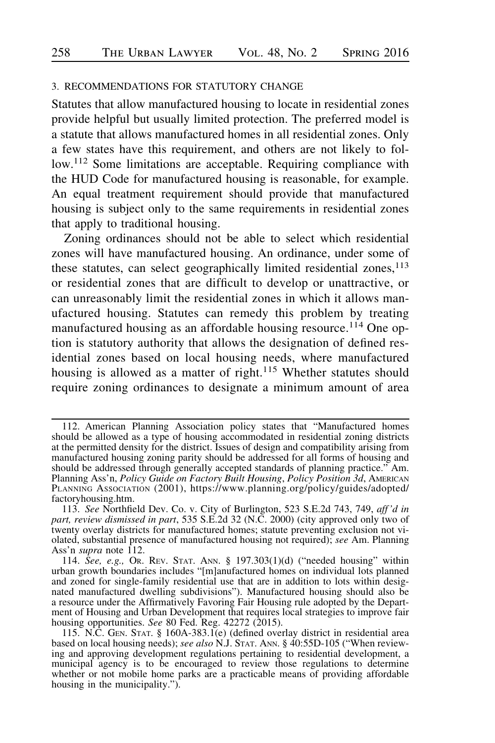### 3. RECOMMENDATIONS FOR STATUTORY CHANGE

Statutes that allow manufactured housing to locate in residential zones provide helpful but usually limited protection. The preferred model is a statute that allows manufactured homes in all residential zones. Only a few states have this requirement, and others are not likely to follow.[112] Some limitations are acceptable. Requiring compliance with the HUD Code for manufactured housing is reasonable, for example. An equal treatment requirement should provide that manufactured housing is subject only to the same requirements in residential zones that apply to traditional housing.

Zoning ordinances should not be able to select which residential zones will have manufactured housing. An ordinance, under some of these statutes, can select geographically limited residential zones,[113] or residential zones that are difficult to develop or unattractive, or can unreasonably limit the residential zones in which it allows manufactured housing. Statutes can remedy this problem by treating manufactured housing as an affordable housing resource.[114] One option is statutory authority that allows the designation of defined residential zones based on local housing needs, where manufactured housing is allowed as a matter of right.[115] Whether statutes should require zoning ordinances to designate a minimum amount of area

---

112. American Planning Association policy states that "Manufactured homes should be allowed as a type of housing accommodated in residential zoning districts at the permitted density for the district. Issues of design and compatibility arising from manufactured housing zoning parity should be addressed for all forms of housing and should be addressed through generally accepted standards of planning practice." Am. Planning Ass'n, *Policy Guide on Factory Built Housing*, *Policy Position 3d*, AMERICAN PLANNING ASSOCIATION (2001), https://www.planning.org/policy/guides/adopted/factoryhousing.htm.

113. *See* Northfield Dev. Co. v. City of Burlington, 523 S.E.2d 743, 749, *aff'd in part, review dismissed in part*, 535 S.E.2d 32 (N.C. 2000) (city approved only two of twenty overlay districts for manufactured homes; statute preventing exclusion not violated, substantial presence of manufactured housing not required); *see* Am. Planning Ass'n *supra* note 112.

114. *See, e.g.,* OR. REV. STAT. ANN. § 197.303(1)(d) ("needed housing" within urban growth boundaries includes "[m]anufactured homes on individual lots planned and zoned for single-family residential use that are in addition to lots within designated manufactured dwelling subdivisions"). Manufactured housing should also be a resource under the Affirmatively Favoring Fair Housing rule adopted by the Department of Housing and Urban Development that requires local strategies to improve fair housing opportunities. *See* 80 Fed. Reg. 42272 (2015).

115. N.C. GEN. STAT. § 160A-383.1(e) (defined overlay district in residential area based on local housing needs); *see also* N.J. STAT. ANN. § 40:55D-105 ("When reviewing and approving development regulations pertaining to residential development, a municipal agency is to be encouraged to review those regulations to determine whether or not mobile home parks are a practicable means of providing affordable housing in the municipality.").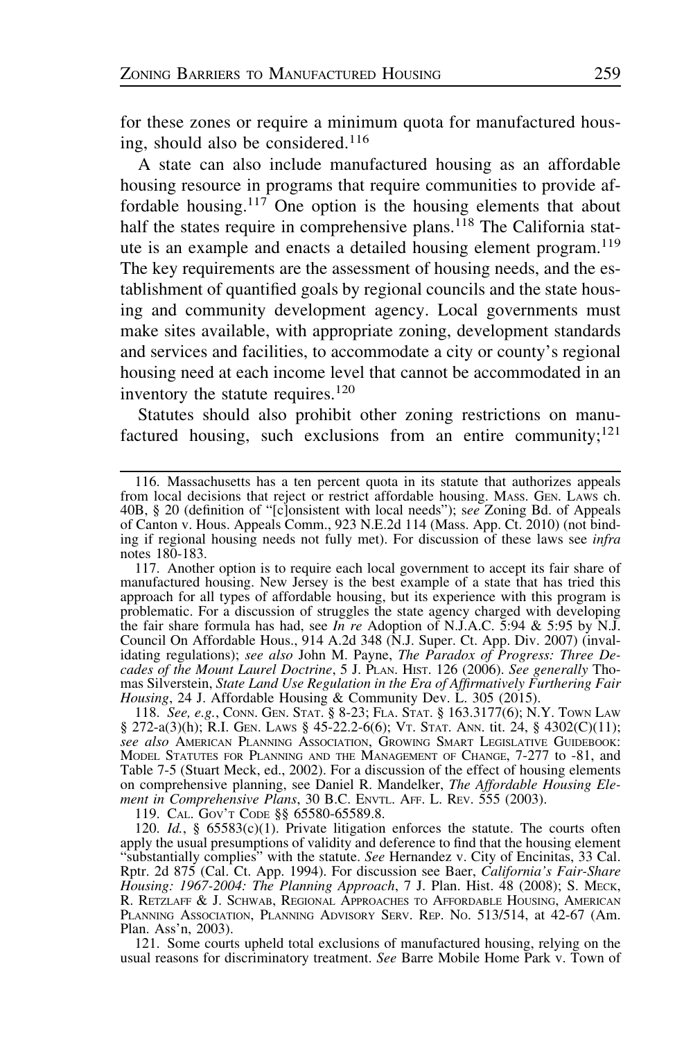for these zones or require a minimum quota for manufactured housing, should also be considered.[116]

A state can also include manufactured housing as an affordable housing resource in programs that require communities to provide affordable housing.[117] One option is the housing elements that about half the states require in comprehensive plans.[118] The California statute is an example and enacts a detailed housing element program.[119] The key requirements are the assessment of housing needs, and the establishment of quantified goals by regional councils and the state housing and community development agency. Local governments must make sites available, with appropriate zoning, development standards and services and facilities, to accommodate a city or county's regional housing need at each income level that cannot be accommodated in an inventory the statute requires.[120]

Statutes should also prohibit other zoning restrictions on manufactured housing, such exclusions from an entire community;[121]

---

116. Massachusetts has a ten percent quota in its statute that authorizes appeals from local decisions that reject or restrict affordable housing. MASS. GEN. LAWS ch. 40B, § 20 (definition of "[c]onsistent with local needs"); *see* Zoning Bd. of Appeals of Canton v. Hous. Appeals Comm., 923 N.E.2d 114 (Mass. App. Ct. 2010) (not binding if regional housing needs not fully met). For discussion of these laws see *infra* notes 180-183.

117. Another option is to require each local government to accept its fair share of manufactured housing. New Jersey is the best example of a state that has tried this approach for all types of affordable housing, but its experience with this program is problematic. For a discussion of struggles the state agency charged with developing the fair share formula has had, see *In re* Adoption of N.J.A.C. 5:94 & 5:95 by N.J. Council On Affordable Hous., 914 A.2d 348 (N.J. Super. Ct. App. Div. 2007) (invalidating regulations); *see also* John M. Payne, *The Paradox of Progress: Three Decades of the Mount Laurel Doctrine*, 5 J. PLAN. HIST. 126 (2006). *See generally* Thomas Silverstein, *State Land Use Regulation in the Era of Affirmatively Furthering Fair Housing*, 24 J. Affordable Housing & Community Dev. L. 305 (2015).

118. *See, e.g.*, CONN. GEN. STAT. § 8-23; FLA. STAT. § 163.3177(6); N.Y. TOWN LAW § 272-a(3)(h); R.I. GEN. LAWS § 45-22.2-6(6); VT. STAT. ANN. tit. 24, § 4302(C)(11); *see also* AMERICAN PLANNING ASSOCIATION, GROWING SMART LEGISLATIVE GUIDEBOOK: MODEL STATUTES FOR PLANNING AND THE MANAGEMENT OF CHANGE, 7-277 to -81, and Table 7-5 (Stuart Meck, ed., 2002). For a discussion of the effect of housing elements on comprehensive planning, see Daniel R. Mandelker, *The Affordable Housing Element in Comprehensive Plans*, 30 B.C. ENVTL. AFF. L. REV. 555 (2003).

119. CAL. GOV'T CODE §§ 65580-65589.8.

120. *Id.*, § 65583(c)(1). Private litigation enforces the statute. The courts often apply the usual presumptions of validity and deference to find that the housing element "substantially complies" with the statute. *See* Hernandez v. City of Encinitas, 33 Cal. Rptr. 2d 875 (Cal. Ct. App. 1994). For discussion see Baer, *California's Fair-Share Housing: 1967-2004: The Planning Approach*, 7 J. Plan. Hist. 48 (2008); S. MECK, R. RETZLAFF & J. SCHWAB, REGIONAL APPROACHES TO AFFORDABLE HOUSING, AMERICAN PLANNING ASSOCIATION, PLANNING ADVISORY SERV. REP. NO. 513/514, at 42-67 (Am. Plan. Ass'n, 2003).

121. Some courts upheld total exclusions of manufactured housing, relying on the usual reasons for discriminatory treatment. *See* Barre Mobile Home Park v. Town of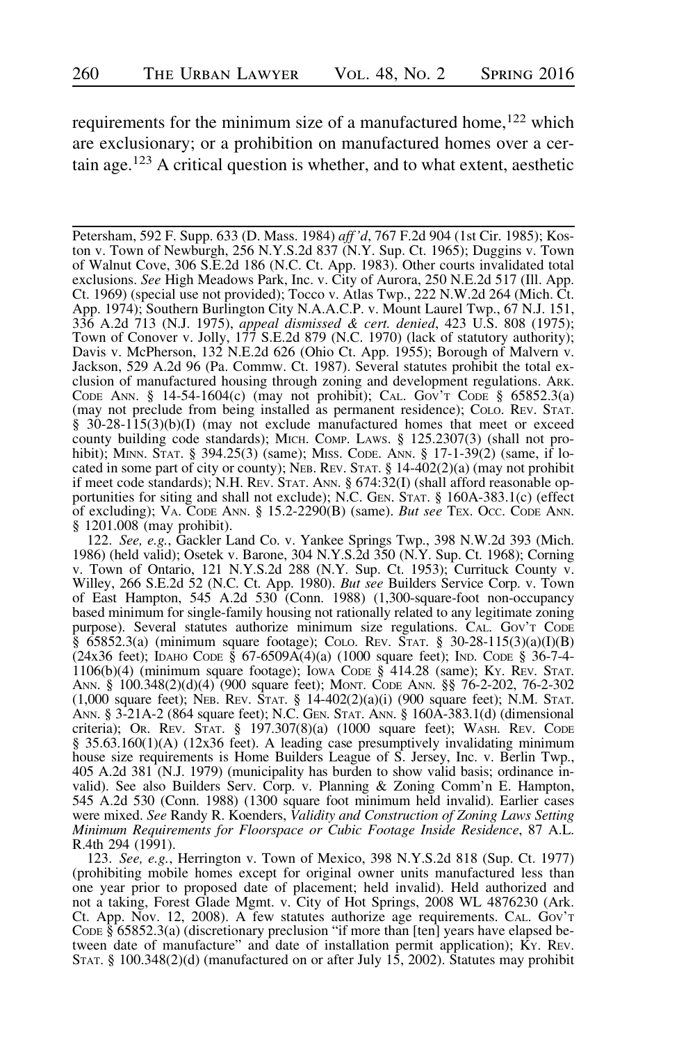requirements for the minimum size of a manufactured home,[122] which are exclusionary; or a prohibition on manufactured homes over a certain age.[123] A critical question is whether, and to what extent, aesthetic

---

Petersham, 592 F. Supp. 633 (D. Mass. 1984) *aff'd*, 767 F.2d 904 (1st Cir. 1985); Koston v. Town of Newburgh, 256 N.Y.S.2d 837 (N.Y. Sup. Ct. 1965); Duggins v. Town of Walnut Cove, 306 S.E.2d 186 (N.C. Ct. App. 1983). Other courts invalidated total exclusions. *See* High Meadows Park, Inc. v. City of Aurora, 250 N.E.2d 517 (Ill. App. Ct. 1969) (special use not provided); Tocco v. Atlas Twp., 222 N.W.2d 264 (Mich. Ct. App. 1974); Southern Burlington City N.A.A.C.P. v. Mount Laurel Twp., 67 N.J. 151, 336 A.2d 713 (N.J. 1975), *appeal dismissed & cert. denied*, 423 U.S. 808 (1975); Town of Conover v. Jolly, 177 S.E.2d 879 (N.C. 1970) (lack of statutory authority); Davis v. McPherson, 132 N.E.2d 626 (Ohio Ct. App. 1955); Borough of Malvern v. Jackson, 529 A.2d 96 (Pa. Commw. Ct. 1987). Several statutes prohibit the total exclusion of manufactured housing through zoning and development regulations. Ark. Code Ann. § 14-54-1604(c) (may not prohibit); Cal. Gov't Code § 65852.3(a) (may not preclude from being installed as permanent residence); Colo. Rev. Stat. § 30-28-115(3)(b)(I) (may not exclude manufactured homes that meet or exceed county building code standards); Mich. Comp. Laws. § 125.2307(3) (shall not prohibit); Minn. Stat. § 394.25(3) (same); Miss. Code. Ann. § 17-1-39(2) (same, if located in some part of city or county); Neb. Rev. Stat. § 14-402(2)(a) (may not prohibit if meet code standards); N.H. Rev. Stat. Ann. § 674:32(I) (shall afford reasonable opportunities for siting and shall not exclude); N.C. Gen. Stat. § 160A-383.1(c) (effect of excluding); Va. Code Ann. § 15.2-2290(B) (same). *But see* Tex. Occ. Code Ann. § 1201.008 (may prohibit).

122. *See, e.g.*, Gackler Land Co. v. Yankee Springs Twp., 398 N.W.2d 393 (Mich. 1986) (held valid); Osetek v. Barone, 304 N.Y.S.2d 350 (N.Y. Sup. Ct. 1968); Corning v. Town of Ontario, 121 N.Y.S.2d 288 (N.Y. Sup. Ct. 1953); Currituck County v. Willey, 266 S.E.2d 52 (N.C. Ct. App. 1980). *But see* Builders Service Corp. v. Town of East Hampton, 545 A.2d 530 (Conn. 1988) (1,300-square-foot non-occupancy based minimum for single-family housing not rationally related to any legitimate zoning purpose). Several statutes authorize minimum size regulations. Cal. Gov't Code § 65852.3(a) (minimum square footage); Colo. Rev. Stat. § 30-28-115(3)(a)(I)(B) (24x36 feet); Idaho Code § 67-6509A(4)(a) (1000 square feet); Ind. Code § 36-7-4-1106(b)(4) (minimum square footage); Iowa Code § 414.28 (same); Ky. Rev. Stat. Ann. § 100.348(2)(d)(4) (900 square feet); Mont. Code Ann. §§ 76-2-202, 76-2-302 (1,000 square feet); Neb. Rev. Stat. § 14-402(2)(a)(i) (900 square feet); N.M. Stat. Ann. § 3-21A-2 (864 square feet); N.C. Gen. Stat. Ann. § 160A-383.1(d) (dimensional criteria); Or. Rev. Stat. § 197.307(8)(a) (1000 square feet); Wash. Rev. Code § 35.63.160(1)(A) (12x36 feet). A leading case presumptively invalidating minimum house size requirements is Home Builders League of S. Jersey, Inc. v. Berlin Twp., 405 A.2d 381 (N.J. 1979) (municipality has burden to show valid basis; ordinance invalid). See also Builders Serv. Corp. v. Planning & Zoning Comm'n E. Hampton, 545 A.2d 530 (Conn. 1988) (1300 square foot minimum held invalid). Earlier cases were mixed. *See* Randy R. Koenders, *Validity and Construction of Zoning Laws Setting Minimum Requirements for Floorspace or Cubic Footage Inside Residence*, 87 A.L. R.4th 294 (1991).

123. *See, e.g.*, Herrington v. Town of Mexico, 398 N.Y.S.2d 818 (Sup. Ct. 1977) (prohibiting mobile homes except for original owner units manufactured less than one year prior to proposed date of placement; held invalid). Held authorized and not a taking, Forest Glade Mgmt. v. City of Hot Springs, 2008 WL 4876230 (Ark. Ct. App. Nov. 12, 2008). A few statutes authorize age requirements. Cal. Gov't Code § 65852.3(a) (discretionary preclusion "if more than [ten] years have elapsed between date of manufacture" and date of installation permit application); Ky. Rev. Stat. § 100.348(2)(d) (manufactured on or after July 15, 2002). Statutes may prohibit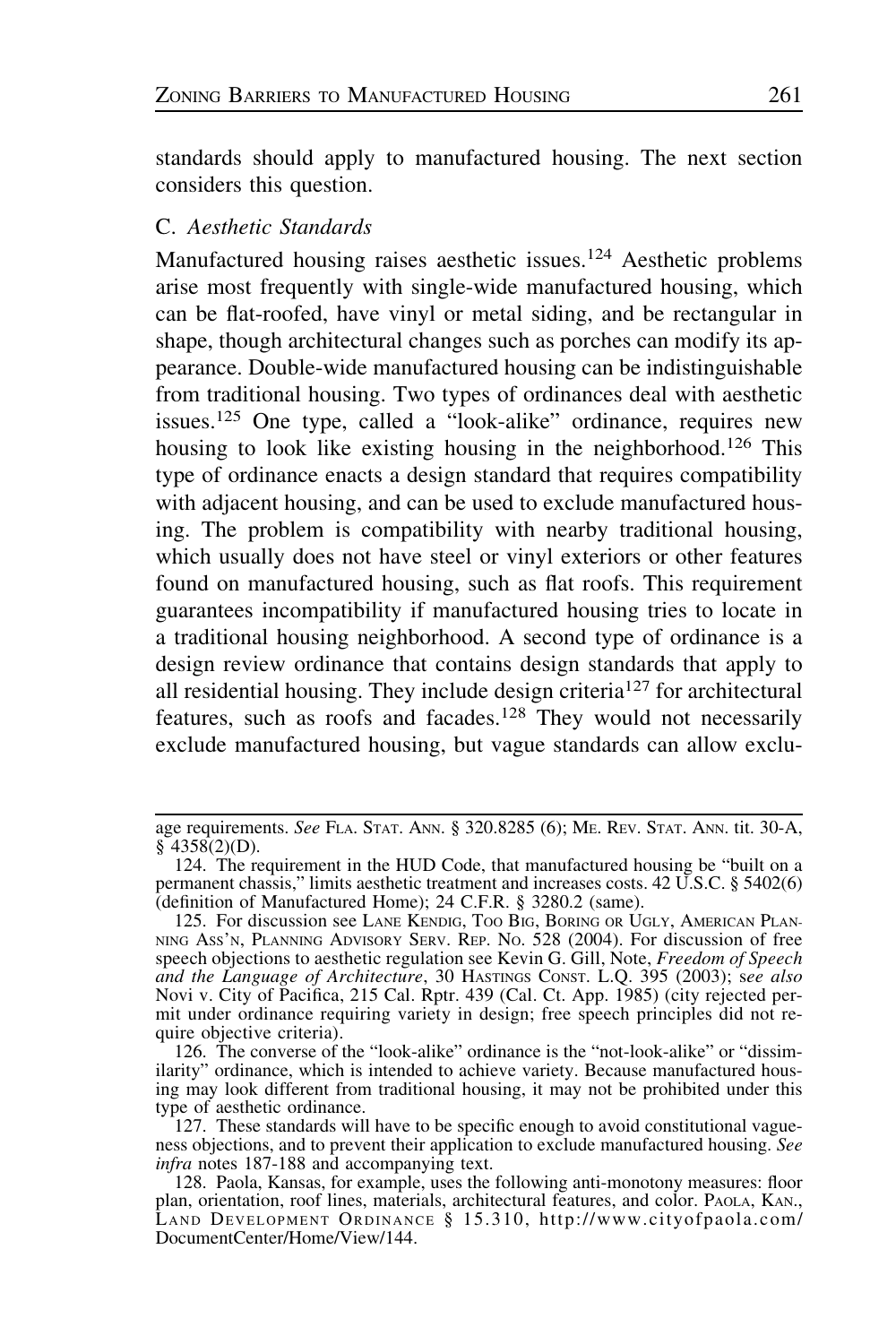standards should apply to manufactured housing. The next section considers this question.

### C. *Aesthetic Standards*

Manufactured housing raises aesthetic issues.[124] Aesthetic problems arise most frequently with single-wide manufactured housing, which can be flat-roofed, have vinyl or metal siding, and be rectangular in shape, though architectural changes such as porches can modify its appearance. Double-wide manufactured housing can be indistinguishable from traditional housing. Two types of ordinances deal with aesthetic issues.[125] One type, called a "look-alike" ordinance, requires new housing to look like existing housing in the neighborhood.[126] This type of ordinance enacts a design standard that requires compatibility with adjacent housing, and can be used to exclude manufactured housing. The problem is compatibility with nearby traditional housing, which usually does not have steel or vinyl exteriors or other features found on manufactured housing, such as flat roofs. This requirement guarantees incompatibility if manufactured housing tries to locate in a traditional housing neighborhood. A second type of ordinance is a design review ordinance that contains design standards that apply to all residential housing. They include design criteria[127] for architectural features, such as roofs and facades.[128] They would not necessarily exclude manufactured housing, but vague standards can allow exclu-

---

age requirements. *See* FLA. STAT. ANN. § 320.8285 (6); ME. REV. STAT. ANN. tit. 30-A, § 4358(2)(D).

124. The requirement in the HUD Code, that manufactured housing be "built on a permanent chassis," limits aesthetic treatment and increases costs. 42 U.S.C. § 5402(6) (definition of Manufactured Home); 24 C.F.R. § 3280.2 (same).

125. For discussion see LANE KENDIG, TOO BIG, BORING OR UGLY, AMERICAN PLANNING ASS'N, PLANNING ADVISORY SERV. REP. NO. 528 (2004). For discussion of free speech objections to aesthetic regulation see Kevin G. Gill, Note, *Freedom of Speech and the Language of Architecture*, 30 HASTINGS CONST. L.Q. 395 (2003); s*ee also* Novi v. City of Pacifica, 215 Cal. Rptr. 439 (Cal. Ct. App. 1985) (city rejected permit under ordinance requiring variety in design; free speech principles did not require objective criteria).

126. The converse of the "look-alike" ordinance is the "not-look-alike" or "dissimilarity" ordinance, which is intended to achieve variety. Because manufactured housing may look different from traditional housing, it may not be prohibited under this type of aesthetic ordinance.

127. These standards will have to be specific enough to avoid constitutional vagueness objections, and to prevent their application to exclude manufactured housing. *See infra* notes 187-188 and accompanying text.

128. Paola, Kansas, for example, uses the following anti-monotony measures: floor plan, orientation, roof lines, materials, architectural features, and color. PAOLA, KAN., LAND DEVELOPMENT ORDINANCE § 15.310, http://www.cityofpaola.com/DocumentCenter/Home/View/144.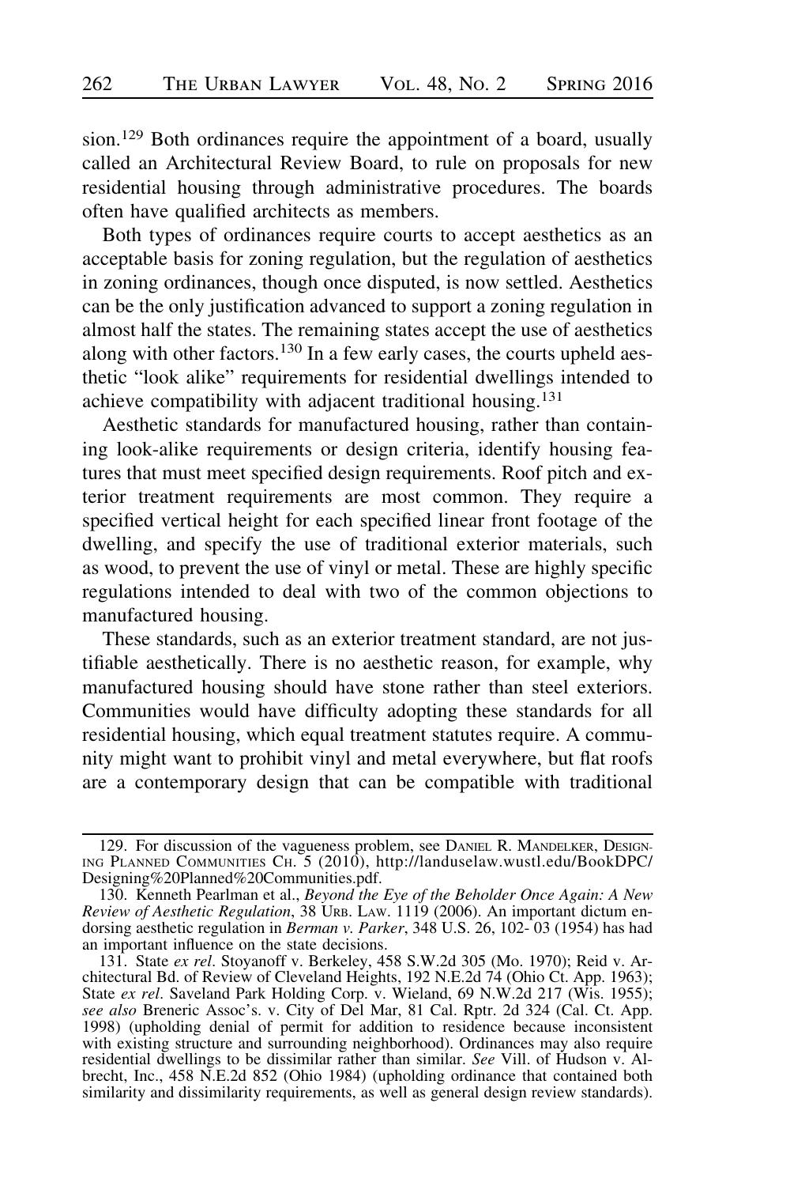sion.[129] Both ordinances require the appointment of a board, usually called an Architectural Review Board, to rule on proposals for new residential housing through administrative procedures. The boards often have qualified architects as members.

Both types of ordinances require courts to accept aesthetics as an acceptable basis for zoning regulation, but the regulation of aesthetics in zoning ordinances, though once disputed, is now settled. Aesthetics can be the only justification advanced to support a zoning regulation in almost half the states. The remaining states accept the use of aesthetics along with other factors.[130] In a few early cases, the courts upheld aesthetic "look alike" requirements for residential dwellings intended to achieve compatibility with adjacent traditional housing.[131]

Aesthetic standards for manufactured housing, rather than containing look-alike requirements or design criteria, identify housing features that must meet specified design requirements. Roof pitch and exterior treatment requirements are most common. They require a specified vertical height for each specified linear front footage of the dwelling, and specify the use of traditional exterior materials, such as wood, to prevent the use of vinyl or metal. These are highly specific regulations intended to deal with two of the common objections to manufactured housing.

These standards, such as an exterior treatment standard, are not justifiable aesthetically. There is no aesthetic reason, for example, why manufactured housing should have stone rather than steel exteriors. Communities would have difficulty adopting these standards for all residential housing, which equal treatment statutes require. A community might want to prohibit vinyl and metal everywhere, but flat roofs are a contemporary design that can be compatible with traditional

---

129. For discussion of the vagueness problem, see DANIEL R. MANDELKER, DESIGNING PLANNED COMMUNITIES CH. 5 (2010), http://landuselaw.wustl.edu/BookDPC/Designing%20Planned%20Communities.pdf.

130. Kenneth Pearlman et al., *Beyond the Eye of the Beholder Once Again: A New Review of Aesthetic Regulation*, 38 URB. LAW. 1119 (2006). An important dictum endorsing aesthetic regulation in *Berman v. Parker*, 348 U.S. 26, 102- 03 (1954) has had an important influence on the state decisions.

131. State *ex rel.* Stoyanoff v. Berkeley, 458 S.W.2d 305 (Mo. 1970); Reid v. Architectural Bd. of Review of Cleveland Heights, 192 N.E.2d 74 (Ohio Ct. App. 1963); State *ex rel.* Saveland Park Holding Corp. v. Wieland, 69 N.W.2d 217 (Wis. 1955); *see also* Breneric Assoc's. v. City of Del Mar, 81 Cal. Rptr. 2d 324 (Cal. Ct. App. 1998) (upholding denial of permit for addition to residence because inconsistent with existing structure and surrounding neighborhood). Ordinances may also require residential dwellings to be dissimilar rather than similar. *See* Vill. of Hudson v. Albrecht, Inc., 458 N.E.2d 852 (Ohio 1984) (upholding ordinance that contained both similarity and dissimilarity requirements, as well as general design review standards).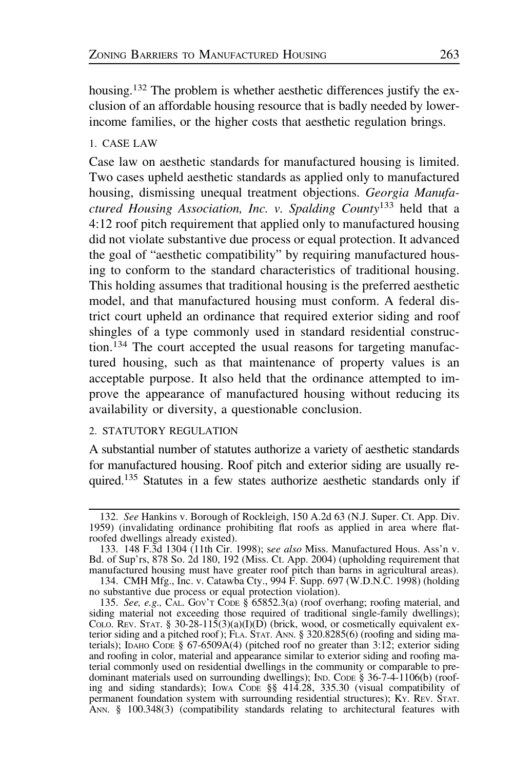housing.[132] The problem is whether aesthetic differences justify the exclusion of an affordable housing resource that is badly needed by lower-income families, or the higher costs that aesthetic regulation brings.

### 1. Case Law

Case law on aesthetic standards for manufactured housing is limited. Two cases upheld aesthetic standards as applied only to manufactured housing, dismissing unequal treatment objections. *Georgia Manufactured Housing Association, Inc. v. Spalding County*[133] held that a 4:12 roof pitch requirement that applied only to manufactured housing did not violate substantive due process or equal protection. It advanced the goal of "aesthetic compatibility" by requiring manufactured housing to conform to the standard characteristics of traditional housing. This holding assumes that traditional housing is the preferred aesthetic model, and that manufactured housing must conform. A federal district court upheld an ordinance that required exterior siding and roof shingles of a type commonly used in standard residential construction.[134] The court accepted the usual reasons for targeting manufactured housing, such as that maintenance of property values is an acceptable purpose. It also held that the ordinance attempted to improve the appearance of manufactured housing without reducing its availability or diversity, a questionable conclusion.

### 2. Statutory Regulation

A substantial number of statutes authorize a variety of aesthetic standards for manufactured housing. Roof pitch and exterior siding are usually required.[135] Statutes in a few states authorize aesthetic standards only if

---

132. *See* Hankins v. Borough of Rockleigh, 150 A.2d 63 (N.J. Super. Ct. App. Div. 1959) (invalidating ordinance prohibiting flat roofs as applied in area where flat-roofed dwellings already existed).

133. 148 F.3d 1304 (11th Cir. 1998); s*ee also* Miss. Manufactured Hous. Ass'n v. Bd. of Sup'rs, 878 So. 2d 180, 192 (Miss. Ct. App. 2004) (upholding requirement that manufactured housing must have greater roof pitch than barns in agricultural areas).

134. CMH Mfg., Inc. v. Catawba Cty., 994 F. Supp. 697 (W.D.N.C. 1998) (holding no substantive due process or equal protection violation).

135. *See, e.g.,* Cal. Gov't Code § 65852.3(a) (roof overhang; roofing material, and siding material not exceeding those required of traditional single-family dwellings); Colo. Rev. Stat. § 30-28-115(3)(a)(I)(D) (brick, wood, or cosmetically equivalent exterior siding and a pitched roof); Fla. Stat. Ann. § 320.8285(6) (roofing and siding materials); Idaho Code § 67-6509A(4) (pitched roof no greater than 3:12; exterior siding and roofing in color, material and appearance similar to exterior siding and roofing material commonly used on residential dwellings in the community or comparable to predominant materials used on surrounding dwellings); Ind. Code § 36-7-4-1106(b) (roofing and siding standards); Iowa Code §§ 414.28, 335.30 (visual compatibility of permanent foundation system with surrounding residential structures); Ky. Rev. Stat. Ann. § 100.348(3) (compatibility standards relating to architectural features with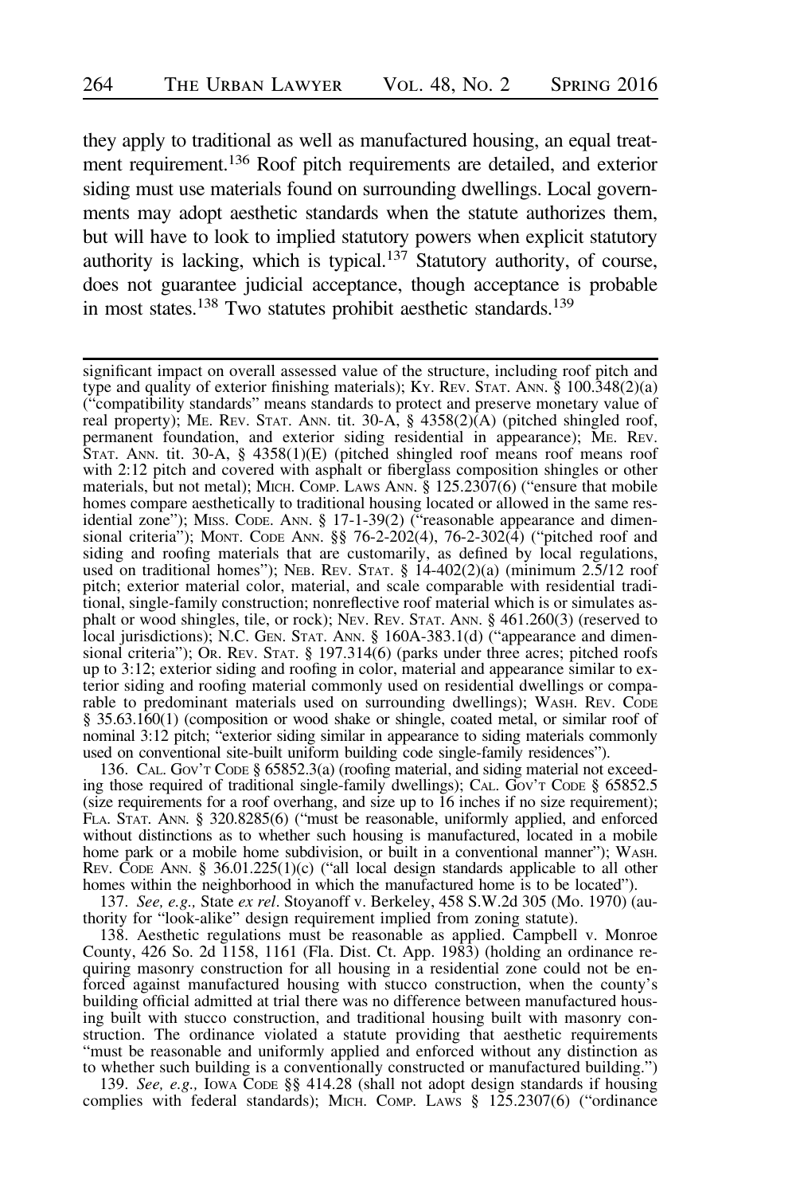they apply to traditional as well as manufactured housing, an equal treatment requirement.[136] Roof pitch requirements are detailed, and exterior siding must use materials found on surrounding dwellings. Local governments may adopt aesthetic standards when the statute authorizes them, but will have to look to implied statutory powers when explicit statutory authority is lacking, which is typical.[137] Statutory authority, of course, does not guarantee judicial acceptance, though acceptance is probable in most states.[138] Two statutes prohibit aesthetic standards.[139]

---

significant impact on overall assessed value of the structure, including roof pitch and type and quality of exterior finishing materials); KY. REV. STAT. ANN. § 100.348(2)(a) ("compatibility standards" means standards to protect and preserve monetary value of real property); ME. REV. STAT. ANN. tit. 30-A, § 4358(2)(A) (pitched shingled roof, permanent foundation, and exterior siding residential in appearance); ME. REV. STAT. ANN. tit. 30-A, § 4358(1)(E) (pitched shingled roof means roof means roof with 2:12 pitch and covered with asphalt or fiberglass composition shingles or other materials, but not metal); MICH. COMP. LAWS ANN. § 125.2307(6) ("ensure that mobile homes compare aesthetically to traditional housing located or allowed in the same residential zone"); MISS. CODE. ANN. § 17-1-39(2) ("reasonable appearance and dimensional criteria"); MONT. CODE ANN. §§ 76-2-202(4), 76-2-302(4) ("pitched roof and siding and roofing materials that are customarily, as defined by local regulations, used on traditional homes"); NEB. REV. STAT. § 14-402(2)(a) (minimum 2.5/12 roof pitch; exterior material color, material, and scale comparable with residential traditional, single-family construction; nonreflective roof material which is or simulates asphalt or wood shingles, tile, or rock); NEV. REV. STAT. ANN. § 461.260(3) (reserved to local jurisdictions); N.C. GEN. STAT. ANN. § 160A-383.1(d) ("appearance and dimensional criteria"); OR. REV. STAT. § 197.314(6) (parks under three acres; pitched roofs up to 3:12; exterior siding and roofing in color, material and appearance similar to exterior siding and roofing material commonly used on residential dwellings or comparable to predominant materials used on surrounding dwellings); WASH. REV. CODE § 35.63.160(1) (composition or wood shake or shingle, coated metal, or similar roof of nominal 3:12 pitch; "exterior siding similar in appearance to siding materials commonly used on conventional site-built uniform building code single-family residences").

136. CAL. GOV'T CODE § 65852.3(a) (roofing material, and siding material not exceeding those required of traditional single-family dwellings); CAL. GOV'T CODE § 65852.5 (size requirements for a roof overhang, and size up to 16 inches if no size requirement); FLA. STAT. ANN. § 320.8285(6) ("must be reasonable, uniformly applied, and enforced without distinctions as to whether such housing is manufactured, located in a mobile home park or a mobile home subdivision, or built in a conventional manner"); WASH. REV. CODE ANN. § 36.01.225(1)(c) ("all local design standards applicable to all other homes within the neighborhood in which the manufactured home is to be located").

137. *See, e.g.,* State *ex rel.* Stoyanoff v. Berkeley, 458 S.W.2d 305 (Mo. 1970) (authority for "look-alike" design requirement implied from zoning statute).

138. Aesthetic regulations must be reasonable as applied. Campbell v. Monroe County, 426 So. 2d 1158, 1161 (Fla. Dist. Ct. App. 1983) (holding an ordinance requiring masonry construction for all housing in a residential zone could not be enforced against manufactured housing with stucco construction, when the county's building official admitted at trial there was no difference between manufactured housing built with stucco construction, and traditional housing built with masonry construction. The ordinance violated a statute providing that aesthetic requirements "must be reasonable and uniformly applied and enforced without any distinction as to whether such building is a conventionally constructed or manufactured building.")

139. *See, e.g.,* IOWA CODE §§ 414.28 (shall not adopt design standards if housing complies with federal standards); MICH. COMP. LAWS § 125.2307(6) ("ordinance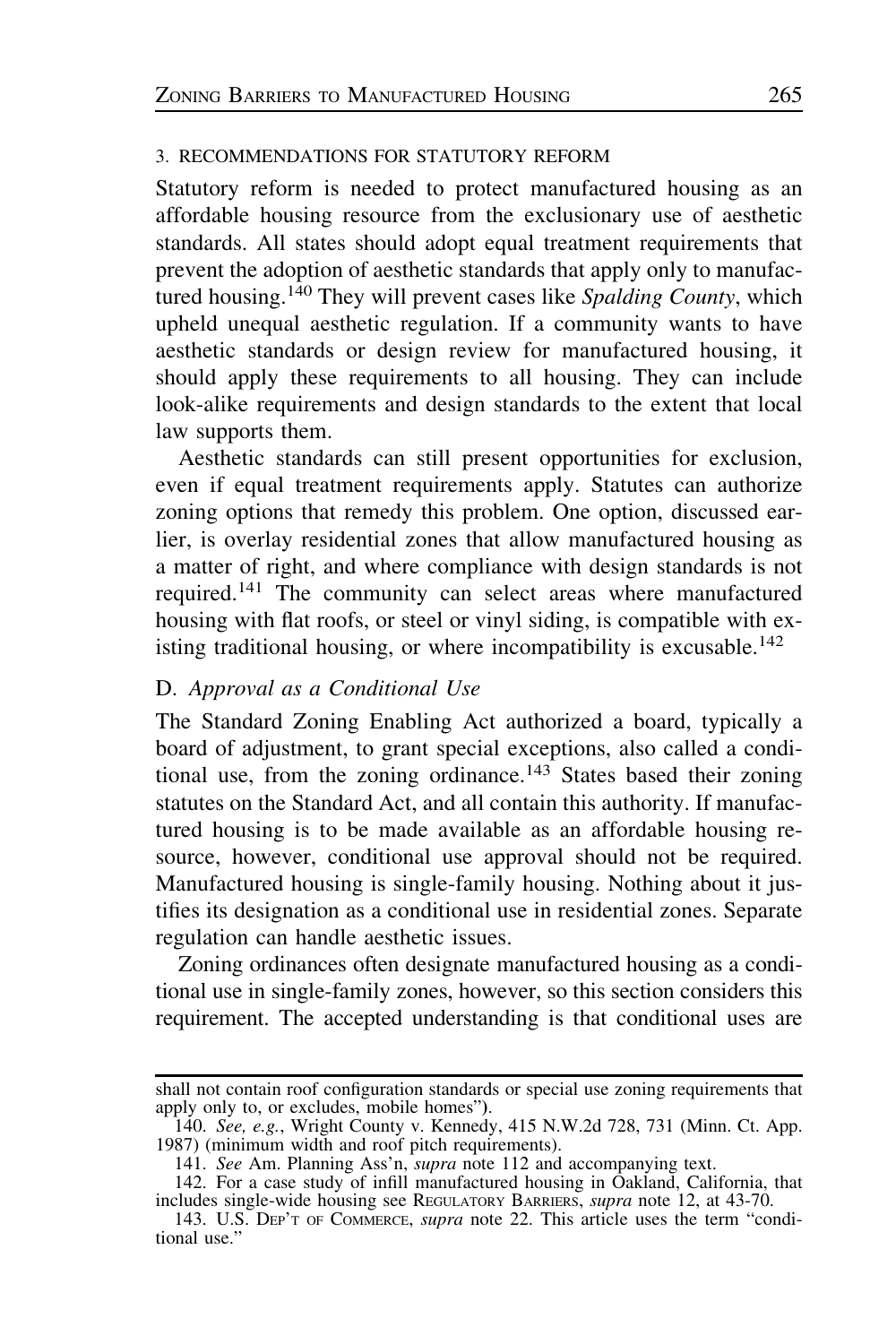### 3. Recommendations for Statutory Reform

Statutory reform is needed to protect manufactured housing as an affordable housing resource from the exclusionary use of aesthetic standards. All states should adopt equal treatment requirements that prevent the adoption of aesthetic standards that apply only to manufactured housing.[140] They will prevent cases like *Spalding County*, which upheld unequal aesthetic regulation. If a community wants to have aesthetic standards or design review for manufactured housing, it should apply these requirements to all housing. They can include look-alike requirements and design standards to the extent that local law supports them.

Aesthetic standards can still present opportunities for exclusion, even if equal treatment requirements apply. Statutes can authorize zoning options that remedy this problem. One option, discussed earlier, is overlay residential zones that allow manufactured housing as a matter of right, and where compliance with design standards is not required.[141] The community can select areas where manufactured housing with flat roofs, or steel or vinyl siding, is compatible with existing traditional housing, or where incompatibility is excusable.[142]

## D. *Approval as a Conditional Use*

The Standard Zoning Enabling Act authorized a board, typically a board of adjustment, to grant special exceptions, also called a conditional use, from the zoning ordinance.[143] States based their zoning statutes on the Standard Act, and all contain this authority. If manufactured housing is to be made available as an affordable housing resource, however, conditional use approval should not be required. Manufactured housing is single-family housing. Nothing about it justifies its designation as a conditional use in residential zones. Separate regulation can handle aesthetic issues.

Zoning ordinances often designate manufactured housing as a conditional use in single-family zones, however, so this section considers this requirement. The accepted understanding is that conditional uses are

---

shall not contain roof configuration standards or special use zoning requirements that apply only to, or excludes, mobile homes").

140. *See, e.g.*, Wright County v. Kennedy, 415 N.W.2d 728, 731 (Minn. Ct. App. 1987) (minimum width and roof pitch requirements).

141. *See* Am. Planning Ass'n, *supra* note 112 and accompanying text.

142. For a case study of infill manufactured housing in Oakland, California, that includes single-wide housing see Regulatory Barriers, *supra* note 12, at 43-70.

143. U.S. Dep't of Commerce, *supra* note 22. This article uses the term "conditional use."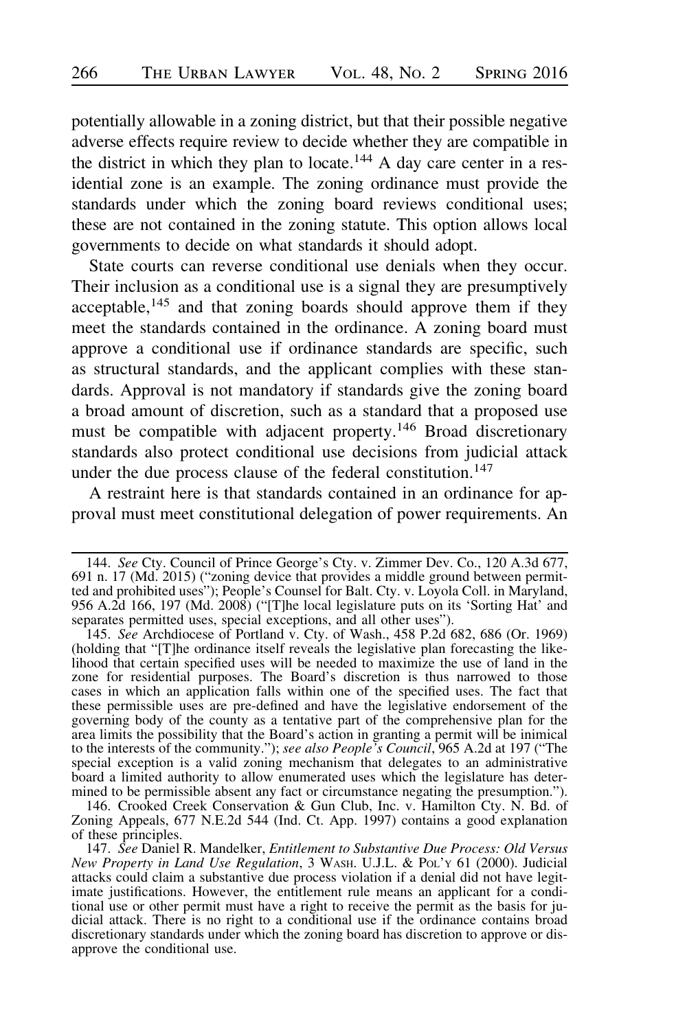potentially allowable in a zoning district, but that their possible negative adverse effects require review to decide whether they are compatible in the district in which they plan to locate.[144] A day care center in a residential zone is an example. The zoning ordinance must provide the standards under which the zoning board reviews conditional uses; these are not contained in the zoning statute. This option allows local governments to decide on what standards it should adopt.

State courts can reverse conditional use denials when they occur. Their inclusion as a conditional use is a signal they are presumptively acceptable,[145] and that zoning boards should approve them if they meet the standards contained in the ordinance. A zoning board must approve a conditional use if ordinance standards are specific, such as structural standards, and the applicant complies with these standards. Approval is not mandatory if standards give the zoning board a broad amount of discretion, such as a standard that a proposed use must be compatible with adjacent property.[146] Broad discretionary standards also protect conditional use decisions from judicial attack under the due process clause of the federal constitution.[147]

A restraint here is that standards contained in an ordinance for approval must meet constitutional delegation of power requirements. An

---

144. *See* Cty. Council of Prince George's Cty. v. Zimmer Dev. Co., 120 A.3d 677, 691 n. 17 (Md. 2015) ("zoning device that provides a middle ground between permitted and prohibited uses"); People's Counsel for Balt. Cty. v. Loyola Coll. in Maryland, 956 A.2d 166, 197 (Md. 2008) ("[T]he local legislature puts on its 'Sorting Hat' and separates permitted uses, special exceptions, and all other uses").

145. *See* Archdiocese of Portland v. Cty. of Wash., 458 P.2d 682, 686 (Or. 1969) (holding that "[T]he ordinance itself reveals the legislative plan forecasting the likelihood that certain specified uses will be needed to maximize the use of land in the zone for residential purposes. The Board's discretion is thus narrowed to those cases in which an application falls within one of the specified uses. The fact that these permissible uses are pre-defined and have the legislative endorsement of the governing body of the county as a tentative part of the comprehensive plan for the area limits the possibility that the Board's action in granting a permit will be inimical to the interests of the community."); *see also People's Council*, 965 A.2d at 197 ("The special exception is a valid zoning mechanism that delegates to an administrative board a limited authority to allow enumerated uses which the legislature has determined to be permissible absent any fact or circumstance negating the presumption.").

146. Crooked Creek Conservation & Gun Club, Inc. v. Hamilton Cty. N. Bd. of Zoning Appeals, 677 N.E.2d 544 (Ind. Ct. App. 1997) contains a good explanation of these principles.

147. *See* Daniel R. Mandelker, *Entitlement to Substantive Due Process: Old Versus New Property in Land Use Regulation*, 3 WASH. U.J.L. & POL'Y 61 (2000). Judicial attacks could claim a substantive due process violation if a denial did not have legitimate justifications. However, the entitlement rule means an applicant for a conditional use or other permit must have a right to receive the permit as the basis for judicial attack. There is no right to a conditional use if the ordinance contains broad discretionary standards under which the zoning board has discretion to approve or disapprove the conditional use.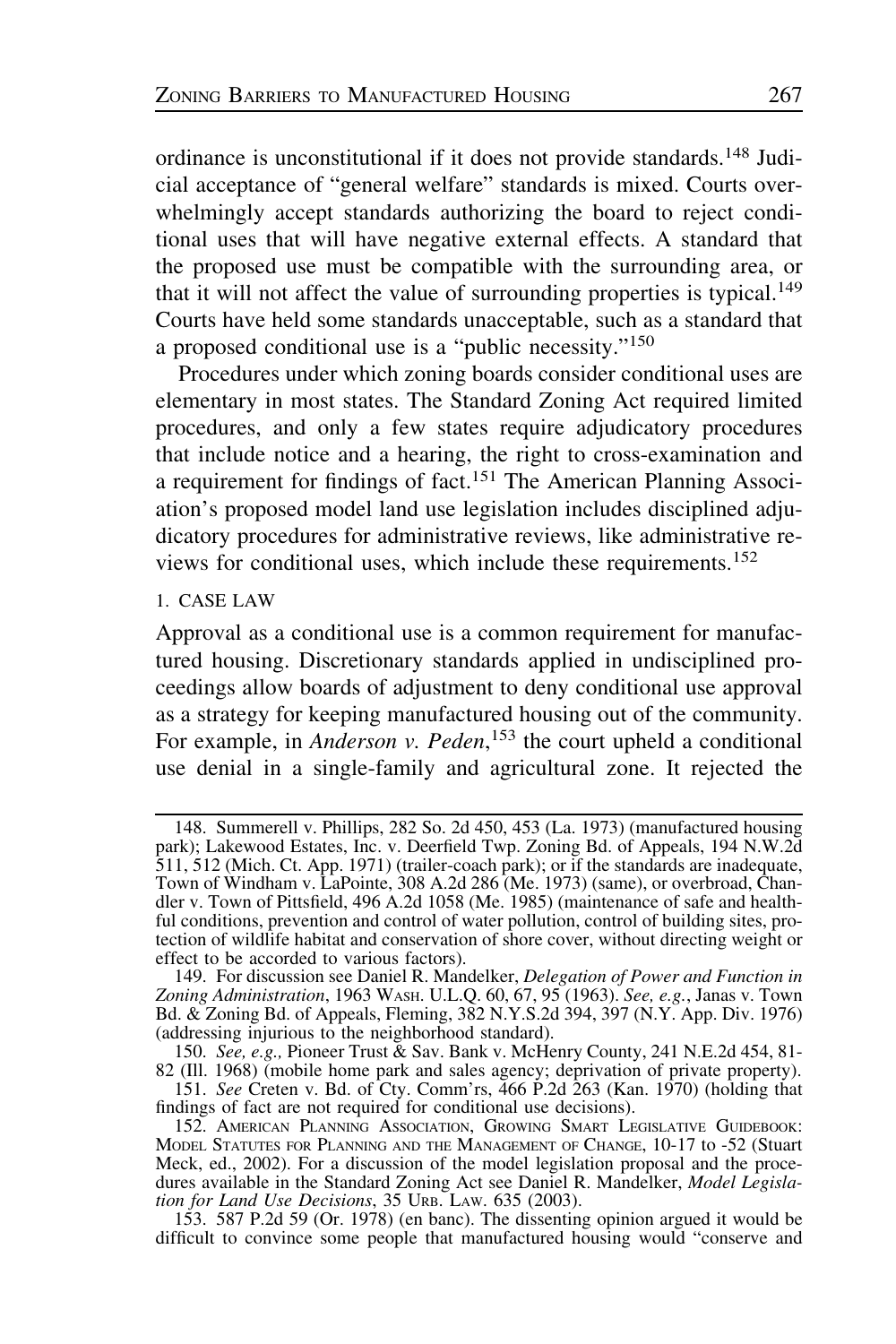ordinance is unconstitutional if it does not provide standards.[148] Judicial acceptance of "general welfare" standards is mixed. Courts overwhelmingly accept standards authorizing the board to reject conditional uses that will have negative external effects. A standard that the proposed use must be compatible with the surrounding area, or that it will not affect the value of surrounding properties is typical.[149] Courts have held some standards unacceptable, such as a standard that a proposed conditional use is a "public necessity."[150]

Procedures under which zoning boards consider conditional uses are elementary in most states. The Standard Zoning Act required limited procedures, and only a few states require adjudicatory procedures that include notice and a hearing, the right to cross-examination and a requirement for findings of fact.[151] The American Planning Association's proposed model land use legislation includes disciplined adjudicatory procedures for administrative reviews, like administrative reviews for conditional uses, which include these requirements.[152]

### 1. CASE LAW

Approval as a conditional use is a common requirement for manufactured housing. Discretionary standards applied in undisciplined proceedings allow boards of adjustment to deny conditional use approval as a strategy for keeping manufactured housing out of the community. For example, in *Anderson v. Peden*,[153] the court upheld a conditional use denial in a single-family and agricultural zone. It rejected the

---

148. Summerell v. Phillips, 282 So. 2d 450, 453 (La. 1973) (manufactured housing park); Lakewood Estates, Inc. v. Deerfield Twp. Zoning Bd. of Appeals, 194 N.W.2d 511, 512 (Mich. Ct. App. 1971) (trailer-coach park); or if the standards are inadequate, Town of Windham v. LaPointe, 308 A.2d 286 (Me. 1973) (same), or overbroad, Chandler v. Town of Pittsfield, 496 A.2d 1058 (Me. 1985) (maintenance of safe and healthful conditions, prevention and control of water pollution, control of building sites, protection of wildlife habitat and conservation of shore cover, without directing weight or effect to be accorded to various factors).

149. For discussion see Daniel R. Mandelker, *Delegation of Power and Function in Zoning Administration*, 1963 Wash. U.L.Q. 60, 67, 95 (1963). *See, e.g.*, Janas v. Town Bd. & Zoning Bd. of Appeals, Fleming, 382 N.Y.S.2d 394, 397 (N.Y. App. Div. 1976) (addressing injurious to the neighborhood standard).

150. *See, e.g.,* Pioneer Trust & Sav. Bank v. McHenry County, 241 N.E.2d 454, 81-82 (Ill. 1968) (mobile home park and sales agency; deprivation of private property).

151. *See* Creten v. Bd. of Cty. Comm'rs, 466 P.2d 263 (Kan. 1970) (holding that findings of fact are not required for conditional use decisions).

152. American Planning Association, Growing Smart Legislative Guidebook: Model Statutes for Planning and the Management of Change, 10-17 to -52 (Stuart Meck, ed., 2002). For a discussion of the model legislation proposal and the procedures available in the Standard Zoning Act see Daniel R. Mandelker, *Model Legislation for Land Use Decisions*, 35 Urb. Law. 635 (2003).

153. 587 P.2d 59 (Or. 1978) (en banc). The dissenting opinion argued it would be difficult to convince some people that manufactured housing would "conserve and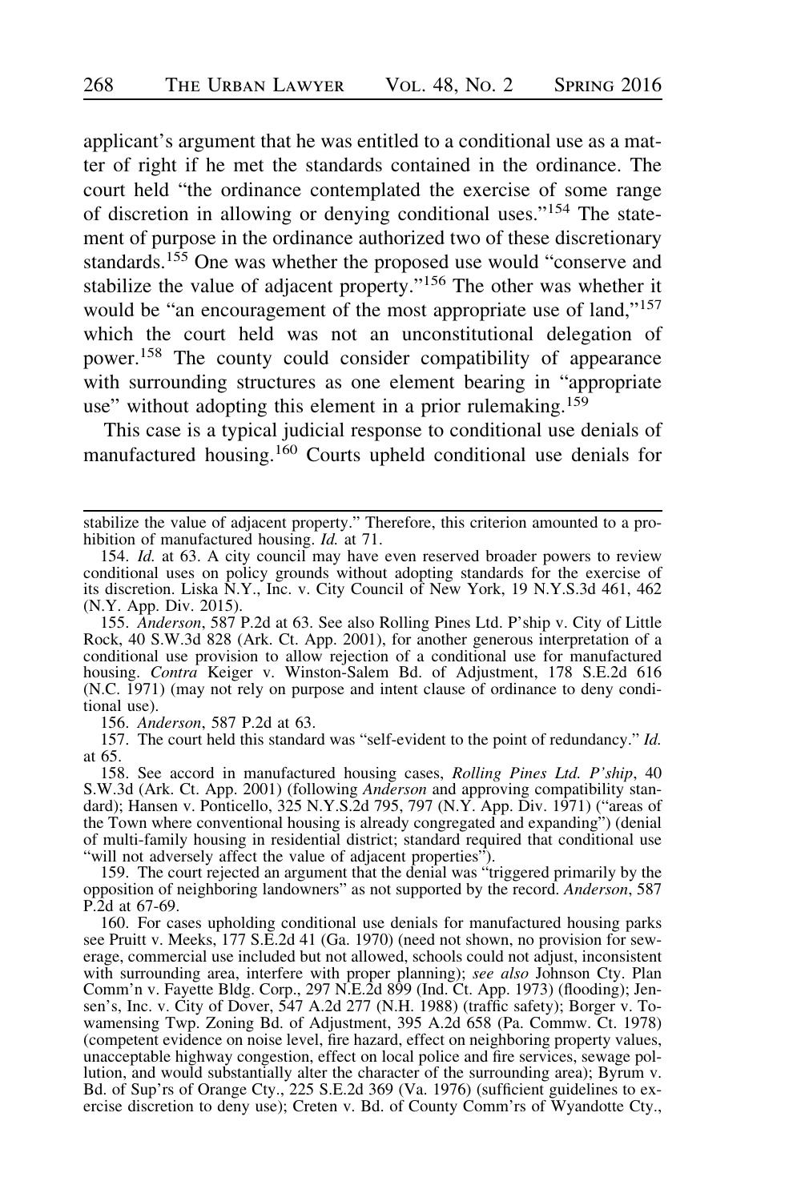applicant's argument that he was entitled to a conditional use as a matter of right if he met the standards contained in the ordinance. The court held "the ordinance contemplated the exercise of some range of discretion in allowing or denying conditional uses."[154] The statement of purpose in the ordinance authorized two of these discretionary standards.[155] One was whether the proposed use would "conserve and stabilize the value of adjacent property."[156] The other was whether it would be "an encouragement of the most appropriate use of land,"[157] which the court held was not an unconstitutional delegation of power.[158] The county could consider compatibility of appearance with surrounding structures as one element bearing in "appropriate use" without adopting this element in a prior rulemaking.[159]

This case is a typical judicial response to conditional use denials of manufactured housing.[160] Courts upheld conditional use denials for

---

stabilize the value of adjacent property." Therefore, this criterion amounted to a prohibition of manufactured housing. *Id.* at 71.

154. *Id.* at 63. A city council may have even reserved broader powers to review conditional uses on policy grounds without adopting standards for the exercise of its discretion. Liska N.Y., Inc. v. City Council of New York, 19 N.Y.S.3d 461, 462 (N.Y. App. Div. 2015).

155. *Anderson*, 587 P.2d at 63. See also Rolling Pines Ltd. P'ship v. City of Little Rock, 40 S.W.3d 828 (Ark. Ct. App. 2001), for another generous interpretation of a conditional use provision to allow rejection of a conditional use for manufactured housing. *Contra* Keiger v. Winston-Salem Bd. of Adjustment, 178 S.E.2d 616 (N.C. 1971) (may not rely on purpose and intent clause of ordinance to deny conditional use).

156. *Anderson*, 587 P.2d at 63.

157. The court held this standard was "self-evident to the point of redundancy." *Id.* at 65.

158. See accord in manufactured housing cases, *Rolling Pines Ltd. P'ship*, 40 S.W.3d (Ark. Ct. App. 2001) (following *Anderson* and approving compatibility standard); Hansen v. Ponticello, 325 N.Y.S.2d 795, 797 (N.Y. App. Div. 1971) ("areas of the Town where conventional housing is already congregated and expanding") (denial of multi-family housing in residential district; standard required that conditional use "will not adversely affect the value of adjacent properties").

159. The court rejected an argument that the denial was "triggered primarily by the opposition of neighboring landowners" as not supported by the record. *Anderson*, 587 P.2d at 67-69.

160. For cases upholding conditional use denials for manufactured housing parks see Pruitt v. Meeks, 177 S.E.2d 41 (Ga. 1970) (need not shown, no provision for sewerage, commercial use included but not allowed, schools could not adjust, inconsistent with surrounding area, interfere with proper planning); *see also* Johnson Cty. Plan Comm'n v. Fayette Bldg. Corp., 297 N.E.2d 899 (Ind. Ct. App. 1973) (flooding); Jensen's, Inc. v. City of Dover, 547 A.2d 277 (N.H. 1988) (traffic safety); Borger v. Towamensing Twp. Zoning Bd. of Adjustment, 395 A.2d 658 (Pa. Commw. Ct. 1978) (competent evidence on noise level, fire hazard, effect on neighboring property values, unacceptable highway congestion, effect on local police and fire services, sewage pollution, and would substantially alter the character of the surrounding area); Byrum v. Bd. of Sup'rs of Orange Cty., 225 S.E.2d 369 (Va. 1976) (sufficient guidelines to exercise discretion to deny use); Creten v. Bd. of County Comm'rs of Wyandotte Cty.,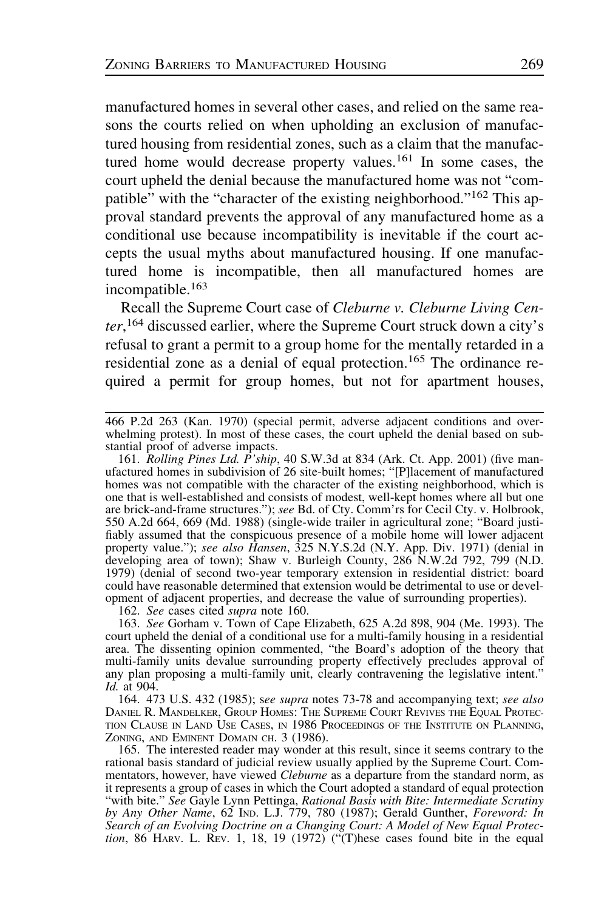manufactured homes in several other cases, and relied on the same reasons the courts relied on when upholding an exclusion of manufactured housing from residential zones, such as a claim that the manufactured home would decrease property values.[161] In some cases, the court upheld the denial because the manufactured home was not "compatible" with the "character of the existing neighborhood."[162] This approval standard prevents the approval of any manufactured home as a conditional use because incompatibility is inevitable if the court accepts the usual myths about manufactured housing. If one manufactured home is incompatible, then all manufactured homes are incompatible.[163]

Recall the Supreme Court case of *Cleburne v. Cleburne Living Center*,[164] discussed earlier, where the Supreme Court struck down a city's refusal to grant a permit to a group home for the mentally retarded in a residential zone as a denial of equal protection.[165] The ordinance required a permit for group homes, but not for apartment houses,

---

466 P.2d 263 (Kan. 1970) (special permit, adverse adjacent conditions and overwhelming protest). In most of these cases, the court upheld the denial based on substantial proof of adverse impacts.

161. *Rolling Pines Ltd. P'ship*, 40 S.W.3d at 834 (Ark. Ct. App. 2001) (five manufactured homes in subdivision of 26 site-built homes; "[P]lacement of manufactured homes was not compatible with the character of the existing neighborhood, which is one that is well-established and consists of modest, well-kept homes where all but one are brick-and-frame structures."); *see* Bd. of Cty. Comm'rs for Cecil Cty. v. Holbrook, 550 A.2d 664, 669 (Md. 1988) (single-wide trailer in agricultural zone; "Board justifiably assumed that the conspicuous presence of a mobile home will lower adjacent property value."); *see also Hansen*, 325 N.Y.S.2d (N.Y. App. Div. 1971) (denial in developing area of town); Shaw v. Burleigh County, 286 N.W.2d 792, 799 (N.D. 1979) (denial of second two-year temporary extension in residential district: board could have reasonable determined that extension would be detrimental to use or development of adjacent properties, and decrease the value of surrounding properties).

162. *See* cases cited *supra* note 160.

163. *See* Gorham v. Town of Cape Elizabeth, 625 A.2d 898, 904 (Me. 1993). The court upheld the denial of a conditional use for a multi-family housing in a residential area. The dissenting opinion commented, "the Board's adoption of the theory that multi-family units devalue surrounding property effectively precludes approval of any plan proposing a multi-family unit, clearly contravening the legislative intent." *Id.* at 904.

164. 473 U.S. 432 (1985); *see supra* notes 73-78 and accompanying text; *see also* DANIEL R. MANDELKER, GROUP HOMES: THE SUPREME COURT REVIVES THE EQUAL PROTECTION CLAUSE IN LAND USE CASES, IN 1986 PROCEEDINGS OF THE INSTITUTE ON PLANNING, ZONING, AND EMINENT DOMAIN CH. 3 (1986).

165. The interested reader may wonder at this result, since it seems contrary to the rational basis standard of judicial review usually applied by the Supreme Court. Commentators, however, have viewed *Cleburne* as a departure from the standard norm, as it represents a group of cases in which the Court adopted a standard of equal protection "with bite." *See* Gayle Lynn Pettinga, *Rational Basis with Bite: Intermediate Scrutiny by Any Other Name*, 62 IND. L.J. 779, 780 (1987); Gerald Gunther, *Foreword: In Search of an Evolving Doctrine on a Changing Court: A Model of New Equal Protection*, 86 HARV. L. REV. 1, 18, 19 (1972) ("(T)hese cases found bite in the equal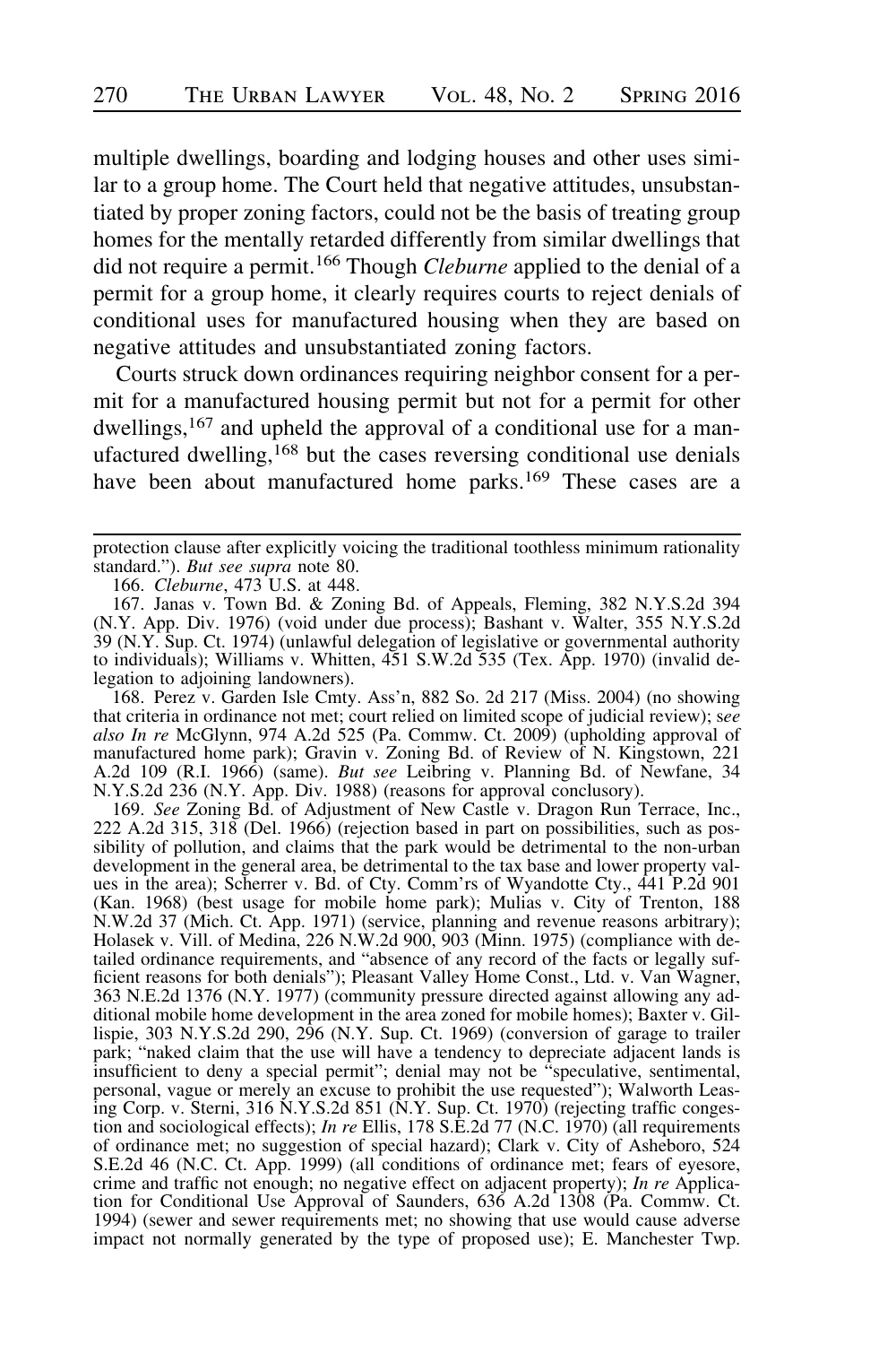multiple dwellings, boarding and lodging houses and other uses similar to a group home. The Court held that negative attitudes, unsubstantiated by proper zoning factors, could not be the basis of treating group homes for the mentally retarded differently from similar dwellings that did not require a permit.[166] Though *Cleburne* applied to the denial of a permit for a group home, it clearly requires courts to reject denials of conditional uses for manufactured housing when they are based on negative attitudes and unsubstantiated zoning factors.

Courts struck down ordinances requiring neighbor consent for a permit for a manufactured housing permit but not for a permit for other dwellings,[167] and upheld the approval of a conditional use for a manufactured dwelling,[168] but the cases reversing conditional use denials have been about manufactured home parks.[169] These cases are a

---

protection clause after explicitly voicing the traditional toothless minimum rationality standard."). *But see supra* note 80.

166. *Cleburne*, 473 U.S. at 448.

167. Janas v. Town Bd. & Zoning Bd. of Appeals, Fleming, 382 N.Y.S.2d 394 (N.Y. App. Div. 1976) (void under due process); Bashant v. Walter, 355 N.Y.S.2d 39 (N.Y. Sup. Ct. 1974) (unlawful delegation of legislative or governmental authority to individuals); Williams v. Whitten, 451 S.W.2d 535 (Tex. App. 1970) (invalid delegation to adjoining landowners).

168. Perez v. Garden Isle Cmty. Ass'n, 882 So. 2d 217 (Miss. 2004) (no showing that criteria in ordinance not met; court relied on limited scope of judicial review); s*ee also In re* McGlynn, 974 A.2d 525 (Pa. Commw. Ct. 2009) (upholding approval of manufactured home park); Gravin v. Zoning Bd. of Review of N. Kingstown, 221 A.2d 109 (R.I. 1966) (same). *But see* Leibring v. Planning Bd. of Newfane, 34 N.Y.S.2d 236 (N.Y. App. Div. 1988) (reasons for approval conclusory).

169. *See* Zoning Bd. of Adjustment of New Castle v. Dragon Run Terrace, Inc., 222 A.2d 315, 318 (Del. 1966) (rejection based in part on possibilities, such as possibility of pollution, and claims that the park would be detrimental to the non-urban development in the general area, be detrimental to the tax base and lower property values in the area); Scherrer v. Bd. of Cty. Comm'rs of Wyandotte Cty., 441 P.2d 901 (Kan. 1968) (best usage for mobile home park); Mulias v. City of Trenton, 188 N.W.2d 37 (Mich. Ct. App. 1971) (service, planning and revenue reasons arbitrary); Holasek v. Vill. of Medina, 226 N.W.2d 900, 903 (Minn. 1975) (compliance with detailed ordinance requirements, and "absence of any record of the facts or legally sufficient reasons for both denials"); Pleasant Valley Home Const., Ltd. v. Van Wagner, 363 N.E.2d 1376 (N.Y. 1977) (community pressure directed against allowing any additional mobile home development in the area zoned for mobile homes); Baxter v. Gillispie, 303 N.Y.S.2d 290, 296 (N.Y. Sup. Ct. 1969) (conversion of garage to trailer park; "naked claim that the use will have a tendency to depreciate adjacent lands is insufficient to deny a special permit"; denial may not be "speculative, sentimental, personal, vague or merely an excuse to prohibit the use requested"); Walworth Leasing Corp. v. Sterni, 316 N.Y.S.2d 851 (N.Y. Sup. Ct. 1970) (rejecting traffic congestion and sociological effects); *In re* Ellis, 178 S.E.2d 77 (N.C. 1970) (all requirements of ordinance met; no suggestion of special hazard); Clark v. City of Asheboro, 524 S.E.2d 46 (N.C. Ct. App. 1999) (all conditions of ordinance met; fears of eyesore, crime and traffic not enough; no negative effect on adjacent property); *In re* Application for Conditional Use Approval of Saunders, 636 A.2d 1308 (Pa. Commw. Ct. 1994) (sewer and sewer requirements met; no showing that use would cause adverse impact not normally generated by the type of proposed use); E. Manchester Twp.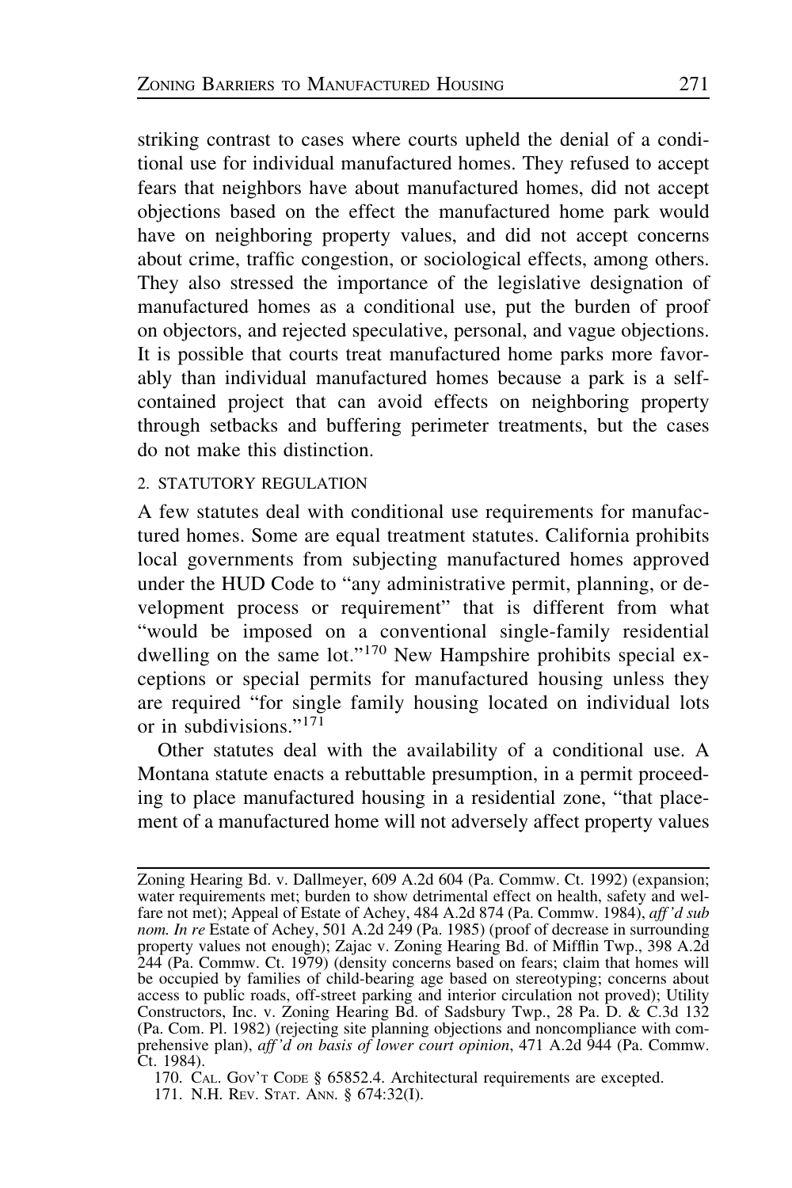striking contrast to cases where courts upheld the denial of a conditional use for individual manufactured homes. They refused to accept fears that neighbors have about manufactured homes, did not accept objections based on the effect the manufactured home park would have on neighboring property values, and did not accept concerns about crime, traffic congestion, or sociological effects, among others. They also stressed the importance of the legislative designation of manufactured homes as a conditional use, put the burden of proof on objectors, and rejected speculative, personal, and vague objections. It is possible that courts treat manufactured home parks more favorably than individual manufactured homes because a park is a self-contained project that can avoid effects on neighboring property through setbacks and buffering perimeter treatments, but the cases do not make this distinction.

### 2. STATUTORY REGULATION

A few statutes deal with conditional use requirements for manufactured homes. Some are equal treatment statutes. California prohibits local governments from subjecting manufactured homes approved under the HUD Code to "any administrative permit, planning, or development process or requirement" that is different from what "would be imposed on a conventional single-family residential dwelling on the same lot."[170] New Hampshire prohibits special exceptions or special permits for manufactured housing unless they are required "for single family housing located on individual lots or in subdivisions."[171]

Other statutes deal with the availability of a conditional use. A Montana statute enacts a rebuttable presumption, in a permit proceeding to place manufactured housing in a residential zone, "that placement of a manufactured home will not adversely affect property values

---

Zoning Hearing Bd. v. Dallmeyer, 609 A.2d 604 (Pa. Commw. Ct. 1992) (expansion; water requirements met; burden to show detrimental effect on health, safety and welfare not met); Appeal of Estate of Achey, 484 A.2d 874 (Pa. Commw. 1984), *aff'd sub nom. In re* Estate of Achey, 501 A.2d 249 (Pa. 1985) (proof of decrease in surrounding property values not enough); Zajac v. Zoning Hearing Bd. of Mifflin Twp., 398 A.2d 244 (Pa. Commw. Ct. 1979) (density concerns based on fears; claim that homes will be occupied by families of child-bearing age based on stereotyping; concerns about access to public roads, off-street parking and interior circulation not proved); Utility Constructors, Inc. v. Zoning Hearing Bd. of Sadsbury Twp., 28 Pa. D. & C.3d 132 (Pa. Com. Pl. 1982) (rejecting site planning objections and noncompliance with comprehensive plan), *aff'd on basis of lower court opinion*, 471 A.2d 944 (Pa. Commw. Ct. 1984).

170. CAL. GOV'T CODE § 65852.4. Architectural requirements are excepted.

171. N.H. REV. STAT. ANN. § 674:32(I).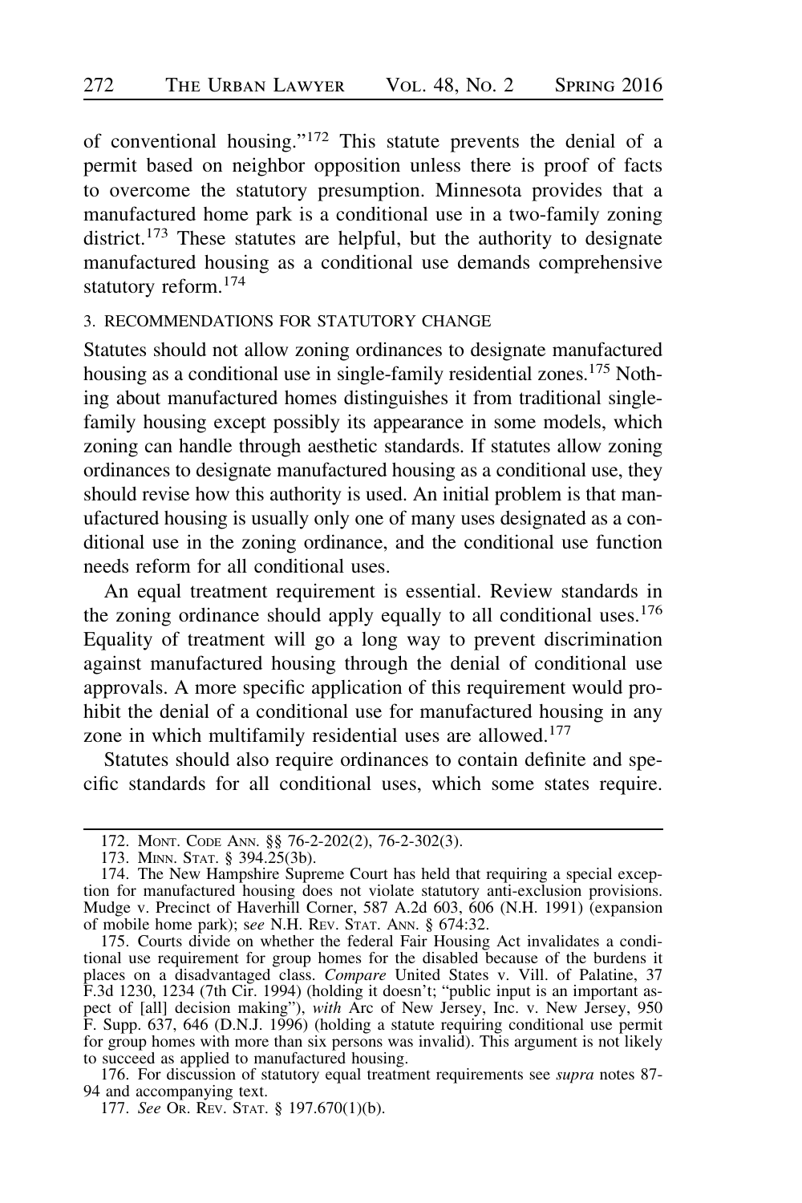of conventional housing."[172] This statute prevents the denial of a permit based on neighbor opposition unless there is proof of facts to overcome the statutory presumption. Minnesota provides that a manufactured home park is a conditional use in a two-family zoning district.[173] These statutes are helpful, but the authority to designate manufactured housing as a conditional use demands comprehensive statutory reform.[174]

### 3. RECOMMENDATIONS FOR STATUTORY CHANGE

Statutes should not allow zoning ordinances to designate manufactured housing as a conditional use in single-family residential zones.[175] Nothing about manufactured homes distinguishes it from traditional single-family housing except possibly its appearance in some models, which zoning can handle through aesthetic standards. If statutes allow zoning ordinances to designate manufactured housing as a conditional use, they should revise how this authority is used. An initial problem is that manufactured housing is usually only one of many uses designated as a conditional use in the zoning ordinance, and the conditional use function needs reform for all conditional uses.

An equal treatment requirement is essential. Review standards in the zoning ordinance should apply equally to all conditional uses.[176] Equality of treatment will go a long way to prevent discrimination against manufactured housing through the denial of conditional use approvals. A more specific application of this requirement would prohibit the denial of a conditional use for manufactured housing in any zone in which multifamily residential uses are allowed.[177]

Statutes should also require ordinances to contain definite and specific standards for all conditional uses, which some states require.

---

172. MONT. CODE ANN. §§ 76-2-202(2), 76-2-302(3).

173. MINN. STAT. § 394.25(3b).

174. The New Hampshire Supreme Court has held that requiring a special exception for manufactured housing does not violate statutory anti-exclusion provisions. Mudge v. Precinct of Haverhill Corner, 587 A.2d 603, 606 (N.H. 1991) (expansion of mobile home park); *see* N.H. REV. STAT. ANN. § 674:32.

175. Courts divide on whether the federal Fair Housing Act invalidates a conditional use requirement for group homes for the disabled because of the burdens it places on a disadvantaged class. *Compare* United States v. Vill. of Palatine, 37 F.3d 1230, 1234 (7th Cir. 1994) (holding it doesn't; "public input is an important aspect of [all] decision making"), *with* Arc of New Jersey, Inc. v. New Jersey, 950 F. Supp. 637, 646 (D.N.J. 1996) (holding a statute requiring conditional use permit for group homes with more than six persons was invalid). This argument is not likely to succeed as applied to manufactured housing.

176. For discussion of statutory equal treatment requirements see *supra* notes 87-94 and accompanying text.

177. *See* OR. REV. STAT. § 197.670(1)(b).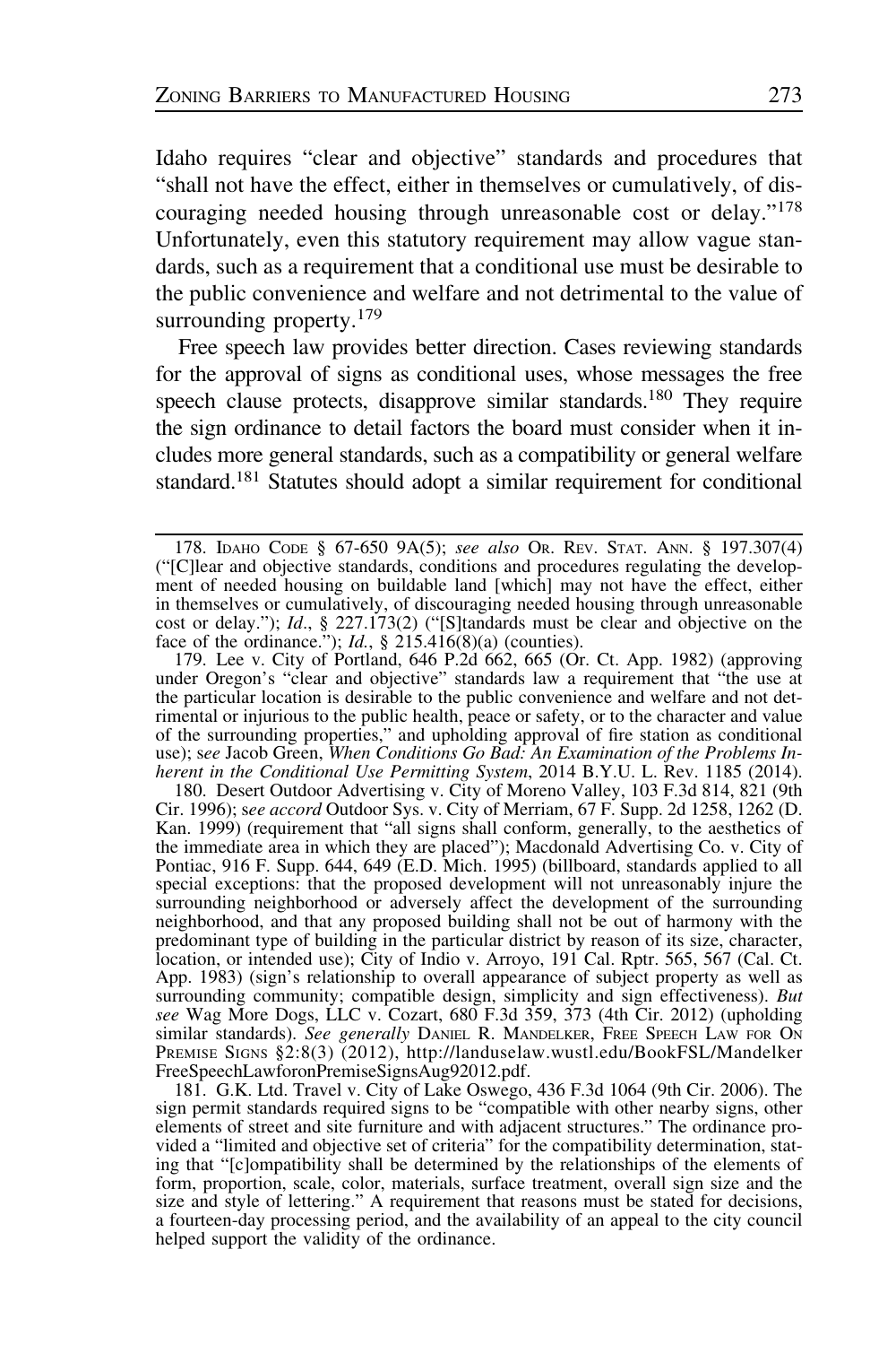Idaho requires "clear and objective" standards and procedures that "shall not have the effect, either in themselves or cumulatively, of discouraging needed housing through unreasonable cost or delay."[178] Unfortunately, even this statutory requirement may allow vague standards, such as a requirement that a conditional use must be desirable to the public convenience and welfare and not detrimental to the value of surrounding property.[179]

Free speech law provides better direction. Cases reviewing standards for the approval of signs as conditional uses, whose messages the free speech clause protects, disapprove similar standards.[180] They require the sign ordinance to detail factors the board must consider when it includes more general standards, such as a compatibility or general welfare standard.[181] Statutes should adopt a similar requirement for conditional

---

178. IDAHO CODE § 67-650 9A(5); *see also* OR. REV. STAT. ANN. § 197.307(4) ("[C]lear and objective standards, conditions and procedures regulating the development of needed housing on buildable land [which] may not have the effect, either in themselves or cumulatively, of discouraging needed housing through unreasonable cost or delay."); *Id*., § 227.173(2) ("[S]tandards must be clear and objective on the face of the ordinance."); *Id.*, § 215.416(8)(a) (counties).

179. Lee v. City of Portland, 646 P.2d 662, 665 (Or. Ct. App. 1982) (approving under Oregon's "clear and objective" standards law a requirement that "the use at the particular location is desirable to the public convenience and welfare and not detrimental or injurious to the public health, peace or safety, or to the character and value of the surrounding properties," and upholding approval of fire station as conditional use); s*ee* Jacob Green, *When Conditions Go Bad: An Examination of the Problems Inherent in the Conditional Use Permitting System*, 2014 B.Y.U. L. Rev. 1185 (2014).

180. Desert Outdoor Advertising v. City of Moreno Valley, 103 F.3d 814, 821 (9th Cir. 1996); s*ee accord* Outdoor Sys. v. City of Merriam, 67 F. Supp. 2d 1258, 1262 (D. Kan. 1999) (requirement that "all signs shall conform, generally, to the aesthetics of the immediate area in which they are placed"); Macdonald Advertising Co. v. City of Pontiac, 916 F. Supp. 644, 649 (E.D. Mich. 1995) (billboard, standards applied to all special exceptions: that the proposed development will not unreasonably injure the surrounding neighborhood or adversely affect the development of the surrounding neighborhood, and that any proposed building shall not be out of harmony with the predominant type of building in the particular district by reason of its size, character, location, or intended use); City of Indio v. Arroyo, 191 Cal. Rptr. 565, 567 (Cal. Ct. App. 1983) (sign's relationship to overall appearance of subject property as well as surrounding community; compatible design, simplicity and sign effectiveness). *But see* Wag More Dogs, LLC v. Cozart, 680 F.3d 359, 373 (4th Cir. 2012) (upholding similar standards). *See generally* DANIEL R. MANDELKER, FREE SPEECH LAW FOR ON PREMISE SIGNS §2:8(3) (2012), http://landuselaw.wustl.edu/BookFSL/MandelkerFreeSpeechLawforonPremiseSignsAug92012.pdf.

181. G.K. Ltd. Travel v. City of Lake Oswego, 436 F.3d 1064 (9th Cir. 2006). The sign permit standards required signs to be "compatible with other nearby signs, other elements of street and site furniture and with adjacent structures." The ordinance provided a "limited and objective set of criteria" for the compatibility determination, stating that "[c]ompatibility shall be determined by the relationships of the elements of form, proportion, scale, color, materials, surface treatment, overall sign size and the size and style of lettering." A requirement that reasons must be stated for decisions, a fourteen-day processing period, and the availability of an appeal to the city council helped support the validity of the ordinance.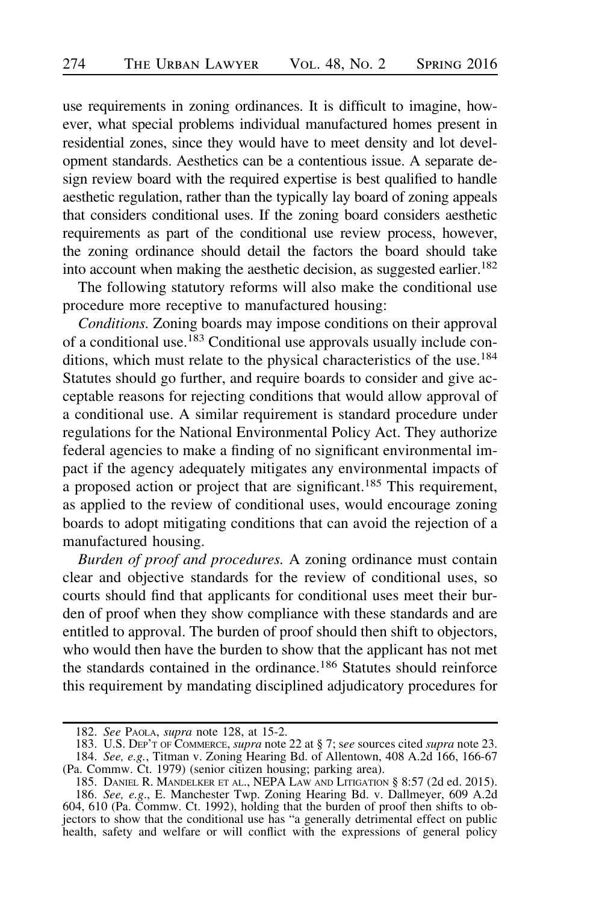use requirements in zoning ordinances. It is difficult to imagine, however, what special problems individual manufactured homes present in residential zones, since they would have to meet density and lot development standards. Aesthetics can be a contentious issue. A separate design review board with the required expertise is best qualified to handle aesthetic regulation, rather than the typically lay board of zoning appeals that considers conditional uses. If the zoning board considers aesthetic requirements as part of the conditional use review process, however, the zoning ordinance should detail the factors the board should take into account when making the aesthetic decision, as suggested earlier.[182]

The following statutory reforms will also make the conditional use procedure more receptive to manufactured housing:

*Conditions.* Zoning boards may impose conditions on their approval of a conditional use.[183] Conditional use approvals usually include conditions, which must relate to the physical characteristics of the use.[184] Statutes should go further, and require boards to consider and give acceptable reasons for rejecting conditions that would allow approval of a conditional use. A similar requirement is standard procedure under regulations for the National Environmental Policy Act. They authorize federal agencies to make a finding of no significant environmental impact if the agency adequately mitigates any environmental impacts of a proposed action or project that are significant.[185] This requirement, as applied to the review of conditional uses, would encourage zoning boards to adopt mitigating conditions that can avoid the rejection of a manufactured housing.

*Burden of proof and procedures.* A zoning ordinance must contain clear and objective standards for the review of conditional uses, so courts should find that applicants for conditional uses meet their burden of proof when they show compliance with these standards and are entitled to approval. The burden of proof should then shift to objectors, who would then have the burden to show that the applicant has not met the standards contained in the ordinance.[186] Statutes should reinforce this requirement by mandating disciplined adjudicatory procedures for

---

182. *See* Paola, *supra* note 128, at 15-2.

183. U.S. Dep't of Commerce, *supra* note 22 at § 7; s*ee* sources cited *supra* note 23.

184. *See, e.g.*, Titman v. Zoning Hearing Bd. of Allentown, 408 A.2d 166, 166-67 (Pa. Commw. Ct. 1979) (senior citizen housing; parking area).

185. Daniel R. Mandelker et al., NEPA Law and Litigation § 8:57 (2d ed. 2015).

186. *See, e.g*., E. Manchester Twp. Zoning Hearing Bd. v. Dallmeyer, 609 A.2d 604, 610 (Pa. Commw. Ct. 1992), holding that the burden of proof then shifts to objectors to show that the conditional use has "a generally detrimental effect on public health, safety and welfare or will conflict with the expressions of general policy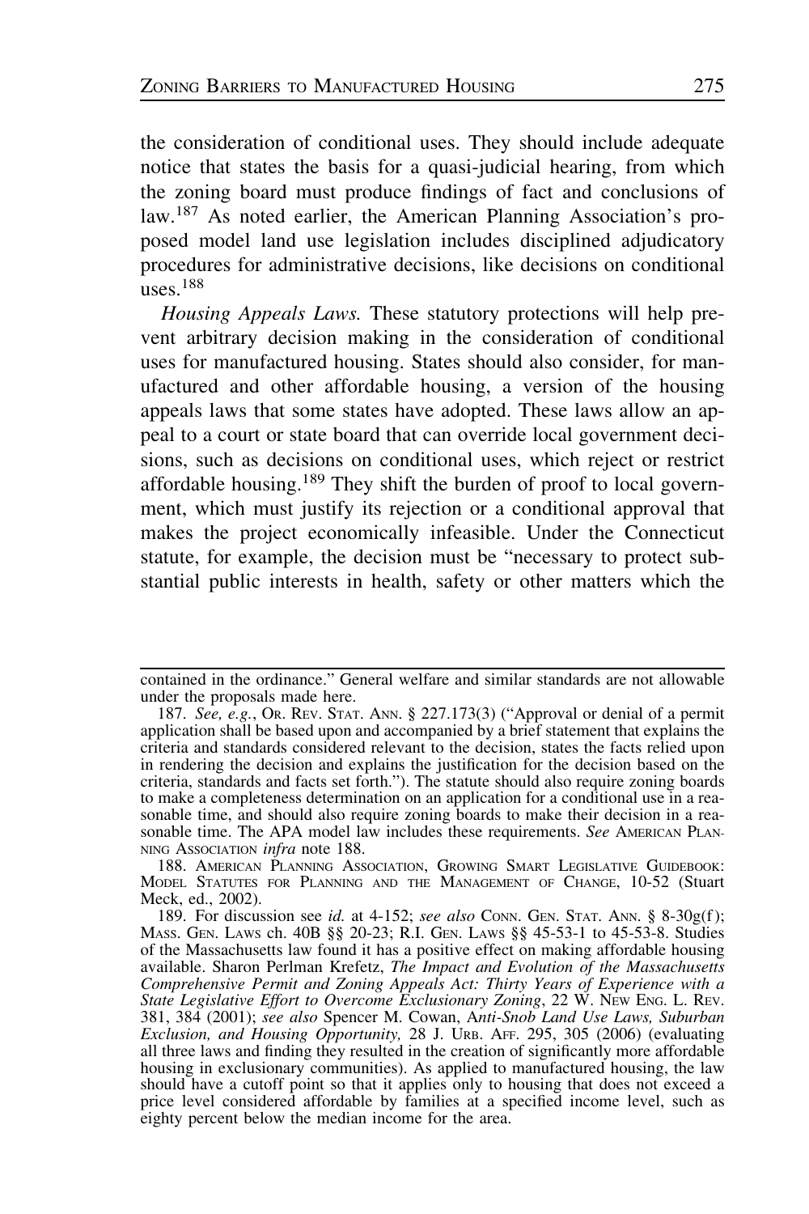the consideration of conditional uses. They should include adequate notice that states the basis for a quasi-judicial hearing, from which the zoning board must produce findings of fact and conclusions of law.[187] As noted earlier, the American Planning Association's proposed model land use legislation includes disciplined adjudicatory procedures for administrative decisions, like decisions on conditional uses.[188]

*Housing Appeals Laws.* These statutory protections will help prevent arbitrary decision making in the consideration of conditional uses for manufactured housing. States should also consider, for manufactured and other affordable housing, a version of the housing appeals laws that some states have adopted. These laws allow an appeal to a court or state board that can override local government decisions, such as decisions on conditional uses, which reject or restrict affordable housing.[189] They shift the burden of proof to local government, which must justify its rejection or a conditional approval that makes the project economically infeasible. Under the Connecticut statute, for example, the decision must be "necessary to protect substantial public interests in health, safety or other matters which the

---

contained in the ordinance." General welfare and similar standards are not allowable under the proposals made here.

187. *See, e.g.*, OR. REV. STAT. ANN. § 227.173(3) ("Approval or denial of a permit application shall be based upon and accompanied by a brief statement that explains the criteria and standards considered relevant to the decision, states the facts relied upon in rendering the decision and explains the justification for the decision based on the criteria, standards and facts set forth."). The statute should also require zoning boards to make a completeness determination on an application for a conditional use in a reasonable time, and should also require zoning boards to make their decision in a reasonable time. The APA model law includes these requirements. *See* AMERICAN PLANNING ASSOCIATION *infra* note 188.

188. AMERICAN PLANNING ASSOCIATION, GROWING SMART LEGISLATIVE GUIDEBOOK: MODEL STATUTES FOR PLANNING AND THE MANAGEMENT OF CHANGE, 10-52 (Stuart Meck, ed., 2002).

189. For discussion see *id.* at 4-152; *see also* CONN. GEN. STAT. ANN. § 8-30g(f); MASS. GEN. LAWS ch. 40B §§ 20-23; R.I. GEN. LAWS §§ 45-53-1 to 45-53-8. Studies of the Massachusetts law found it has a positive effect on making affordable housing available. Sharon Perlman Krefetz, *The Impact and Evolution of the Massachusetts Comprehensive Permit and Zoning Appeals Act: Thirty Years of Experience with a State Legislative Effort to Overcome Exclusionary Zoning*, 22 W. NEW ENG. L. REV. 381, 384 (2001); *see also* Spencer M. Cowan, A*nti-Snob Land Use Laws, Suburban Exclusion, and Housing Opportunity,* 28 J. URB. AFF. 295, 305 (2006) (evaluating all three laws and finding they resulted in the creation of significantly more affordable housing in exclusionary communities). As applied to manufactured housing, the law should have a cutoff point so that it applies only to housing that does not exceed a price level considered affordable by families at a specified income level, such as eighty percent below the median income for the area.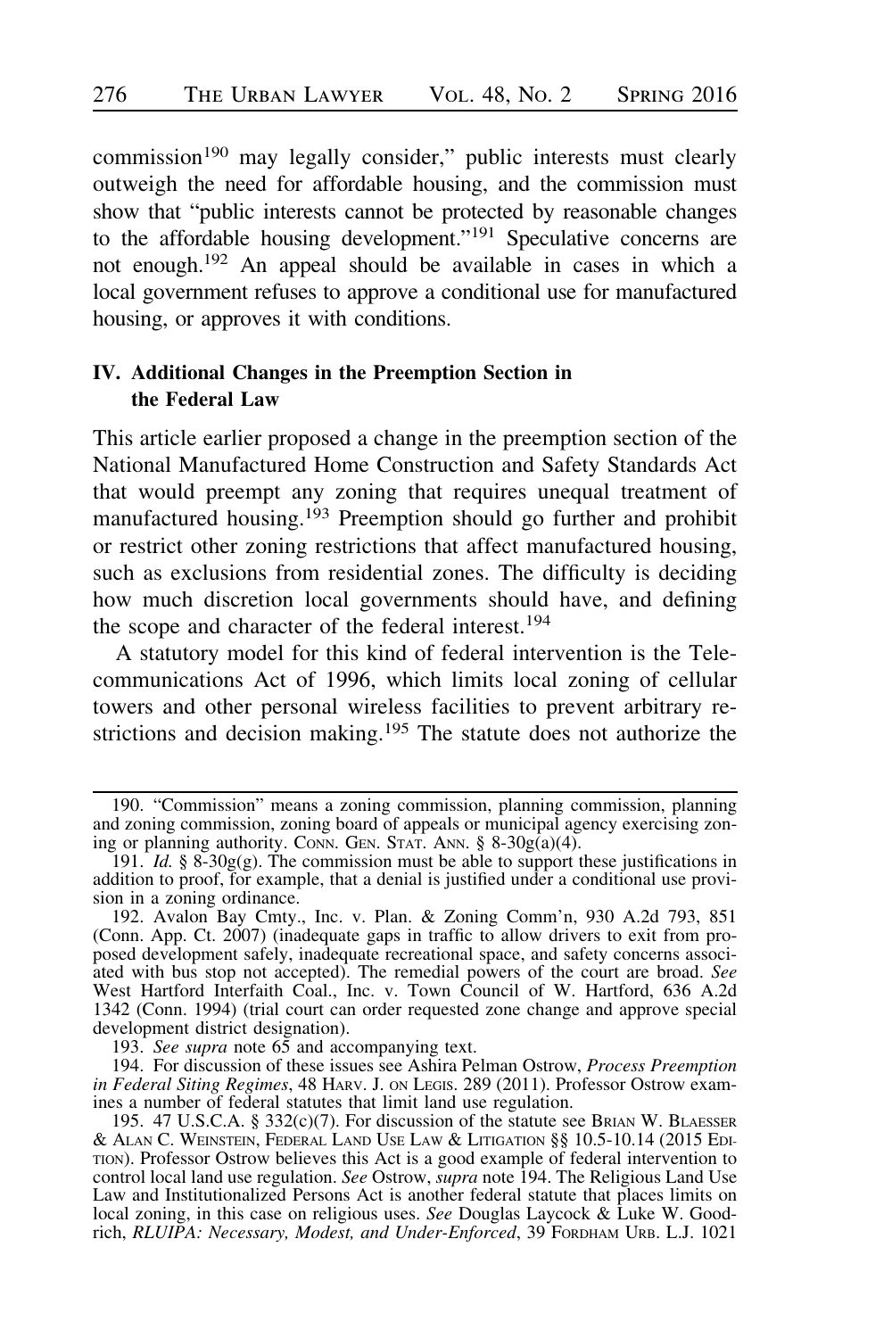commission[190] may legally consider," public interests must clearly outweigh the need for affordable housing, and the commission must show that "public interests cannot be protected by reasonable changes to the affordable housing development."[191] Speculative concerns are not enough.[192] An appeal should be available in cases in which a local government refuses to approve a conditional use for manufactured housing, or approves it with conditions.

## IV. Additional Changes in the Preemption Section in the Federal Law

This article earlier proposed a change in the preemption section of the National Manufactured Home Construction and Safety Standards Act that would preempt any zoning that requires unequal treatment of manufactured housing.[193] Preemption should go further and prohibit or restrict other zoning restrictions that affect manufactured housing, such as exclusions from residential zones. The difficulty is deciding how much discretion local governments should have, and defining the scope and character of the federal interest.[194]

A statutory model for this kind of federal intervention is the Telecommunications Act of 1996, which limits local zoning of cellular towers and other personal wireless facilities to prevent arbitrary restrictions and decision making.[195] The statute does not authorize the

---

190. "Commission" means a zoning commission, planning commission, planning and zoning commission, zoning board of appeals or municipal agency exercising zoning or planning authority. CONN. GEN. STAT. ANN. § 8-30g(a)(4).

191. *Id.* § 8-30g(g). The commission must be able to support these justifications in addition to proof, for example, that a denial is justified under a conditional use provision in a zoning ordinance.

192. Avalon Bay Cmty., Inc. v. Plan. & Zoning Comm'n, 930 A.2d 793, 851 (Conn. App. Ct. 2007) (inadequate gaps in traffic to allow drivers to exit from proposed development safely, inadequate recreational space, and safety concerns associated with bus stop not accepted). The remedial powers of the court are broad. *See* West Hartford Interfaith Coal., Inc. v. Town Council of W. Hartford, 636 A.2d 1342 (Conn. 1994) (trial court can order requested zone change and approve special development district designation).

193. *See supra* note 65 and accompanying text.

194. For discussion of these issues see Ashira Pelman Ostrow, *Process Preemption in Federal Siting Regimes*, 48 HARV. J. ON LEGIS. 289 (2011). Professor Ostrow examines a number of federal statutes that limit land use regulation.

195. 47 U.S.C.A. § 332(c)(7). For discussion of the statute see BRIAN W. BLAESSER & ALAN C. WEINSTEIN, FEDERAL LAND USE LAW & LITIGATION §§ 10.5-10.14 (2015 EDITION). Professor Ostrow believes this Act is a good example of federal intervention to control local land use regulation. *See* Ostrow, *supra* note 194. The Religious Land Use Law and Institutionalized Persons Act is another federal statute that places limits on local zoning, in this case on religious uses. *See* Douglas Laycock & Luke W. Goodrich, *RLUIPA: Necessary, Modest, and Under-Enforced*, 39 FORDHAM URB. L.J. 1021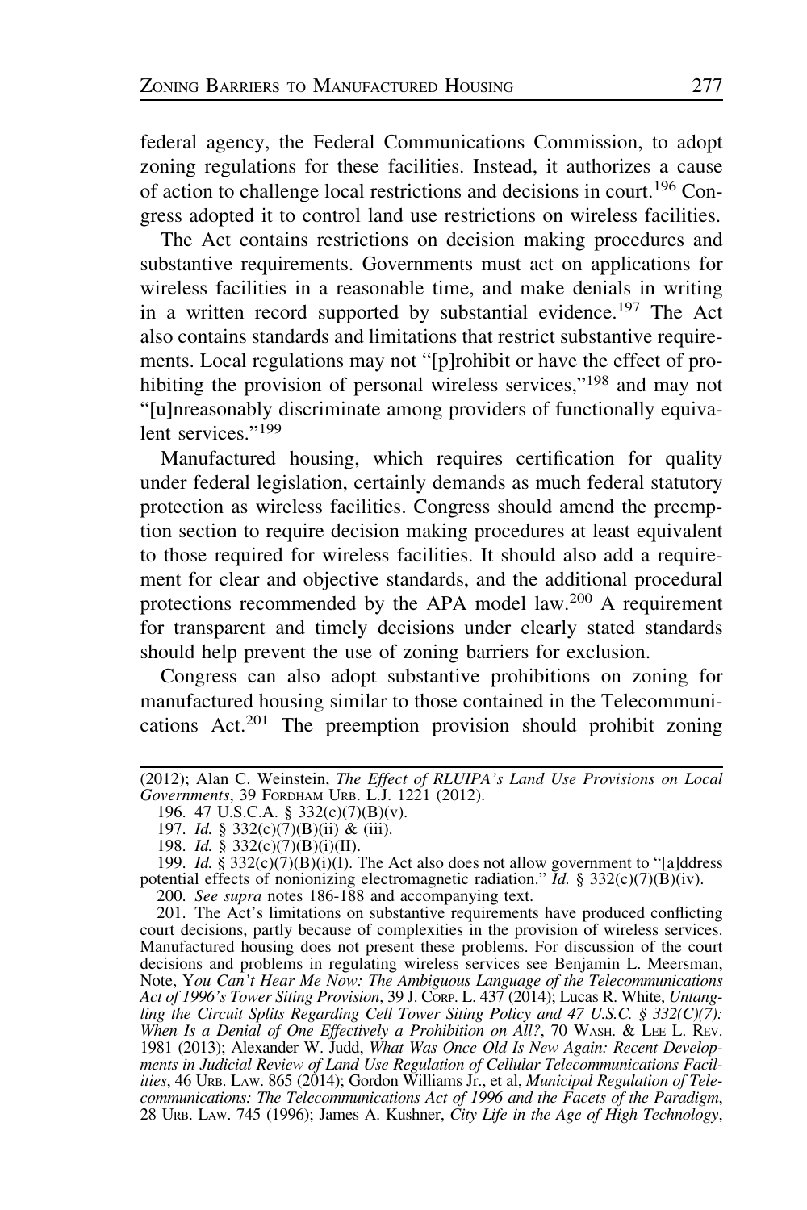federal agency, the Federal Communications Commission, to adopt zoning regulations for these facilities. Instead, it authorizes a cause of action to challenge local restrictions and decisions in court.[196] Congress adopted it to control land use restrictions on wireless facilities.

The Act contains restrictions on decision making procedures and substantive requirements. Governments must act on applications for wireless facilities in a reasonable time, and make denials in writing in a written record supported by substantial evidence.[197] The Act also contains standards and limitations that restrict substantive requirements. Local regulations may not "[p]rohibit or have the effect of prohibiting the provision of personal wireless services,"[198] and may not "[u]nreasonably discriminate among providers of functionally equivalent services."[199]

Manufactured housing, which requires certification for quality under federal legislation, certainly demands as much federal statutory protection as wireless facilities. Congress should amend the preemption section to require decision making procedures at least equivalent to those required for wireless facilities. It should also add a requirement for clear and objective standards, and the additional procedural protections recommended by the APA model law.[200] A requirement for transparent and timely decisions under clearly stated standards should help prevent the use of zoning barriers for exclusion.

Congress can also adopt substantive prohibitions on zoning for manufactured housing similar to those contained in the Telecommunications Act.[201] The preemption provision should prohibit zoning

---

(2012); Alan C. Weinstein, *The Effect of RLUIPA's Land Use Provisions on Local Governments*, 39 Fordham Urb. L.J. 1221 (2012).

196. 47 U.S.C.A. § 332(c)(7)(B)(v).

197. *Id.* § 332(c)(7)(B)(ii) & (iii).

198. *Id.* § 332(c)(7)(B)(i)(II).

199. *Id.* § 332(c)(7)(B)(i)(I). The Act also does not allow government to "[a]ddress potential effects of nonionizing electromagnetic radiation." *Id.* § 332(c)(7)(B)(iv).

200. *See supra* notes 186-188 and accompanying text.

201. The Act's limitations on substantive requirements have produced conflicting court decisions, partly because of complexities in the provision of wireless services. Manufactured housing does not present these problems. For discussion of the court decisions and problems in regulating wireless services see Benjamin L. Meersman, Note, *You Can't Hear Me Now: The Ambiguous Language of the Telecommunications Act of 1996's Tower Siting Provision*, 39 J. Corp. L. 437 (2014); Lucas R. White, *Untangling the Circuit Splits Regarding Cell Tower Siting Policy and 47 U.S.C. § 332(C)(7): When Is a Denial of One Effectively a Prohibition on All?*, 70 Wash. & Lee L. Rev. 1981 (2013); Alexander W. Judd, *What Was Once Old Is New Again: Recent Developments in Judicial Review of Land Use Regulation of Cellular Telecommunications Facilities*, 46 Urb. Law. 865 (2014); Gordon Williams Jr., et al, *Municipal Regulation of Telecommunications: The Telecommunications Act of 1996 and the Facets of the Paradigm*, 28 Urb. Law. 745 (1996); James A. Kushner, *City Life in the Age of High Technology*,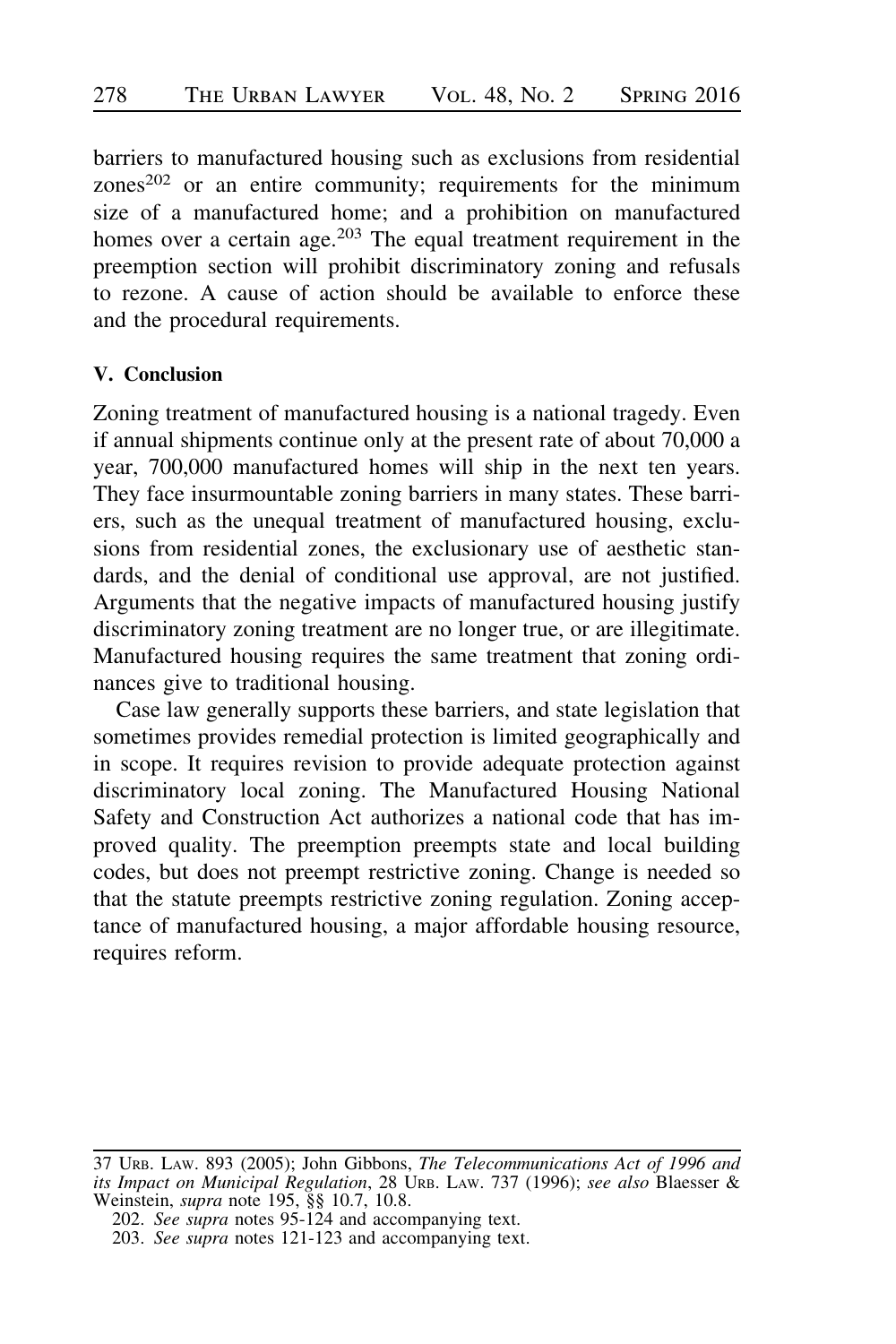barriers to manufactured housing such as exclusions from residential zones[202] or an entire community; requirements for the minimum size of a manufactured home; and a prohibition on manufactured homes over a certain age.[203] The equal treatment requirement in the preemption section will prohibit discriminatory zoning and refusals to rezone. A cause of action should be available to enforce these and the procedural requirements.

### V. Conclusion

Zoning treatment of manufactured housing is a national tragedy. Even if annual shipments continue only at the present rate of about 70,000 a year, 700,000 manufactured homes will ship in the next ten years. They face insurmountable zoning barriers in many states. These barriers, such as the unequal treatment of manufactured housing, exclusions from residential zones, the exclusionary use of aesthetic standards, and the denial of conditional use approval, are not justified. Arguments that the negative impacts of manufactured housing justify discriminatory zoning treatment are no longer true, or are illegitimate. Manufactured housing requires the same treatment that zoning ordinances give to traditional housing.

Case law generally supports these barriers, and state legislation that sometimes provides remedial protection is limited geographically and in scope. It requires revision to provide adequate protection against discriminatory local zoning. The Manufactured Housing National Safety and Construction Act authorizes a national code that has improved quality. The preemption preempts state and local building codes, but does not preempt restrictive zoning. Change is needed so that the statute preempts restrictive zoning regulation. Zoning acceptance of manufactured housing, a major affordable housing resource, requires reform.

---

37 URB. LAW. 893 (2005); John Gibbons, *The Telecommunications Act of 1996 and its Impact on Municipal Regulation*, 28 URB. LAW. 737 (1996); *see also* Blaesser & Weinstein, *supra* note 195, §§ 10.7, 10.8.

202. *See supra* notes 95-124 and accompanying text.

203. *See supra* notes 121-123 and accompanying text.